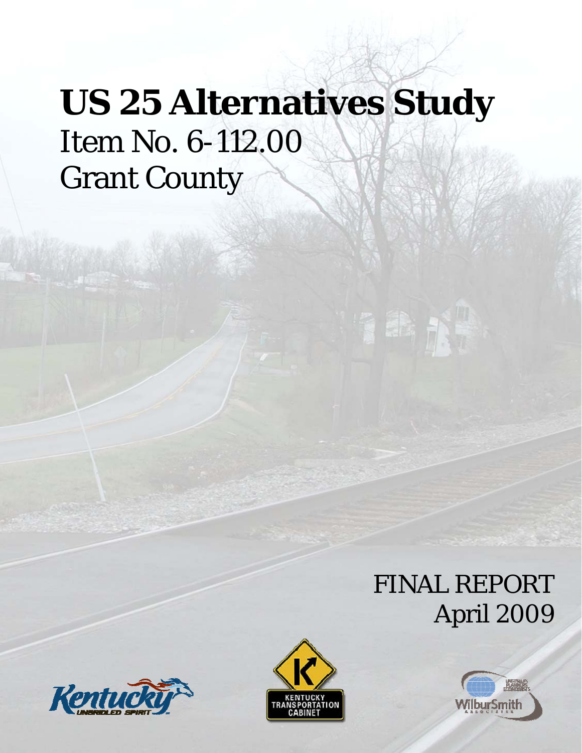# US 25 Alternatives Study

Item No. 6-112.00

Grant County

FINAL REPORT

April 2009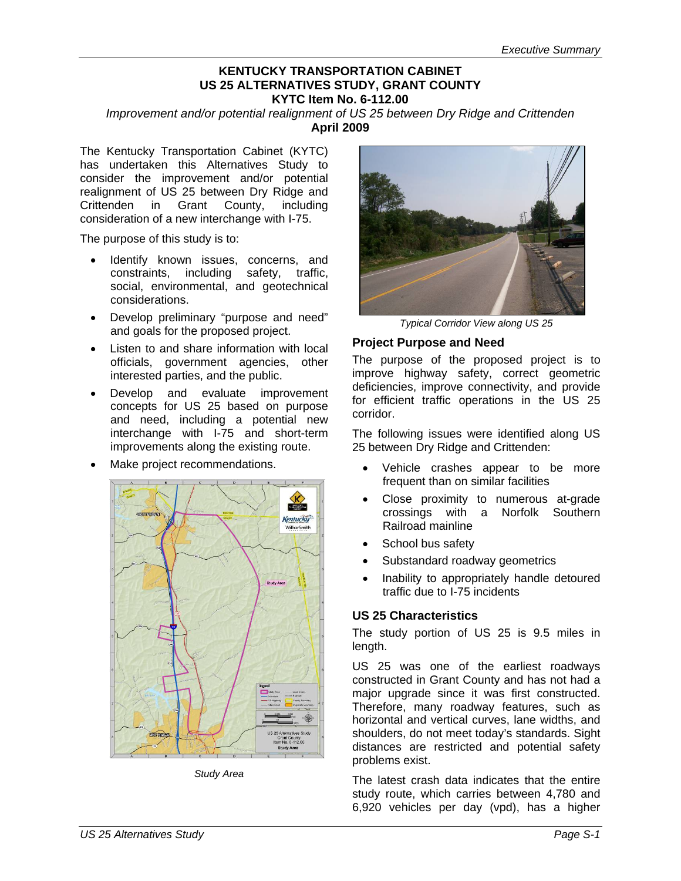**KENTUCKY TRANSPORTATION CABINET**
**US 25 ALTERNATIVES STUDY, GRANT COUNTY**
**KYTC Item No. 6-112.00**
*Improvement and/or potential realignment of US 25 between Dry Ridge and Crittenden*
**April 2009**

The Kentucky Transportation Cabinet (KYTC) has undertaken this Alternatives Study to consider the improvement and/or potential realignment of US 25 between Dry Ridge and Crittenden in Grant County, including consideration of a new interchange with I-75.

The purpose of this study is to:

- Identify known issues, concerns, and constraints, including safety, traffic, social, environmental, and geotechnical considerations.
- Develop preliminary "purpose and need" and goals for the proposed project.
- Listen to and share information with local officials, government agencies, other interested parties, and the public.
- Develop and evaluate improvement concepts for US 25 based on purpose and need, including a potential new interchange with I-75 and short-term improvements along the existing route.
- Make project recommendations.

*Study Area*

*Typical Corridor View along US 25*

## Project Purpose and Need

The purpose of the proposed project is to improve highway safety, correct geometric deficiencies, improve connectivity, and provide for efficient traffic operations in the US 25 corridor.

The following issues were identified along US 25 between Dry Ridge and Crittenden:

- Vehicle crashes appear to be more frequent than on similar facilities
- Close proximity to numerous at-grade crossings with a Norfolk Southern Railroad mainline
- School bus safety
- Substandard roadway geometrics
- Inability to appropriately handle detoured traffic due to I-75 incidents

## US 25 Characteristics

The study portion of US 25 is 9.5 miles in length.

US 25 was one of the earliest roadways constructed in Grant County and has not had a major upgrade since it was first constructed. Therefore, many roadway features, such as horizontal and vertical curves, lane widths, and shoulders, do not meet today's standards. Sight distances are restricted and potential safety problems exist.

The latest crash data indicates that the entire study route, which carries between 4,780 and 6,920 vehicles per day (vpd), has a higher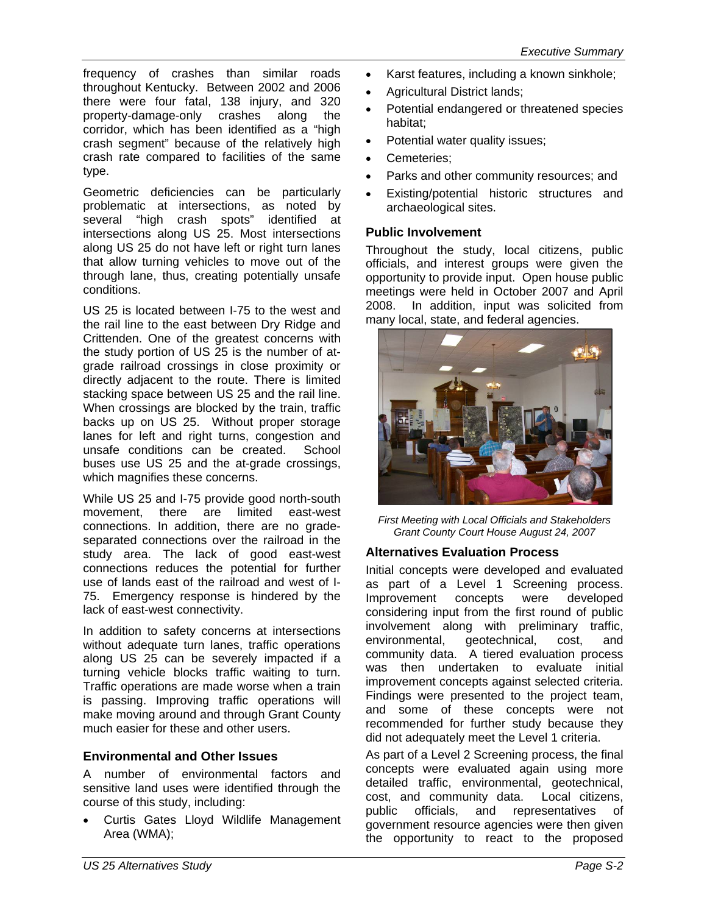frequency of crashes than similar roads throughout Kentucky. Between 2002 and 2006 there were four fatal, 138 injury, and 320 property-damage-only crashes along the corridor, which has been identified as a "high crash segment" because of the relatively high crash rate compared to facilities of the same type.

Geometric deficiencies can be particularly problematic at intersections, as noted by several "high crash spots" identified at intersections along US 25. Most intersections along US 25 do not have left or right turn lanes that allow turning vehicles to move out of the through lane, thus, creating potentially unsafe conditions.

US 25 is located between I-75 to the west and the rail line to the east between Dry Ridge and Crittenden. One of the greatest concerns with the study portion of US 25 is the number of at-grade railroad crossings in close proximity or directly adjacent to the route. There is limited stacking space between US 25 and the rail line. When crossings are blocked by the train, traffic backs up on US 25. Without proper storage lanes for left and right turns, congestion and unsafe conditions can be created. School buses use US 25 and the at-grade crossings, which magnifies these concerns.

While US 25 and I-75 provide good north-south movement, there are limited east-west connections. In addition, there are no grade-separated connections over the railroad in the study area. The lack of good east-west connections reduces the potential for further use of lands east of the railroad and west of I-75. Emergency response is hindered by the lack of east-west connectivity.

In addition to safety concerns at intersections without adequate turn lanes, traffic operations along US 25 can be severely impacted if a turning vehicle blocks traffic waiting to turn. Traffic operations are made worse when a train is passing. Improving traffic operations will make moving around and through Grant County much easier for these and other users.

### Environmental and Other Issues

A number of environmental factors and sensitive land uses were identified through the course of this study, including:

- Curtis Gates Lloyd Wildlife Management Area (WMA);
- Karst features, including a known sinkhole;
- Agricultural District lands;
- Potential endangered or threatened species habitat;
- Potential water quality issues;
- Cemeteries;
- Parks and other community resources; and
- Existing/potential historic structures and archaeological sites.

### Public Involvement

Throughout the study, local citizens, public officials, and interest groups were given the opportunity to provide input. Open house public meetings were held in October 2007 and April 2008. In addition, input was solicited from many local, state, and federal agencies.

*First Meeting with Local Officials and Stakeholders Grant County Court House August 24, 2007*

### Alternatives Evaluation Process

Initial concepts were developed and evaluated as part of a Level 1 Screening process. Improvement concepts were developed considering input from the first round of public involvement along with preliminary traffic, environmental, geotechnical, cost, and community data. A tiered evaluation process was then undertaken to evaluate initial improvement concepts against selected criteria. Findings were presented to the project team, and some of these concepts were not recommended for further study because they did not adequately meet the Level 1 criteria.

As part of a Level 2 Screening process, the final concepts were evaluated again using more detailed traffic, environmental, geotechnical, cost, and community data. Local citizens, public officials, and representatives of government resource agencies were then given the opportunity to react to the proposed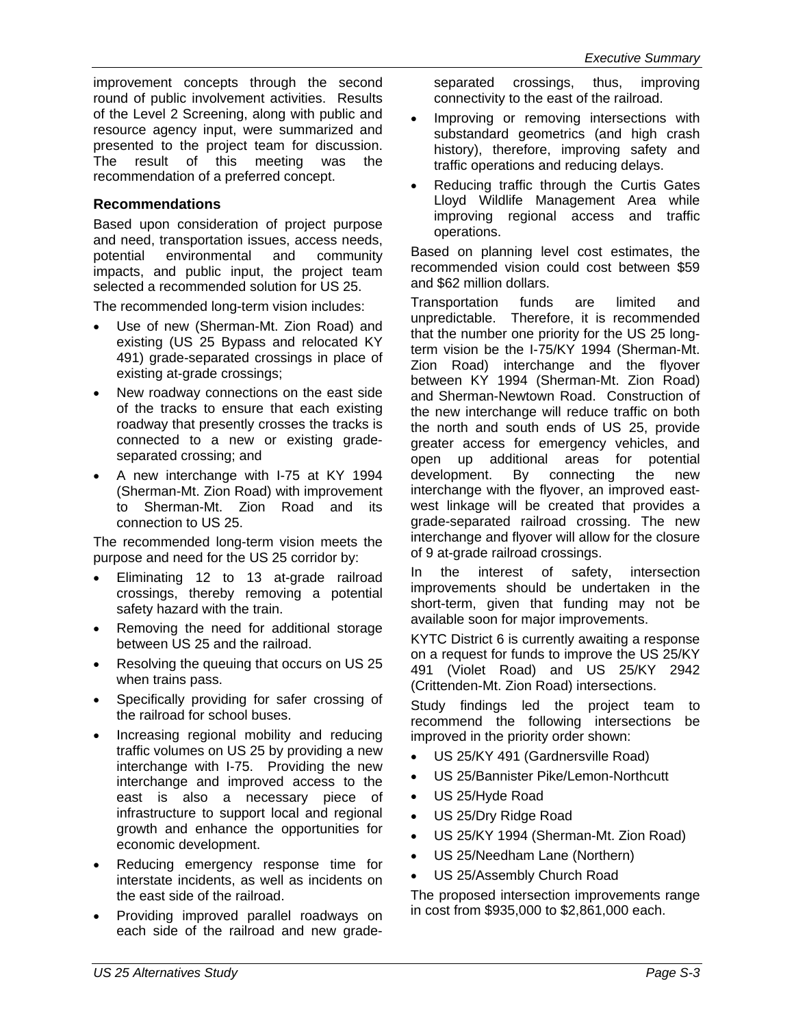improvement concepts through the second round of public involvement activities. Results of the Level 2 Screening, along with public and resource agency input, were summarized and presented to the project team for discussion. The result of this meeting was the recommendation of a preferred concept.

### Recommendations

Based upon consideration of project purpose and need, transportation issues, access needs, potential environmental and community impacts, and public input, the project team selected a recommended solution for US 25.

The recommended long-term vision includes:

- Use of new (Sherman-Mt. Zion Road) and existing (US 25 Bypass and relocated KY 491) grade-separated crossings in place of existing at-grade crossings;
- New roadway connections on the east side of the tracks to ensure that each existing roadway that presently crosses the tracks is connected to a new or existing grade-separated crossing; and
- A new interchange with I-75 at KY 1994 (Sherman-Mt. Zion Road) with improvement to Sherman-Mt. Zion Road and its connection to US 25.

The recommended long-term vision meets the purpose and need for the US 25 corridor by:

- Eliminating 12 to 13 at-grade railroad crossings, thereby removing a potential safety hazard with the train.
- Removing the need for additional storage between US 25 and the railroad.
- Resolving the queuing that occurs on US 25 when trains pass.
- Specifically providing for safer crossing of the railroad for school buses.
- Increasing regional mobility and reducing traffic volumes on US 25 by providing a new interchange with I-75. Providing the new interchange and improved access to the east is also a necessary piece of infrastructure to support local and regional growth and enhance the opportunities for economic development.
- Reducing emergency response time for interstate incidents, as well as incidents on the east side of the railroad.
- Providing improved parallel roadways on each side of the railroad and new grade-separated crossings, thus, improving connectivity to the east of the railroad.
- Improving or removing intersections with substandard geometrics (and high crash history), therefore, improving safety and traffic operations and reducing delays.
- Reducing traffic through the Curtis Gates Lloyd Wildlife Management Area while improving regional access and traffic operations.

Based on planning level cost estimates, the recommended vision could cost between $59 and $62 million dollars.

Transportation funds are limited and unpredictable. Therefore, it is recommended that the number one priority for the US 25 long-term vision be the I-75/KY 1994 (Sherman-Mt. Zion Road) interchange and the flyover between KY 1994 (Sherman-Mt. Zion Road) and Sherman-Newtown Road. Construction of the new interchange will reduce traffic on both the north and south ends of US 25, provide greater access for emergency vehicles, and open up additional areas for potential development. By connecting the new interchange with the flyover, an improved east-west linkage will be created that provides a grade-separated railroad crossing. The new interchange and flyover will allow for the closure of 9 at-grade railroad crossings.

In the interest of safety, intersection improvements should be undertaken in the short-term, given that funding may not be available soon for major improvements.

KYTC District 6 is currently awaiting a response on a request for funds to improve the US 25/KY 491 (Violet Road) and US 25/KY 2942 (Crittenden-Mt. Zion Road) intersections.

Study findings led the project team to recommend the following intersections be improved in the priority order shown:

- US 25/KY 491 (Gardnersville Road)
- US 25/Bannister Pike/Lemon-Northcutt
- US 25/Hyde Road
- US 25/Dry Ridge Road
- US 25/KY 1994 (Sherman-Mt. Zion Road)
- US 25/Needham Lane (Northern)
- US 25/Assembly Church Road

The proposed intersection improvements range in cost from $935,000 to $2,861,000 each.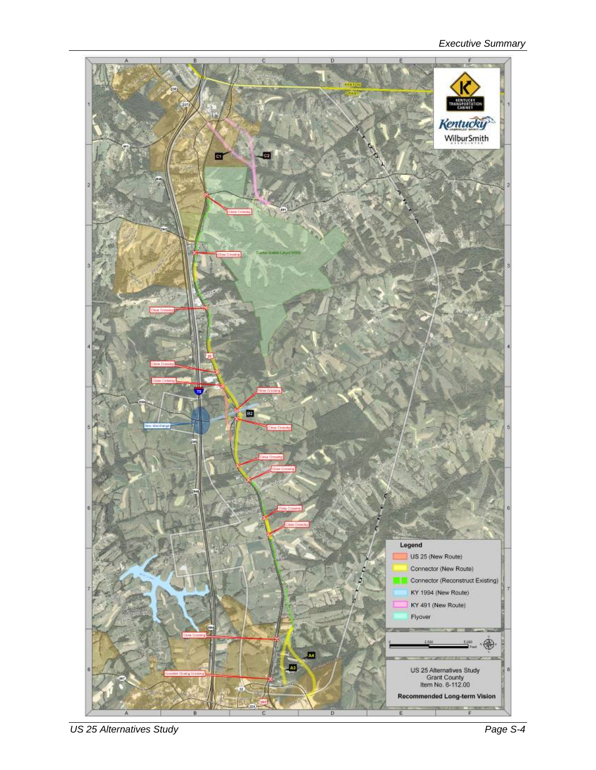Legend

- US 25 (New Route)
- Connector (New Route)
- Connector (Reconstruct Existing)
- KY 1994 (New Route)
- KY 491 (New Route)
- Flyover

US 25 Alternatives Study
Grant County
Item No. 6-112.00

**Recommended Long-term Vision**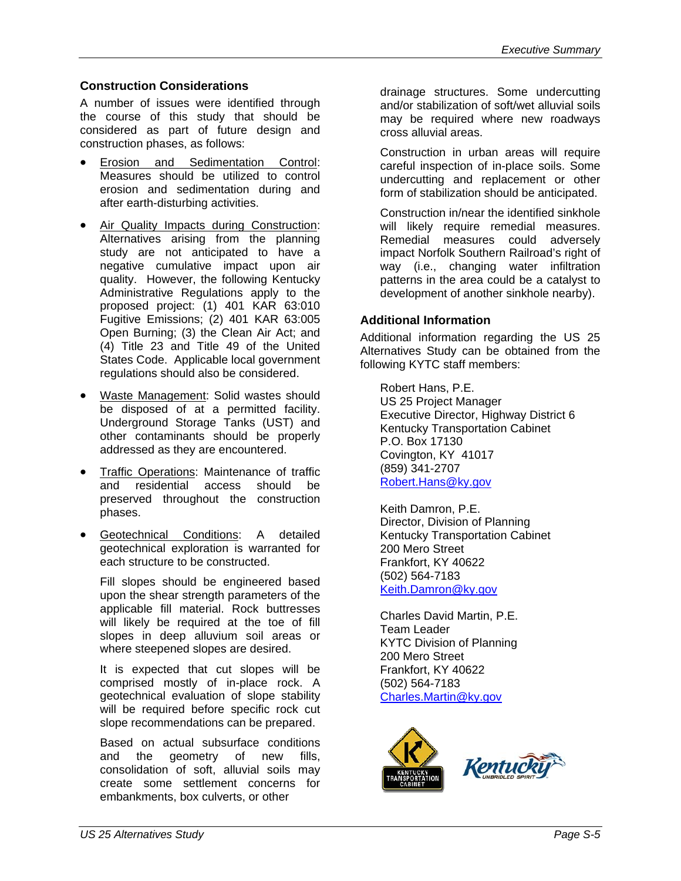## Construction Considerations

A number of issues were identified through the course of this study that should be considered as part of future design and construction phases, as follows:

- Erosion and Sedimentation Control: Measures should be utilized to control erosion and sedimentation during and after earth-disturbing activities.

- Air Quality Impacts during Construction: Alternatives arising from the planning study are not anticipated to have a negative cumulative impact upon air quality. However, the following Kentucky Administrative Regulations apply to the proposed project: (1) 401 KAR 63:010 Fugitive Emissions; (2) 401 KAR 63:005 Open Burning; (3) the Clean Air Act; and (4) Title 23 and Title 49 of the United States Code. Applicable local government regulations should also be considered.

- Waste Management: Solid wastes should be disposed of at a permitted facility. Underground Storage Tanks (UST) and other contaminants should be properly addressed as they are encountered.

- Traffic Operations: Maintenance of traffic and residential access should be preserved throughout the construction phases.

- Geotechnical Conditions: A detailed geotechnical exploration is warranted for each structure to be constructed.

  Fill slopes should be engineered based upon the shear strength parameters of the applicable fill material. Rock buttresses will likely be required at the toe of fill slopes in deep alluvium soil areas or where steepened slopes are desired.

  It is expected that cut slopes will be comprised mostly of in-place rock. A geotechnical evaluation of slope stability will be required before specific rock cut slope recommendations can be prepared.

  Based on actual subsurface conditions and the geometry of new fills, consolidation of soft, alluvial soils may create some settlement concerns for embankments, box culverts, or other drainage structures. Some undercutting and/or stabilization of soft/wet alluvial soils may be required where new roadways cross alluvial areas.

  Construction in urban areas will require careful inspection of in-place soils. Some undercutting and replacement or other form of stabilization should be anticipated.

  Construction in/near the identified sinkhole will likely require remedial measures. Remedial measures could adversely impact Norfolk Southern Railroad's right of way (i.e., changing water infiltration patterns in the area could be a catalyst to development of another sinkhole nearby).

## Additional Information

Additional information regarding the US 25 Alternatives Study can be obtained from the following KYTC staff members:

Robert Hans, P.E.
US 25 Project Manager
Executive Director, Highway District 6
Kentucky Transportation Cabinet
P.O. Box 17130
Covington, KY 41017
(859) 341-2707
Robert.Hans@ky.gov

Keith Damron, P.E.
Director, Division of Planning
Kentucky Transportation Cabinet
200 Mero Street
Frankfort, KY 40622
(502) 564-7183
Keith.Damron@ky.gov

Charles David Martin, P.E.
Team Leader
KYTC Division of Planning
200 Mero Street
Frankfort, KY 40622
(502) 564-7183
Charles.Martin@ky.gov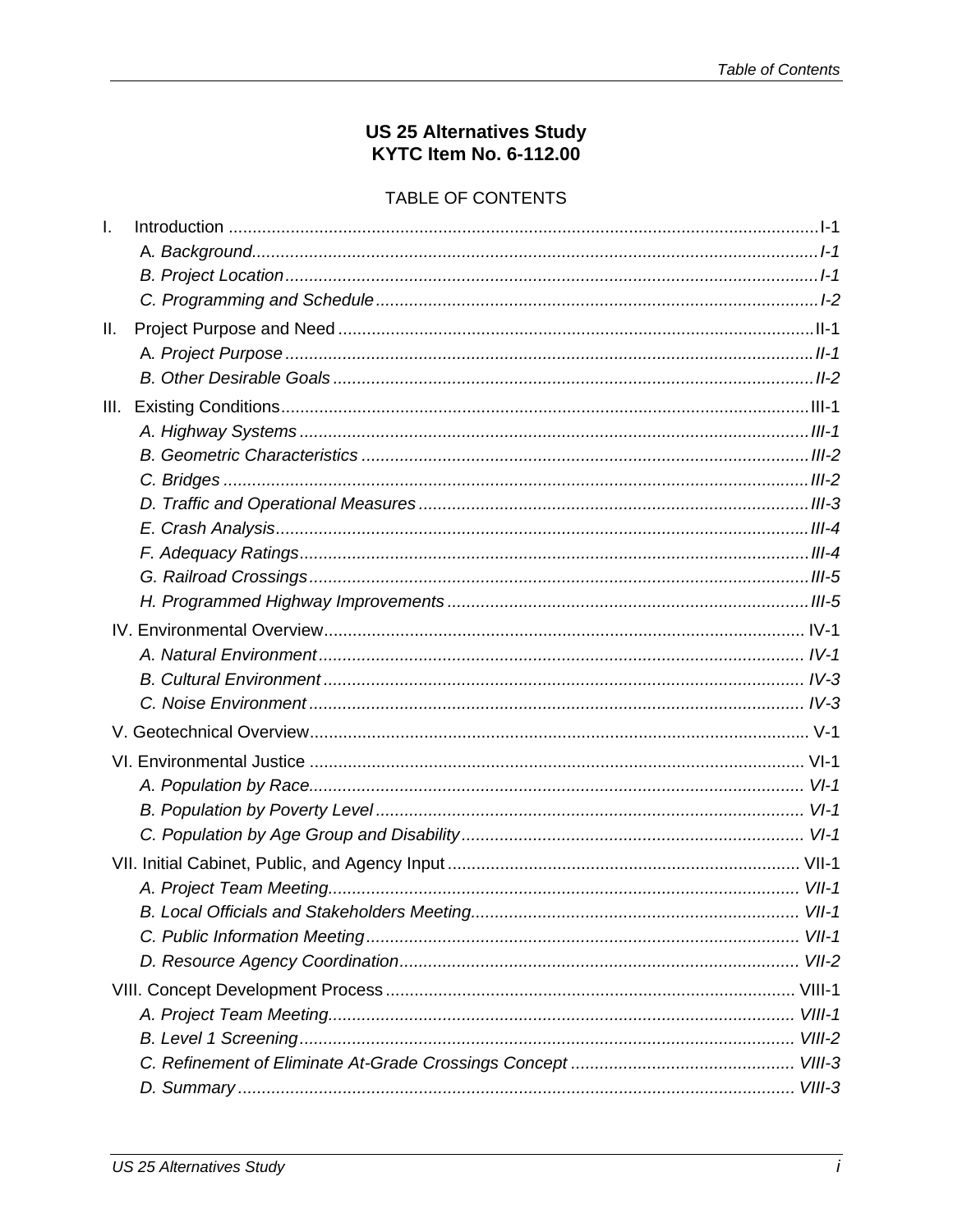# US 25 Alternatives Study
# KYTC Item No. 6-112.00

## TABLE OF CONTENTS

I. Introduction ..... I-1
- *A. Background* ..... *I-1*
- *B. Project Location* ..... *I-1*
- *C. Programming and Schedule* ..... *I-2*

II. Project Purpose and Need ..... II-1
- *A. Project Purpose* ..... *II-1*
- *B. Other Desirable Goals* ..... *II-2*

III. Existing Conditions ..... III-1
- *A. Highway Systems* ..... *III-1*
- *B. Geometric Characteristics* ..... *III-2*
- *C. Bridges* ..... *III-2*
- *D. Traffic and Operational Measures* ..... *III-3*
- *E. Crash Analysis* ..... *III-4*
- *F. Adequacy Ratings* ..... *III-4*
- *G. Railroad Crossings* ..... *III-5*
- *H. Programmed Highway Improvements* ..... *III-5*

IV. Environmental Overview ..... IV-1
- *A. Natural Environment* ..... *IV-1*
- *B. Cultural Environment* ..... *IV-3*
- *C. Noise Environment* ..... *IV-3*

V. Geotechnical Overview ..... V-1

VI. Environmental Justice ..... VI-1
- *A. Population by Race* ..... *VI-1*
- *B. Population by Poverty Level* ..... *VI-1*
- *C. Population by Age Group and Disability* ..... *VI-1*

VII. Initial Cabinet, Public, and Agency Input ..... VII-1
- *A. Project Team Meeting* ..... *VII-1*
- *B. Local Officials and Stakeholders Meeting* ..... *VII-1*
- *C. Public Information Meeting* ..... *VII-1*
- *D. Resource Agency Coordination* ..... *VII-2*

VIII. Concept Development Process ..... VIII-1
- *A. Project Team Meeting* ..... *VIII-1*
- *B. Level 1 Screening* ..... *VIII-2*
- *C. Refinement of Eliminate At-Grade Crossings Concept* ..... *VIII-3*
- *D. Summary* ..... *VIII-3*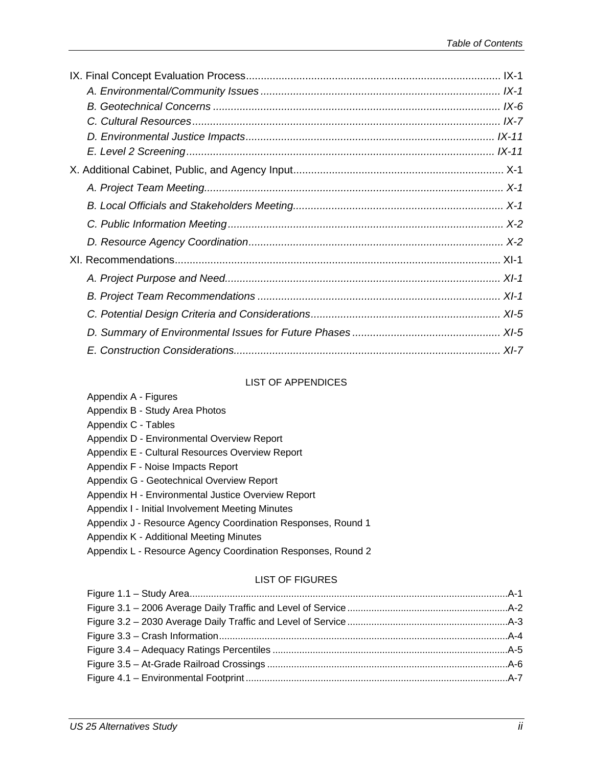IX. Final Concept Evaluation Process ..................................................................................... IX-1

*A. Environmental/Community Issues ................................................................................ IX-1*

*B. Geotechnical Concerns ................................................................................................ IX-6*

*C. Cultural Resources ....................................................................................................... IX-7*

*D. Environmental Justice Impacts .................................................................................... IX-11*

*E. Level 2 Screening ........................................................................................................ IX-11*

X. Additional Cabinet, Public, and Agency Input ...................................................................... X-1

*A. Project Team Meeting.................................................................................................... X-1*

*B. Local Officials and Stakeholders Meeting...................................................................... X-1*

*C. Public Information Meeting ............................................................................................ X-2*

*D. Resource Agency Coordination..................................................................................... X-2*

XI. Recommendations ............................................................................................................. XI-1

*A. Project Purpose and Need............................................................................................ XI-1*

*B. Project Team Recommendations ................................................................................. XI-1*

*C. Potential Design Criteria and Considerations............................................................... XI-5*

*D. Summary of Environmental Issues for Future Phases ................................................. XI-5*

*E. Construction Considerations......................................................................................... XI-7*

LIST OF APPENDICES

Appendix A - Figures
Appendix B - Study Area Photos
Appendix C - Tables
Appendix D - Environmental Overview Report
Appendix E - Cultural Resources Overview Report
Appendix F - Noise Impacts Report
Appendix G - Geotechnical Overview Report
Appendix H - Environmental Justice Overview Report
Appendix I - Initial Involvement Meeting Minutes
Appendix J - Resource Agency Coordination Responses, Round 1
Appendix K - Additional Meeting Minutes
Appendix L - Resource Agency Coordination Responses, Round 2

LIST OF FIGURES

Figure 1.1 – Study Area..................................................................................................................A-1
Figure 3.1 – 2006 Average Daily Traffic and Level of Service ..........................................................A-2
Figure 3.2 – 2030 Average Daily Traffic and Level of Service ..........................................................A-3
Figure 3.3 – Crash Information.........................................................................................................A-4
Figure 3.4 – Adequacy Ratings Percentiles .....................................................................................A-5
Figure 3.5 – At-Grade Railroad Crossings .......................................................................................A-6
Figure 4.1 – Environmental Footprint ...............................................................................................A-7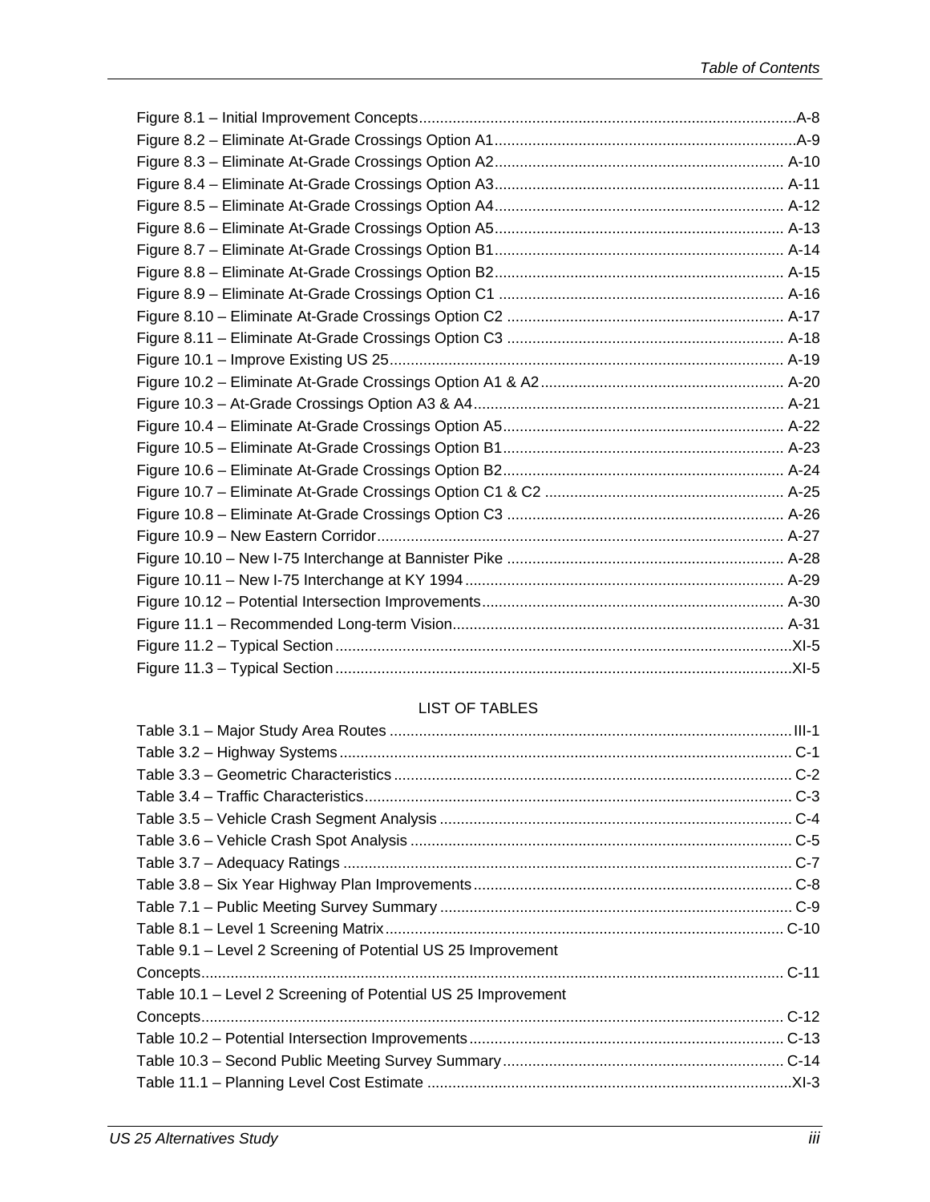Figure 8.1 – Initial Improvement Concepts........................................................................................A-8
Figure 8.2 – Eliminate At-Grade Crossings Option A1......................................................................A-9
Figure 8.3 – Eliminate At-Grade Crossings Option A2.................................................................... A-10
Figure 8.4 – Eliminate At-Grade Crossings Option A3.................................................................... A-11
Figure 8.5 – Eliminate At-Grade Crossings Option A4.................................................................... A-12
Figure 8.6 – Eliminate At-Grade Crossings Option A5.................................................................... A-13
Figure 8.7 – Eliminate At-Grade Crossings Option B1.................................................................... A-14
Figure 8.8 – Eliminate At-Grade Crossings Option B2.................................................................... A-15
Figure 8.9 – Eliminate At-Grade Crossings Option C1 ................................................................... A-16
Figure 8.10 – Eliminate At-Grade Crossings Option C2 ................................................................. A-17
Figure 8.11 – Eliminate At-Grade Crossings Option C3 ................................................................. A-18
Figure 10.1 – Improve Existing US 25............................................................................................. A-19
Figure 10.2 – Eliminate At-Grade Crossings Option A1 & A2......................................................... A-20
Figure 10.3 – At-Grade Crossings Option A3 & A4......................................................................... A-21
Figure 10.4 – Eliminate At-Grade Crossings Option A5.................................................................. A-22
Figure 10.5 – Eliminate At-Grade Crossings Option B1.................................................................. A-23
Figure 10.6 – Eliminate At-Grade Crossings Option B2.................................................................. A-24
Figure 10.7 – Eliminate At-Grade Crossings Option C1 & C2 ........................................................ A-25
Figure 10.8 – Eliminate At-Grade Crossings Option C3 ................................................................. A-26
Figure 10.9 – New Eastern Corridor................................................................................................ A-27
Figure 10.10 – New I-75 Interchange at Bannister Pike ................................................................. A-28
Figure 10.11 – New I-75 Interchange at KY 1994........................................................................... A-29
Figure 10.12 – Potential Intersection Improvements....................................................................... A-30
Figure 11.1 – Recommended Long-term Vision.............................................................................. A-31
Figure 11.2 – Typical Section...........................................................................................................XI-5
Figure 11.3 – Typical Section...........................................................................................................XI-5

## LIST OF TABLES

Table 3.1 – Major Study Area Routes ..............................................................................................III-1
Table 3.2 – Highway Systems.......................................................................................................... C-1
Table 3.3 – Geometric Characteristics ............................................................................................. C-2
Table 3.4 – Traffic Characteristics.................................................................................................... C-3
Table 3.5 – Vehicle Crash Segment Analysis .................................................................................. C-4
Table 3.6 – Vehicle Crash Spot Analysis ......................................................................................... C-5
Table 3.7 – Adequacy Ratings ......................................................................................................... C-7
Table 3.8 – Six Year Highway Plan Improvements........................................................................... C-8
Table 7.1 – Public Meeting Survey Summary .................................................................................. C-9
Table 8.1 – Level 1 Screening Matrix.............................................................................................. C-10
Table 9.1 – Level 2 Screening of Potential US 25 Improvement Concepts........................................................................................................................................ C-11
Table 10.1 – Level 2 Screening of Potential US 25 Improvement Concepts........................................................................................................................................ C-12
Table 10.2 – Potential Intersection Improvements.......................................................................... C-13
Table 10.3 – Second Public Meeting Survey Summary.................................................................. C-14
Table 11.1 – Planning Level Cost Estimate .....................................................................................XI-3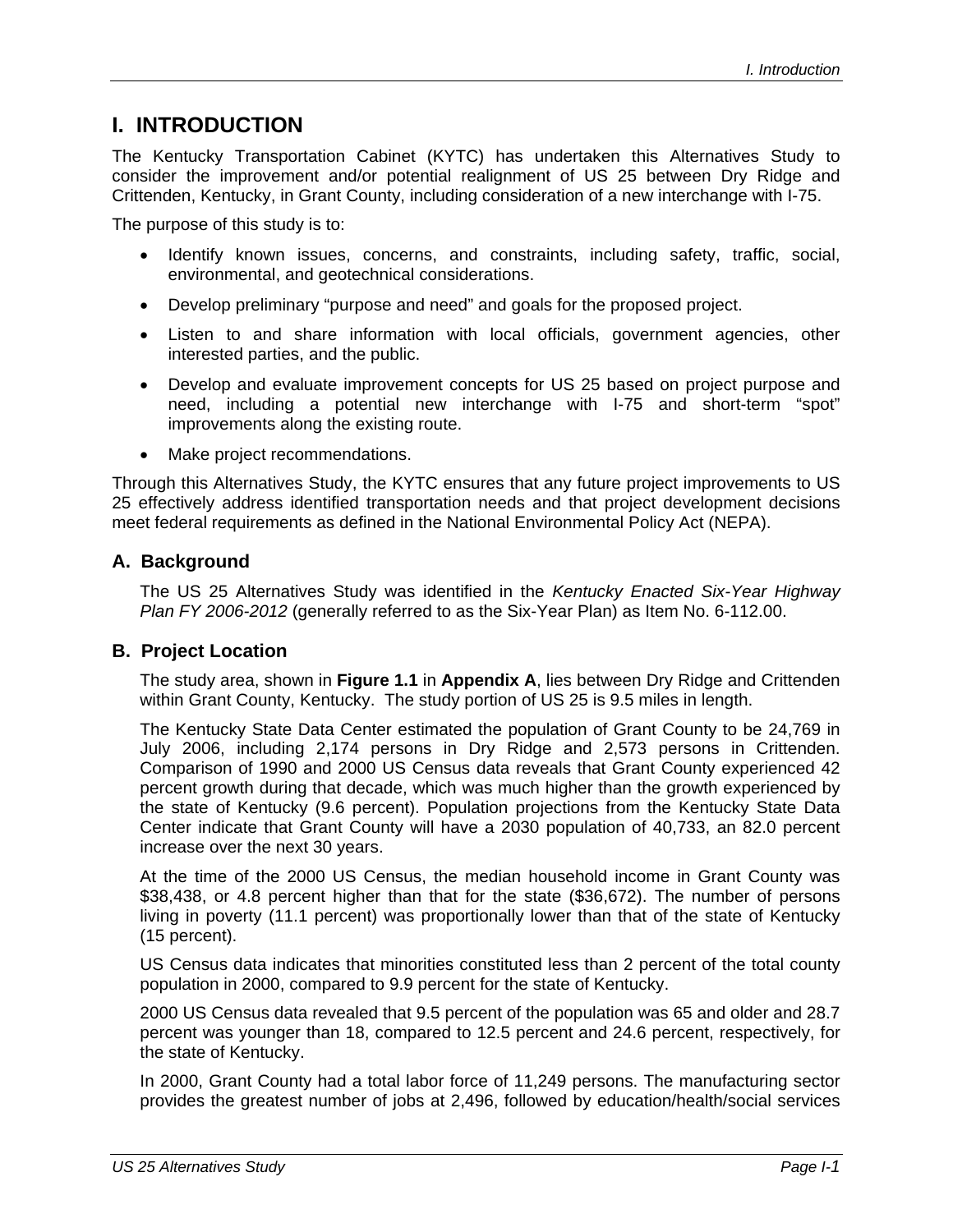# I. INTRODUCTION

The Kentucky Transportation Cabinet (KYTC) has undertaken this Alternatives Study to consider the improvement and/or potential realignment of US 25 between Dry Ridge and Crittenden, Kentucky, in Grant County, including consideration of a new interchange with I-75.

The purpose of this study is to:

- Identify known issues, concerns, and constraints, including safety, traffic, social, environmental, and geotechnical considerations.
- Develop preliminary "purpose and need" and goals for the proposed project.
- Listen to and share information with local officials, government agencies, other interested parties, and the public.
- Develop and evaluate improvement concepts for US 25 based on project purpose and need, including a potential new interchange with I-75 and short-term "spot" improvements along the existing route.
- Make project recommendations.

Through this Alternatives Study, the KYTC ensures that any future project improvements to US 25 effectively address identified transportation needs and that project development decisions meet federal requirements as defined in the National Environmental Policy Act (NEPA).

## A. Background

The US 25 Alternatives Study was identified in the *Kentucky Enacted Six-Year Highway Plan FY 2006-2012* (generally referred to as the Six-Year Plan) as Item No. 6-112.00.

## B. Project Location

The study area, shown in **Figure 1.1** in **Appendix A**, lies between Dry Ridge and Crittenden within Grant County, Kentucky. The study portion of US 25 is 9.5 miles in length.

The Kentucky State Data Center estimated the population of Grant County to be 24,769 in July 2006, including 2,174 persons in Dry Ridge and 2,573 persons in Crittenden. Comparison of 1990 and 2000 US Census data reveals that Grant County experienced 42 percent growth during that decade, which was much higher than the growth experienced by the state of Kentucky (9.6 percent). Population projections from the Kentucky State Data Center indicate that Grant County will have a 2030 population of 40,733, an 82.0 percent increase over the next 30 years.

At the time of the 2000 US Census, the median household income in Grant County was $38,438, or 4.8 percent higher than that for the state ($36,672). The number of persons living in poverty (11.1 percent) was proportionally lower than that of the state of Kentucky (15 percent).

US Census data indicates that minorities constituted less than 2 percent of the total county population in 2000, compared to 9.9 percent for the state of Kentucky.

2000 US Census data revealed that 9.5 percent of the population was 65 and older and 28.7 percent was younger than 18, compared to 12.5 percent and 24.6 percent, respectively, for the state of Kentucky.

In 2000, Grant County had a total labor force of 11,249 persons. The manufacturing sector provides the greatest number of jobs at 2,496, followed by education/health/social services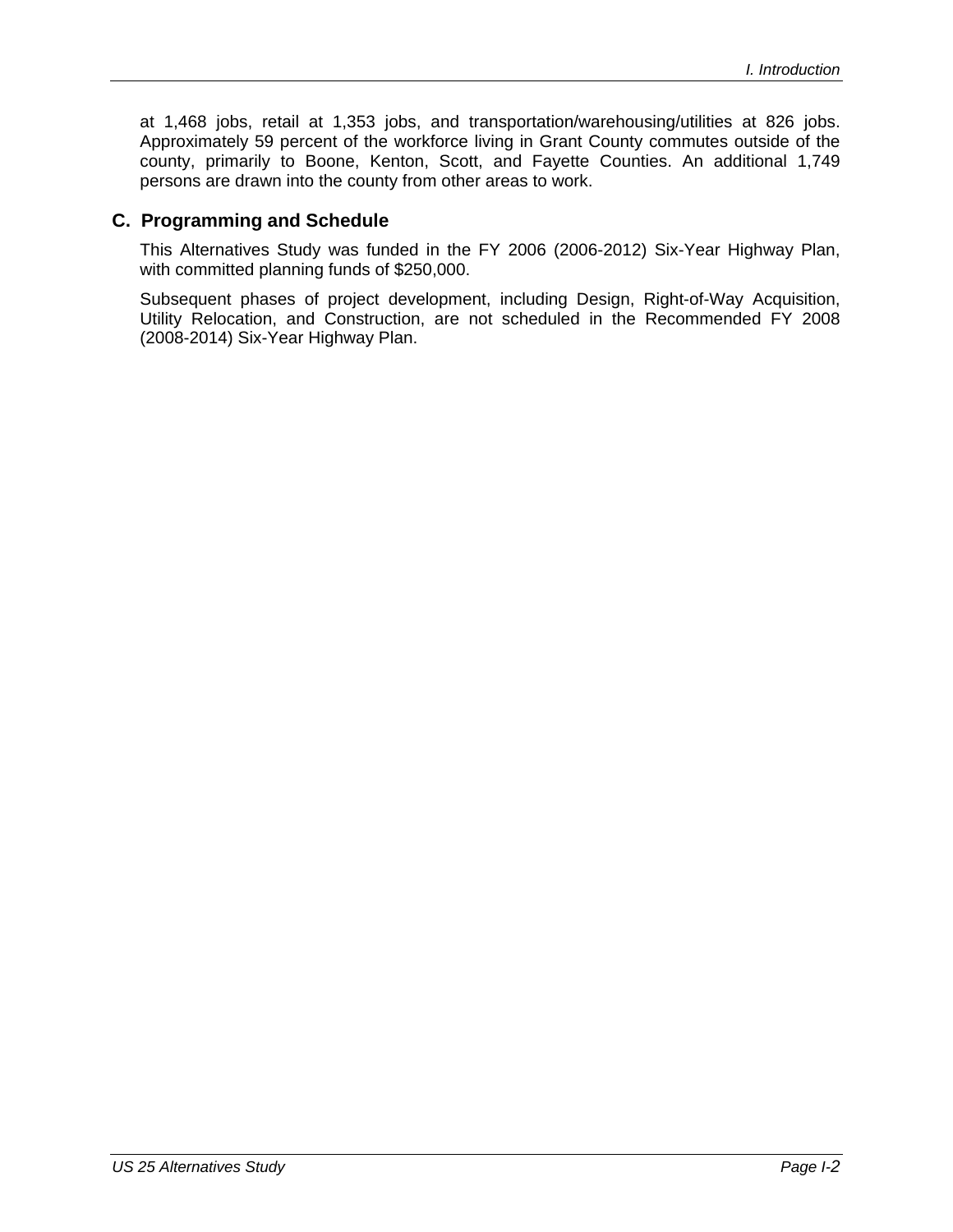at 1,468 jobs, retail at 1,353 jobs, and transportation/warehousing/utilities at 826 jobs. Approximately 59 percent of the workforce living in Grant County commutes outside of the county, primarily to Boone, Kenton, Scott, and Fayette Counties. An additional 1,749 persons are drawn into the county from other areas to work.

## C. Programming and Schedule

This Alternatives Study was funded in the FY 2006 (2006-2012) Six-Year Highway Plan, with committed planning funds of $250,000.

Subsequent phases of project development, including Design, Right-of-Way Acquisition, Utility Relocation, and Construction, are not scheduled in the Recommended FY 2008 (2008-2014) Six-Year Highway Plan.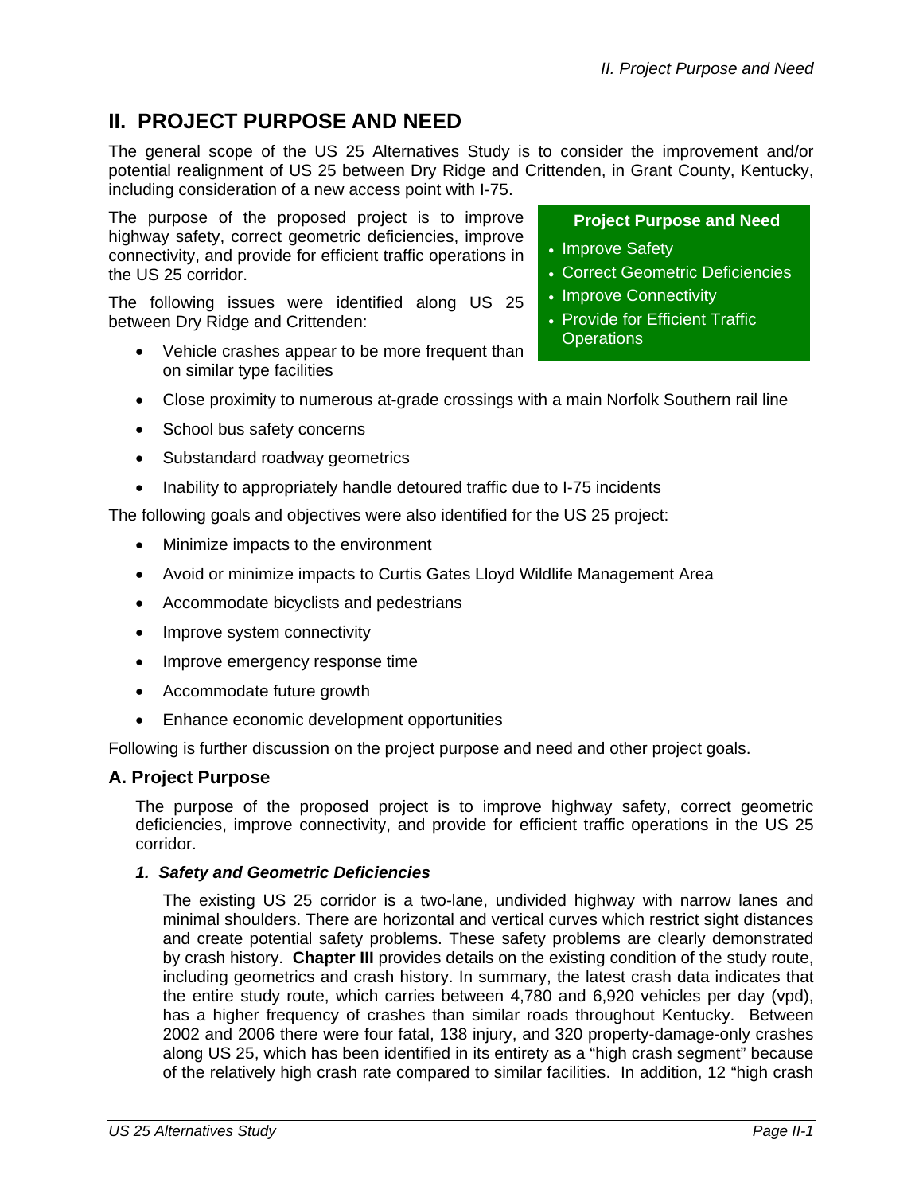# II. PROJECT PURPOSE AND NEED

The general scope of the US 25 Alternatives Study is to consider the improvement and/or potential realignment of US 25 between Dry Ridge and Crittenden, in Grant County, Kentucky, including consideration of a new access point with I-75.

The purpose of the proposed project is to improve highway safety, correct geometric deficiencies, improve connectivity, and provide for efficient traffic operations in the US 25 corridor.

**Project Purpose and Need**

- Improve Safety
- Correct Geometric Deficiencies
- Improve Connectivity
- Provide for Efficient Traffic Operations

The following issues were identified along US 25 between Dry Ridge and Crittenden:

- Vehicle crashes appear to be more frequent than on similar type facilities
- Close proximity to numerous at-grade crossings with a main Norfolk Southern rail line
- School bus safety concerns
- Substandard roadway geometrics
- Inability to appropriately handle detoured traffic due to I-75 incidents

The following goals and objectives were also identified for the US 25 project:

- Minimize impacts to the environment
- Avoid or minimize impacts to Curtis Gates Lloyd Wildlife Management Area
- Accommodate bicyclists and pedestrians
- Improve system connectivity
- Improve emergency response time
- Accommodate future growth
- Enhance economic development opportunities

Following is further discussion on the project purpose and need and other project goals.

## A. Project Purpose

The purpose of the proposed project is to improve highway safety, correct geometric deficiencies, improve connectivity, and provide for efficient traffic operations in the US 25 corridor.

### *1. Safety and Geometric Deficiencies*

The existing US 25 corridor is a two-lane, undivided highway with narrow lanes and minimal shoulders. There are horizontal and vertical curves which restrict sight distances and create potential safety problems. These safety problems are clearly demonstrated by crash history. **Chapter III** provides details on the existing condition of the study route, including geometrics and crash history. In summary, the latest crash data indicates that the entire study route, which carries between 4,780 and 6,920 vehicles per day (vpd), has a higher frequency of crashes than similar roads throughout Kentucky. Between 2002 and 2006 there were four fatal, 138 injury, and 320 property-damage-only crashes along US 25, which has been identified in its entirety as a "high crash segment" because of the relatively high crash rate compared to similar facilities. In addition, 12 "high crash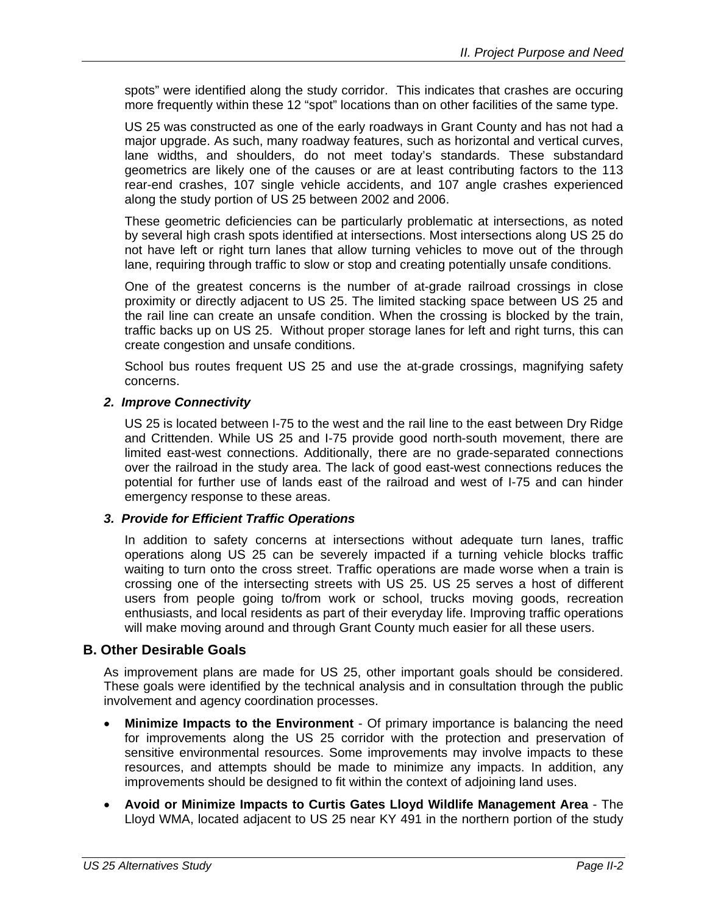spots" were identified along the study corridor.  This indicates that crashes are occuring more frequently within these 12 "spot" locations than on other facilities of the same type.

US 25 was constructed as one of the early roadways in Grant County and has not had a major upgrade. As such, many roadway features, such as horizontal and vertical curves, lane widths, and shoulders, do not meet today's standards. These substandard geometrics are likely one of the causes or are at least contributing factors to the 113 rear-end crashes, 107 single vehicle accidents, and 107 angle crashes experienced along the study portion of US 25 between 2002 and 2006.

These geometric deficiencies can be particularly problematic at intersections, as noted by several high crash spots identified at intersections. Most intersections along US 25 do not have left or right turn lanes that allow turning vehicles to move out of the through lane, requiring through traffic to slow or stop and creating potentially unsafe conditions.

One of the greatest concerns is the number of at-grade railroad crossings in close proximity or directly adjacent to US 25. The limited stacking space between US 25 and the rail line can create an unsafe condition. When the crossing is blocked by the train, traffic backs up on US 25.  Without proper storage lanes for left and right turns, this can create congestion and unsafe conditions.

School bus routes frequent US 25 and use the at-grade crossings, magnifying safety concerns.

***2. Improve Connectivity***

US 25 is located between I-75 to the west and the rail line to the east between Dry Ridge and Crittenden. While US 25 and I-75 provide good north-south movement, there are limited east-west connections. Additionally, there are no grade-separated connections over the railroad in the study area. The lack of good east-west connections reduces the potential for further use of lands east of the railroad and west of I-75 and can hinder emergency response to these areas.

***3. Provide for Efficient Traffic Operations***

In addition to safety concerns at intersections without adequate turn lanes, traffic operations along US 25 can be severely impacted if a turning vehicle blocks traffic waiting to turn onto the cross street. Traffic operations are made worse when a train is crossing one of the intersecting streets with US 25. US 25 serves a host of different users from people going to/from work or school, trucks moving goods, recreation enthusiasts, and local residents as part of their everyday life. Improving traffic operations will make moving around and through Grant County much easier for all these users.

## B. Other Desirable Goals

As improvement plans are made for US 25, other important goals should be considered. These goals were identified by the technical analysis and in consultation through the public involvement and agency coordination processes.

- **Minimize Impacts to the Environment** - Of primary importance is balancing the need for improvements along the US 25 corridor with the protection and preservation of sensitive environmental resources. Some improvements may involve impacts to these resources, and attempts should be made to minimize any impacts. In addition, any improvements should be designed to fit within the context of adjoining land uses.
- **Avoid or Minimize Impacts to Curtis Gates Lloyd Wildlife Management Area** - The Lloyd WMA, located adjacent to US 25 near KY 491 in the northern portion of the study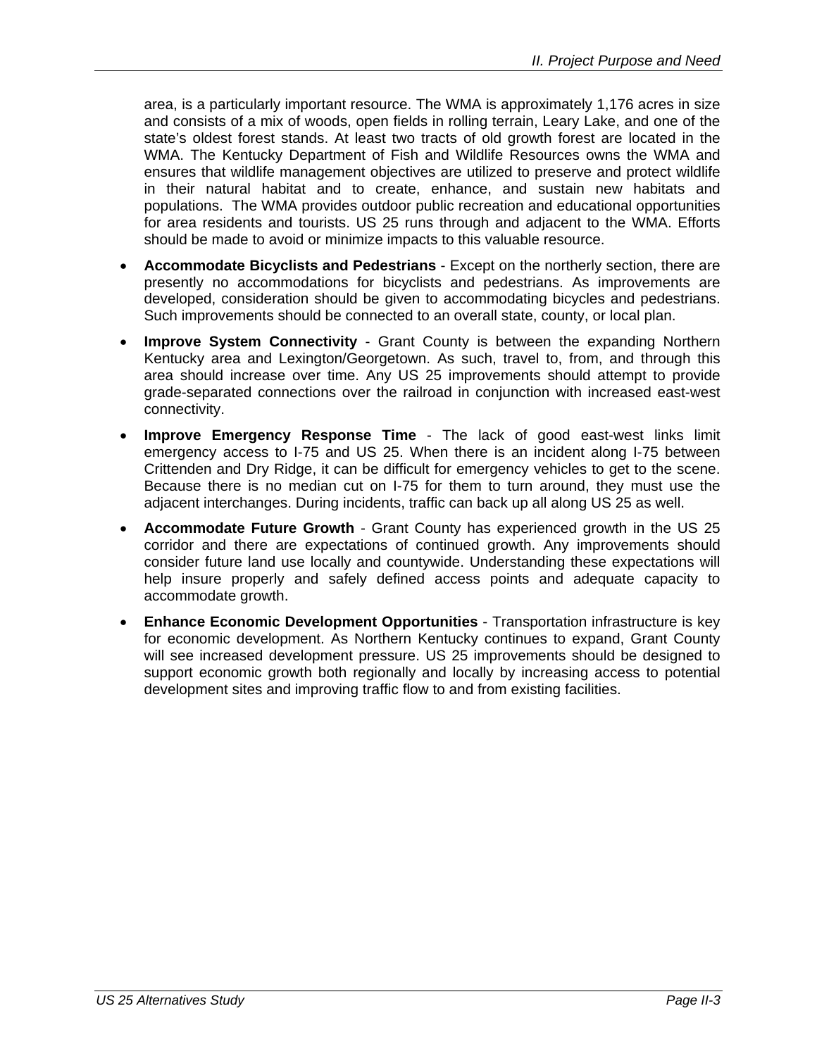area, is a particularly important resource. The WMA is approximately 1,176 acres in size and consists of a mix of woods, open fields in rolling terrain, Leary Lake, and one of the state's oldest forest stands. At least two tracts of old growth forest are located in the WMA. The Kentucky Department of Fish and Wildlife Resources owns the WMA and ensures that wildlife management objectives are utilized to preserve and protect wildlife in their natural habitat and to create, enhance, and sustain new habitats and populations. The WMA provides outdoor public recreation and educational opportunities for area residents and tourists. US 25 runs through and adjacent to the WMA. Efforts should be made to avoid or minimize impacts to this valuable resource.

- **Accommodate Bicyclists and Pedestrians** - Except on the northerly section, there are presently no accommodations for bicyclists and pedestrians. As improvements are developed, consideration should be given to accommodating bicycles and pedestrians. Such improvements should be connected to an overall state, county, or local plan.
- **Improve System Connectivity** - Grant County is between the expanding Northern Kentucky area and Lexington/Georgetown. As such, travel to, from, and through this area should increase over time. Any US 25 improvements should attempt to provide grade-separated connections over the railroad in conjunction with increased east-west connectivity.
- **Improve Emergency Response Time** - The lack of good east-west links limit emergency access to I-75 and US 25. When there is an incident along I-75 between Crittenden and Dry Ridge, it can be difficult for emergency vehicles to get to the scene. Because there is no median cut on I-75 for them to turn around, they must use the adjacent interchanges. During incidents, traffic can back up all along US 25 as well.
- **Accommodate Future Growth** - Grant County has experienced growth in the US 25 corridor and there are expectations of continued growth. Any improvements should consider future land use locally and countywide. Understanding these expectations will help insure properly and safely defined access points and adequate capacity to accommodate growth.
- **Enhance Economic Development Opportunities** - Transportation infrastructure is key for economic development. As Northern Kentucky continues to expand, Grant County will see increased development pressure. US 25 improvements should be designed to support economic growth both regionally and locally by increasing access to potential development sites and improving traffic flow to and from existing facilities.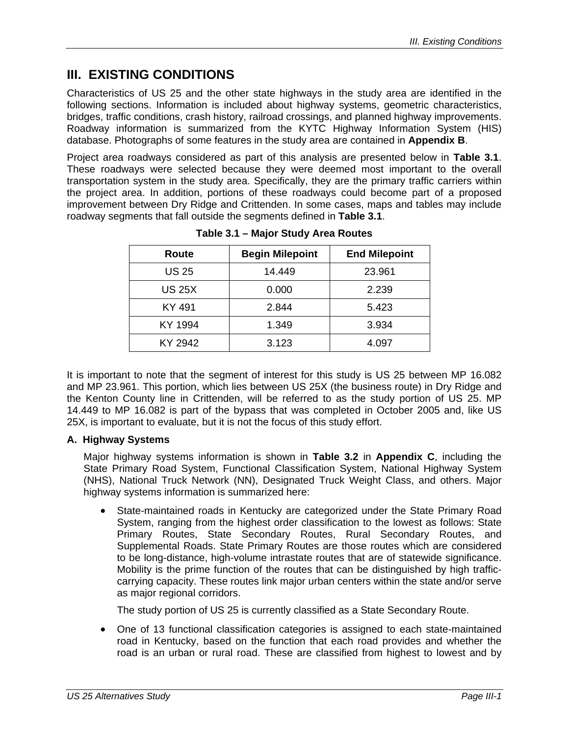# III. EXISTING CONDITIONS

Characteristics of US 25 and the other state highways in the study area are identified in the following sections. Information is included about highway systems, geometric characteristics, bridges, traffic conditions, crash history, railroad crossings, and planned highway improvements. Roadway information is summarized from the KYTC Highway Information System (HIS) database. Photographs of some features in the study area are contained in **Appendix B**.

Project area roadways considered as part of this analysis are presented below in **Table 3.1**. These roadways were selected because they were deemed most important to the overall transportation system in the study area. Specifically, they are the primary traffic carriers within the project area. In addition, portions of these roadways could become part of a proposed improvement between Dry Ridge and Crittenden. In some cases, maps and tables may include roadway segments that fall outside the segments defined in **Table 3.1**.

**Table 3.1 – Major Study Area Routes**

| Route | Begin Milepoint | End Milepoint |
|---|---|---|
| US 25 | 14.449 | 23.961 |
| US 25X | 0.000 | 2.239 |
| KY 491 | 2.844 | 5.423 |
| KY 1994 | 1.349 | 3.934 |
| KY 2942 | 3.123 | 4.097 |

It is important to note that the segment of interest for this study is US 25 between MP 16.082 and MP 23.961. This portion, which lies between US 25X (the business route) in Dry Ridge and the Kenton County line in Crittenden, will be referred to as the study portion of US 25. MP 14.449 to MP 16.082 is part of the bypass that was completed in October 2005 and, like US 25X, is important to evaluate, but it is not the focus of this study effort.

### A. Highway Systems

Major highway systems information is shown in **Table 3.2** in **Appendix C**, including the State Primary Road System, Functional Classification System, National Highway System (NHS), National Truck Network (NN), Designated Truck Weight Class, and others. Major highway systems information is summarized here:

- State-maintained roads in Kentucky are categorized under the State Primary Road System, ranging from the highest order classification to the lowest as follows: State Primary Routes, State Secondary Routes, Rural Secondary Routes, and Supplemental Roads. State Primary Routes are those routes which are considered to be long-distance, high-volume intrastate routes that are of statewide significance. Mobility is the prime function of the routes that can be distinguished by high traffic-carrying capacity. These routes link major urban centers within the state and/or serve as major regional corridors.

  The study portion of US 25 is currently classified as a State Secondary Route.

- One of 13 functional classification categories is assigned to each state-maintained road in Kentucky, based on the function that each road provides and whether the road is an urban or rural road. These are classified from highest to lowest and by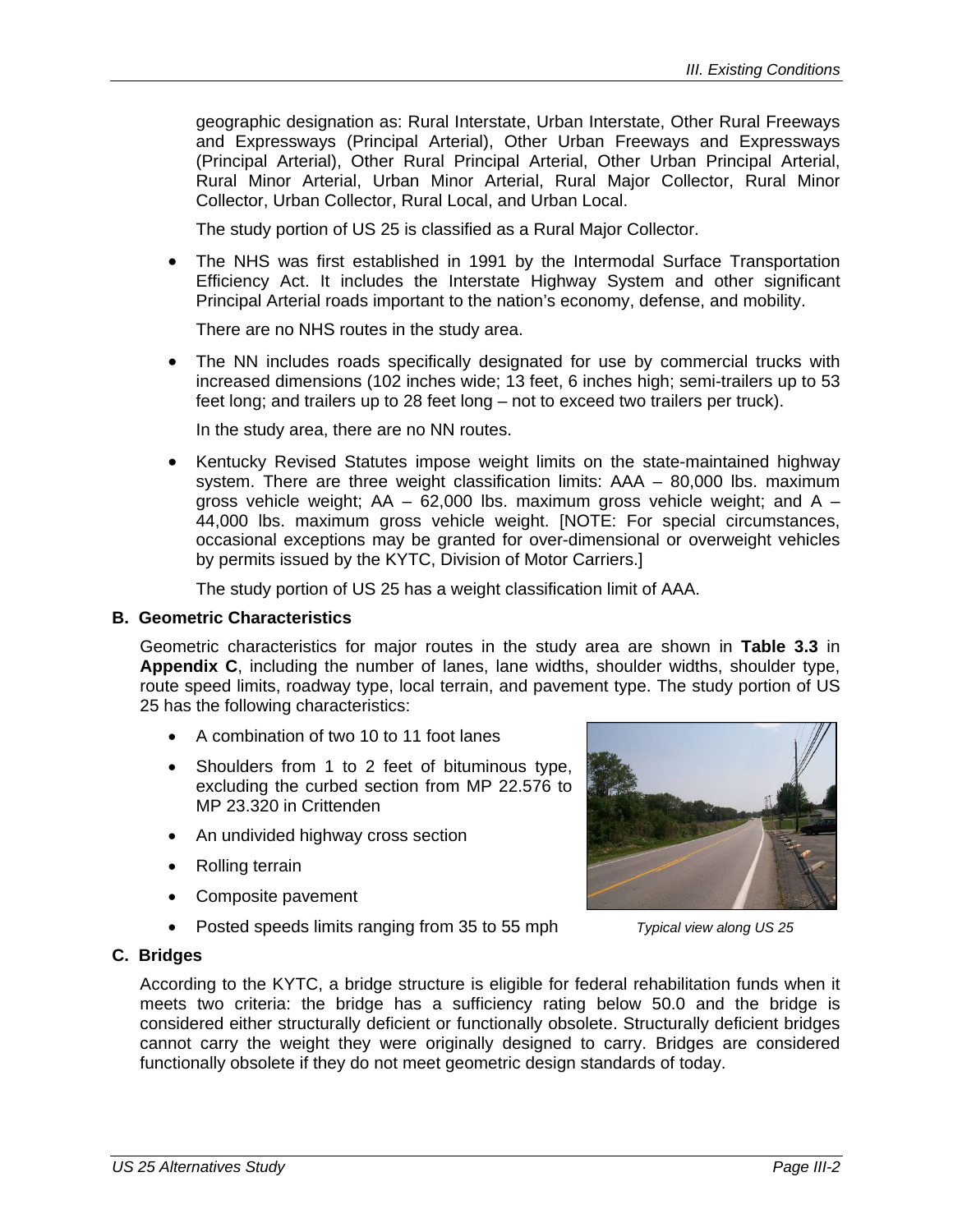geographic designation as: Rural Interstate, Urban Interstate, Other Rural Freeways and Expressways (Principal Arterial), Other Urban Freeways and Expressways (Principal Arterial), Other Rural Principal Arterial, Other Urban Principal Arterial, Rural Minor Arterial, Urban Minor Arterial, Rural Major Collector, Rural Minor Collector, Urban Collector, Rural Local, and Urban Local.

The study portion of US 25 is classified as a Rural Major Collector.

- The NHS was first established in 1991 by the Intermodal Surface Transportation Efficiency Act. It includes the Interstate Highway System and other significant Principal Arterial roads important to the nation's economy, defense, and mobility.

  There are no NHS routes in the study area.

- The NN includes roads specifically designated for use by commercial trucks with increased dimensions (102 inches wide; 13 feet, 6 inches high; semi-trailers up to 53 feet long; and trailers up to 28 feet long – not to exceed two trailers per truck).

  In the study area, there are no NN routes.

- Kentucky Revised Statutes impose weight limits on the state-maintained highway system. There are three weight classification limits: AAA – 80,000 lbs. maximum gross vehicle weight; AA – 62,000 lbs. maximum gross vehicle weight; and A – 44,000 lbs. maximum gross vehicle weight. [NOTE: For special circumstances, occasional exceptions may be granted for over-dimensional or overweight vehicles by permits issued by the KYTC, Division of Motor Carriers.]

  The study portion of US 25 has a weight classification limit of AAA.

### B. Geometric Characteristics

Geometric characteristics for major routes in the study area are shown in **Table 3.3** in **Appendix C**, including the number of lanes, lane widths, shoulder widths, shoulder type, route speed limits, roadway type, local terrain, and pavement type. The study portion of US 25 has the following characteristics:

- A combination of two 10 to 11 foot lanes
- Shoulders from 1 to 2 feet of bituminous type, excluding the curbed section from MP 22.576 to MP 23.320 in Crittenden
- An undivided highway cross section
- Rolling terrain
- Composite pavement
- Posted speeds limits ranging from 35 to 55 mph

*Typical view along US 25*

### C. Bridges

According to the KYTC, a bridge structure is eligible for federal rehabilitation funds when it meets two criteria: the bridge has a sufficiency rating below 50.0 and the bridge is considered either structurally deficient or functionally obsolete. Structurally deficient bridges cannot carry the weight they were originally designed to carry. Bridges are considered functionally obsolete if they do not meet geometric design standards of today.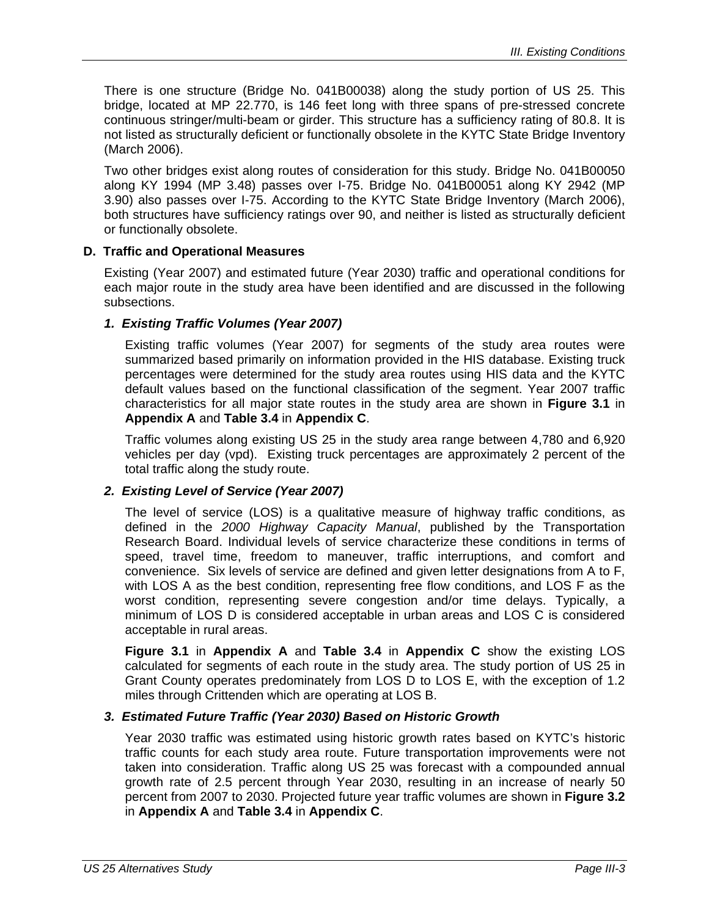There is one structure (Bridge No. 041B00038) along the study portion of US 25. This bridge, located at MP 22.770, is 146 feet long with three spans of pre-stressed concrete continuous stringer/multi-beam or girder. This structure has a sufficiency rating of 80.8. It is not listed as structurally deficient or functionally obsolete in the KYTC State Bridge Inventory (March 2006).

Two other bridges exist along routes of consideration for this study. Bridge No. 041B00050 along KY 1994 (MP 3.48) passes over I-75. Bridge No. 041B00051 along KY 2942 (MP 3.90) also passes over I-75. According to the KYTC State Bridge Inventory (March 2006), both structures have sufficiency ratings over 90, and neither is listed as structurally deficient or functionally obsolete.

## D. Traffic and Operational Measures

Existing (Year 2007) and estimated future (Year 2030) traffic and operational conditions for each major route in the study area have been identified and are discussed in the following subsections.

### *1. Existing Traffic Volumes (Year 2007)*

Existing traffic volumes (Year 2007) for segments of the study area routes were summarized based primarily on information provided in the HIS database. Existing truck percentages were determined for the study area routes using HIS data and the KYTC default values based on the functional classification of the segment. Year 2007 traffic characteristics for all major state routes in the study area are shown in **Figure 3.1** in **Appendix A** and **Table 3.4** in **Appendix C**.

Traffic volumes along existing US 25 in the study area range between 4,780 and 6,920 vehicles per day (vpd). Existing truck percentages are approximately 2 percent of the total traffic along the study route.

### *2. Existing Level of Service (Year 2007)*

The level of service (LOS) is a qualitative measure of highway traffic conditions, as defined in the *2000 Highway Capacity Manual*, published by the Transportation Research Board. Individual levels of service characterize these conditions in terms of speed, travel time, freedom to maneuver, traffic interruptions, and comfort and convenience. Six levels of service are defined and given letter designations from A to F, with LOS A as the best condition, representing free flow conditions, and LOS F as the worst condition, representing severe congestion and/or time delays. Typically, a minimum of LOS D is considered acceptable in urban areas and LOS C is considered acceptable in rural areas.

**Figure 3.1** in **Appendix A** and **Table 3.4** in **Appendix C** show the existing LOS calculated for segments of each route in the study area. The study portion of US 25 in Grant County operates predominately from LOS D to LOS E, with the exception of 1.2 miles through Crittenden which are operating at LOS B.

### *3. Estimated Future Traffic (Year 2030) Based on Historic Growth*

Year 2030 traffic was estimated using historic growth rates based on KYTC's historic traffic counts for each study area route. Future transportation improvements were not taken into consideration. Traffic along US 25 was forecast with a compounded annual growth rate of 2.5 percent through Year 2030, resulting in an increase of nearly 50 percent from 2007 to 2030. Projected future year traffic volumes are shown in **Figure 3.2** in **Appendix A** and **Table 3.4** in **Appendix C**.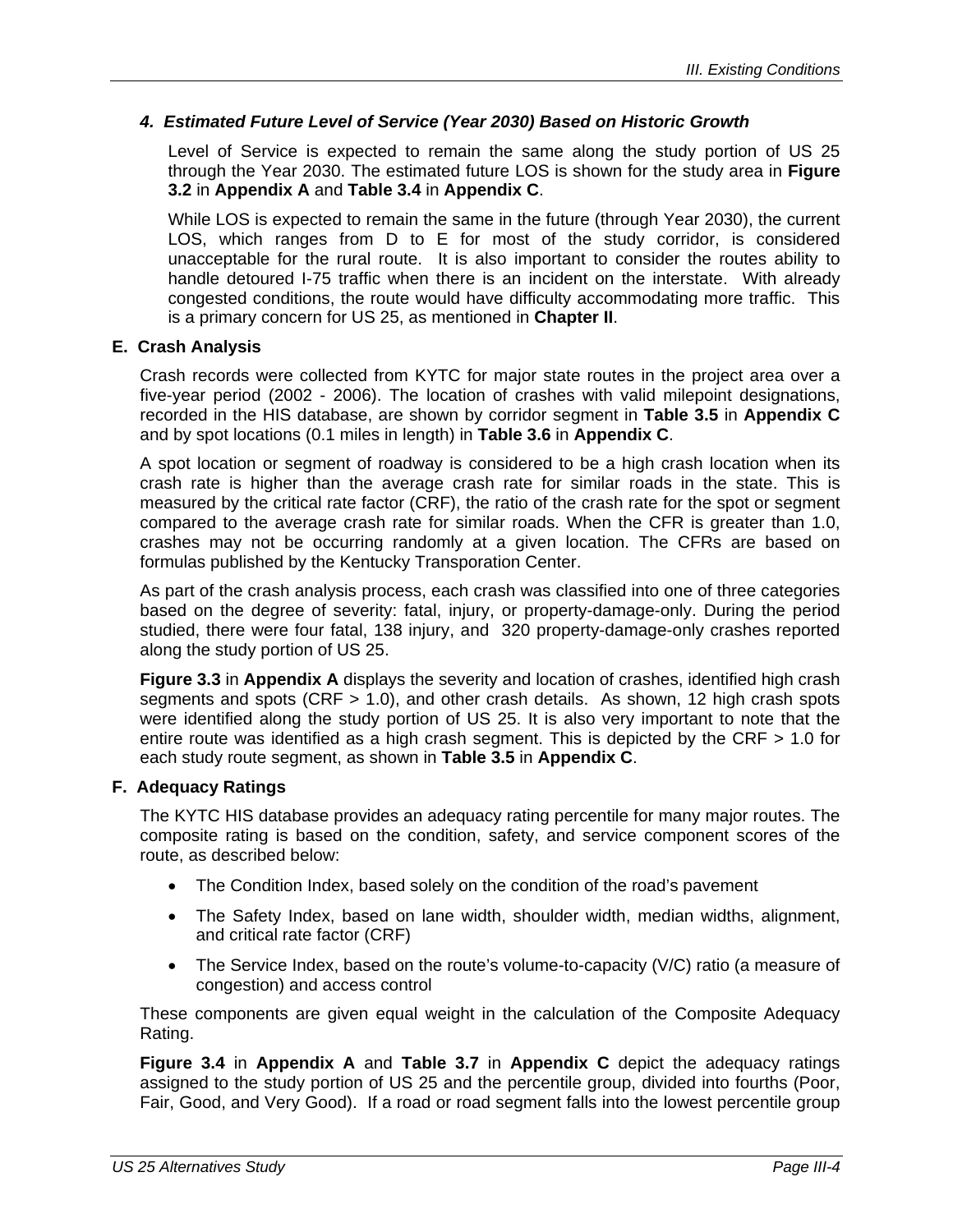### *4. Estimated Future Level of Service (Year 2030) Based on Historic Growth*

Level of Service is expected to remain the same along the study portion of US 25 through the Year 2030. The estimated future LOS is shown for the study area in **Figure 3.2** in **Appendix A** and **Table 3.4** in **Appendix C**.

While LOS is expected to remain the same in the future (through Year 2030), the current LOS, which ranges from D to E for most of the study corridor, is considered unacceptable for the rural route. It is also important to consider the routes ability to handle detoured I-75 traffic when there is an incident on the interstate. With already congested conditions, the route would have difficulty accommodating more traffic. This is a primary concern for US 25, as mentioned in **Chapter II**.

## E. Crash Analysis

Crash records were collected from KYTC for major state routes in the project area over a five-year period (2002 - 2006). The location of crashes with valid milepoint designations, recorded in the HIS database, are shown by corridor segment in **Table 3.5** in **Appendix C** and by spot locations (0.1 miles in length) in **Table 3.6** in **Appendix C**.

A spot location or segment of roadway is considered to be a high crash location when its crash rate is higher than the average crash rate for similar roads in the state. This is measured by the critical rate factor (CRF), the ratio of the crash rate for the spot or segment compared to the average crash rate for similar roads. When the CFR is greater than 1.0, crashes may not be occurring randomly at a given location. The CFRs are based on formulas published by the Kentucky Transporation Center.

As part of the crash analysis process, each crash was classified into one of three categories based on the degree of severity: fatal, injury, or property-damage-only. During the period studied, there were four fatal, 138 injury, and 320 property-damage-only crashes reported along the study portion of US 25.

**Figure 3.3** in **Appendix A** displays the severity and location of crashes, identified high crash segments and spots (CRF > 1.0), and other crash details. As shown, 12 high crash spots were identified along the study portion of US 25. It is also very important to note that the entire route was identified as a high crash segment. This is depicted by the CRF > 1.0 for each study route segment, as shown in **Table 3.5** in **Appendix C**.

## F. Adequacy Ratings

The KYTC HIS database provides an adequacy rating percentile for many major routes. The composite rating is based on the condition, safety, and service component scores of the route, as described below:

- The Condition Index, based solely on the condition of the road's pavement
- The Safety Index, based on lane width, shoulder width, median widths, alignment, and critical rate factor (CRF)
- The Service Index, based on the route's volume-to-capacity (V/C) ratio (a measure of congestion) and access control

These components are given equal weight in the calculation of the Composite Adequacy Rating.

**Figure 3.4** in **Appendix A** and **Table 3.7** in **Appendix C** depict the adequacy ratings assigned to the study portion of US 25 and the percentile group, divided into fourths (Poor, Fair, Good, and Very Good). If a road or road segment falls into the lowest percentile group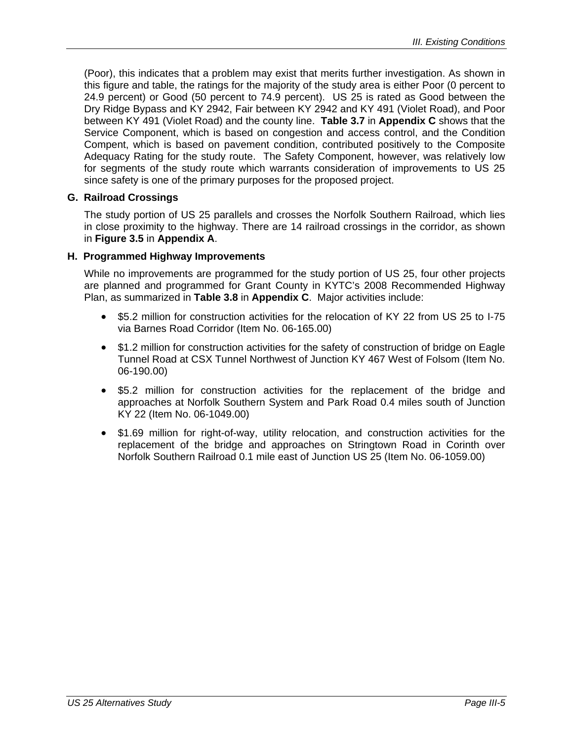(Poor), this indicates that a problem may exist that merits further investigation. As shown in this figure and table, the ratings for the majority of the study area is either Poor (0 percent to 24.9 percent) or Good (50 percent to 74.9 percent). US 25 is rated as Good between the Dry Ridge Bypass and KY 2942, Fair between KY 2942 and KY 491 (Violet Road), and Poor between KY 491 (Violet Road) and the county line. **Table 3.7** in **Appendix C** shows that the Service Component, which is based on congestion and access control, and the Condition Compent, which is based on pavement condition, contributed positively to the Composite Adequacy Rating for the study route. The Safety Component, however, was relatively low for segments of the study route which warrants consideration of improvements to US 25 since safety is one of the primary purposes for the proposed project.

### G. Railroad Crossings

The study portion of US 25 parallels and crosses the Norfolk Southern Railroad, which lies in close proximity to the highway. There are 14 railroad crossings in the corridor, as shown in **Figure 3.5** in **Appendix A**.

### H. Programmed Highway Improvements

While no improvements are programmed for the study portion of US 25, four other projects are planned and programmed for Grant County in KYTC's 2008 Recommended Highway Plan, as summarized in **Table 3.8** in **Appendix C**. Major activities include:

- $5.2 million for construction activities for the relocation of KY 22 from US 25 to I-75 via Barnes Road Corridor (Item No. 06-165.00)
- $1.2 million for construction activities for the safety of construction of bridge on Eagle Tunnel Road at CSX Tunnel Northwest of Junction KY 467 West of Folsom (Item No. 06-190.00)
- $5.2 million for construction activities for the replacement of the bridge and approaches at Norfolk Southern System and Park Road 0.4 miles south of Junction KY 22 (Item No. 06-1049.00)
- $1.69 million for right-of-way, utility relocation, and construction activities for the replacement of the bridge and approaches on Stringtown Road in Corinth over Norfolk Southern Railroad 0.1 mile east of Junction US 25 (Item No. 06-1059.00)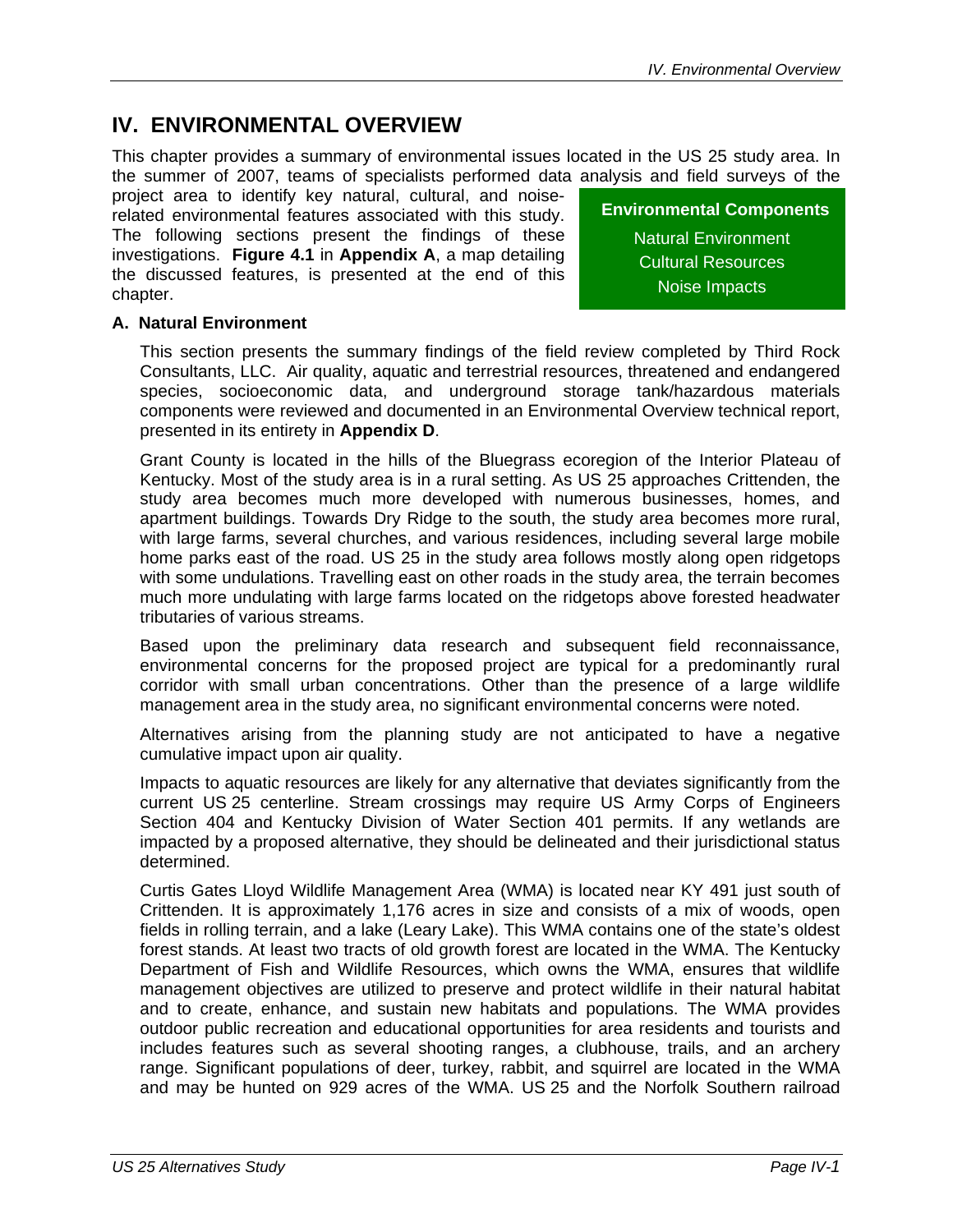# IV. ENVIRONMENTAL OVERVIEW

This chapter provides a summary of environmental issues located in the US 25 study area. In the summer of 2007, teams of specialists performed data analysis and field surveys of the project area to identify key natural, cultural, and noise-related environmental features associated with this study. The following sections present the findings of these investigations. **Figure 4.1** in **Appendix A**, a map detailing the discussed features, is presented at the end of this chapter.

**Environmental Components**

Natural Environment
Cultural Resources
Noise Impacts

### A. Natural Environment

This section presents the summary findings of the field review completed by Third Rock Consultants, LLC. Air quality, aquatic and terrestrial resources, threatened and endangered species, socioeconomic data, and underground storage tank/hazardous materials components were reviewed and documented in an Environmental Overview technical report, presented in its entirety in **Appendix D**.

Grant County is located in the hills of the Bluegrass ecoregion of the Interior Plateau of Kentucky. Most of the study area is in a rural setting. As US 25 approaches Crittenden, the study area becomes much more developed with numerous businesses, homes, and apartment buildings. Towards Dry Ridge to the south, the study area becomes more rural, with large farms, several churches, and various residences, including several large mobile home parks east of the road. US 25 in the study area follows mostly along open ridgetops with some undulations. Travelling east on other roads in the study area, the terrain becomes much more undulating with large farms located on the ridgetops above forested headwater tributaries of various streams.

Based upon the preliminary data research and subsequent field reconnaissance, environmental concerns for the proposed project are typical for a predominantly rural corridor with small urban concentrations. Other than the presence of a large wildlife management area in the study area, no significant environmental concerns were noted.

Alternatives arising from the planning study are not anticipated to have a negative cumulative impact upon air quality.

Impacts to aquatic resources are likely for any alternative that deviates significantly from the current US 25 centerline. Stream crossings may require US Army Corps of Engineers Section 404 and Kentucky Division of Water Section 401 permits. If any wetlands are impacted by a proposed alternative, they should be delineated and their jurisdictional status determined.

Curtis Gates Lloyd Wildlife Management Area (WMA) is located near KY 491 just south of Crittenden. It is approximately 1,176 acres in size and consists of a mix of woods, open fields in rolling terrain, and a lake (Leary Lake). This WMA contains one of the state's oldest forest stands. At least two tracts of old growth forest are located in the WMA. The Kentucky Department of Fish and Wildlife Resources, which owns the WMA, ensures that wildlife management objectives are utilized to preserve and protect wildlife in their natural habitat and to create, enhance, and sustain new habitats and populations. The WMA provides outdoor public recreation and educational opportunities for area residents and tourists and includes features such as several shooting ranges, a clubhouse, trails, and an archery range. Significant populations of deer, turkey, rabbit, and squirrel are located in the WMA and may be hunted on 929 acres of the WMA. US 25 and the Norfolk Southern railroad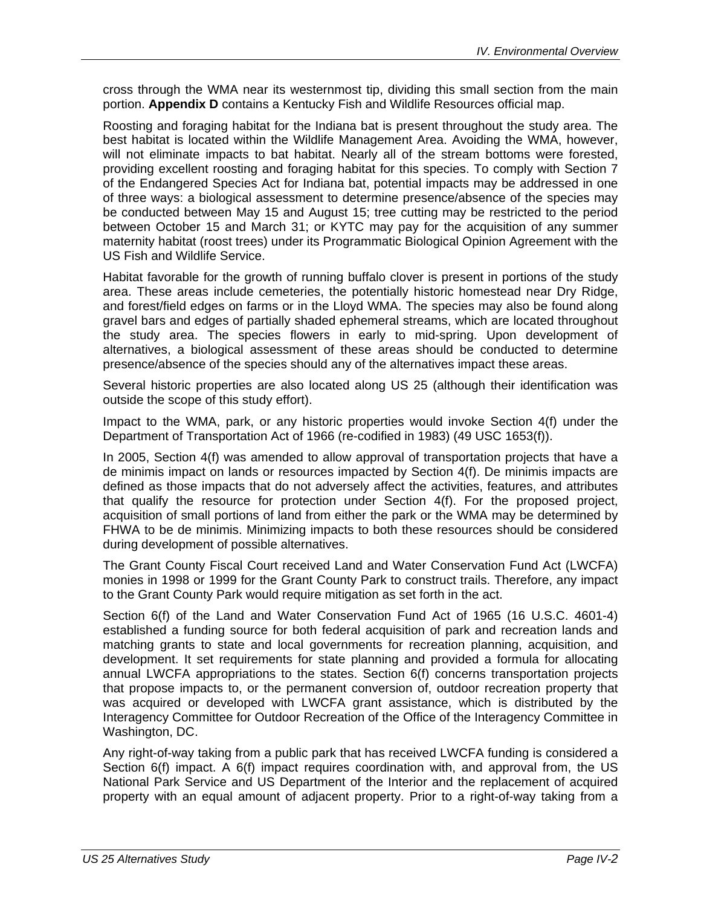cross through the WMA near its westernmost tip, dividing this small section from the main portion. **Appendix D** contains a Kentucky Fish and Wildlife Resources official map.

Roosting and foraging habitat for the Indiana bat is present throughout the study area. The best habitat is located within the Wildlife Management Area. Avoiding the WMA, however, will not eliminate impacts to bat habitat. Nearly all of the stream bottoms were forested, providing excellent roosting and foraging habitat for this species. To comply with Section 7 of the Endangered Species Act for Indiana bat, potential impacts may be addressed in one of three ways: a biological assessment to determine presence/absence of the species may be conducted between May 15 and August 15; tree cutting may be restricted to the period between October 15 and March 31; or KYTC may pay for the acquisition of any summer maternity habitat (roost trees) under its Programmatic Biological Opinion Agreement with the US Fish and Wildlife Service.

Habitat favorable for the growth of running buffalo clover is present in portions of the study area. These areas include cemeteries, the potentially historic homestead near Dry Ridge, and forest/field edges on farms or in the Lloyd WMA. The species may also be found along gravel bars and edges of partially shaded ephemeral streams, which are located throughout the study area. The species flowers in early to mid-spring. Upon development of alternatives, a biological assessment of these areas should be conducted to determine presence/absence of the species should any of the alternatives impact these areas.

Several historic properties are also located along US 25 (although their identification was outside the scope of this study effort).

Impact to the WMA, park, or any historic properties would invoke Section 4(f) under the Department of Transportation Act of 1966 (re-codified in 1983) (49 USC 1653(f)).

In 2005, Section 4(f) was amended to allow approval of transportation projects that have a de minimis impact on lands or resources impacted by Section 4(f). De minimis impacts are defined as those impacts that do not adversely affect the activities, features, and attributes that qualify the resource for protection under Section 4(f). For the proposed project, acquisition of small portions of land from either the park or the WMA may be determined by FHWA to be de minimis. Minimizing impacts to both these resources should be considered during development of possible alternatives.

The Grant County Fiscal Court received Land and Water Conservation Fund Act (LWCFA) monies in 1998 or 1999 for the Grant County Park to construct trails. Therefore, any impact to the Grant County Park would require mitigation as set forth in the act.

Section 6(f) of the Land and Water Conservation Fund Act of 1965 (16 U.S.C. 4601-4) established a funding source for both federal acquisition of park and recreation lands and matching grants to state and local governments for recreation planning, acquisition, and development. It set requirements for state planning and provided a formula for allocating annual LWCFA appropriations to the states. Section 6(f) concerns transportation projects that propose impacts to, or the permanent conversion of, outdoor recreation property that was acquired or developed with LWCFA grant assistance, which is distributed by the Interagency Committee for Outdoor Recreation of the Office of the Interagency Committee in Washington, DC.

Any right-of-way taking from a public park that has received LWCFA funding is considered a Section 6(f) impact. A 6(f) impact requires coordination with, and approval from, the US National Park Service and US Department of the Interior and the replacement of acquired property with an equal amount of adjacent property. Prior to a right-of-way taking from a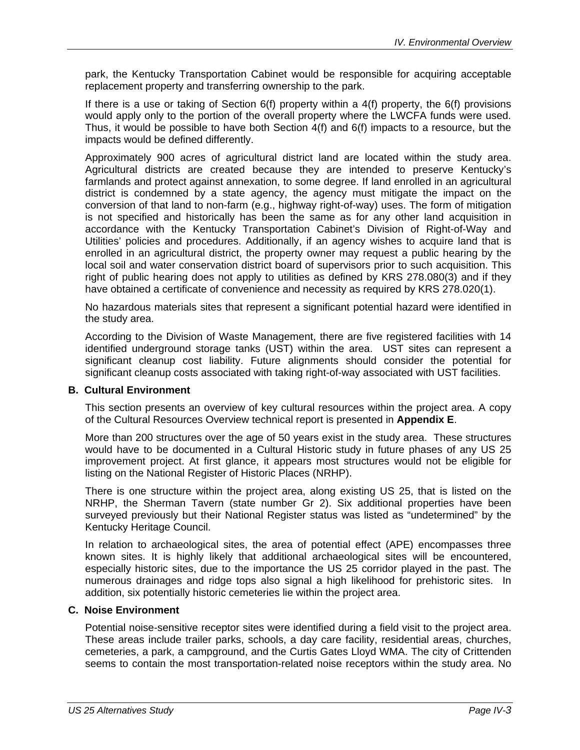park, the Kentucky Transportation Cabinet would be responsible for acquiring acceptable replacement property and transferring ownership to the park.

If there is a use or taking of Section 6(f) property within a 4(f) property, the 6(f) provisions would apply only to the portion of the overall property where the LWCFA funds were used. Thus, it would be possible to have both Section 4(f) and 6(f) impacts to a resource, but the impacts would be defined differently.

Approximately 900 acres of agricultural district land are located within the study area. Agricultural districts are created because they are intended to preserve Kentucky's farmlands and protect against annexation, to some degree. If land enrolled in an agricultural district is condemned by a state agency, the agency must mitigate the impact on the conversion of that land to non-farm (e.g., highway right-of-way) uses. The form of mitigation is not specified and historically has been the same as for any other land acquisition in accordance with the Kentucky Transportation Cabinet's Division of Right-of-Way and Utilities' policies and procedures. Additionally, if an agency wishes to acquire land that is enrolled in an agricultural district, the property owner may request a public hearing by the local soil and water conservation district board of supervisors prior to such acquisition. This right of public hearing does not apply to utilities as defined by KRS 278.080(3) and if they have obtained a certificate of convenience and necessity as required by KRS 278.020(1).

No hazardous materials sites that represent a significant potential hazard were identified in the study area.

According to the Division of Waste Management, there are five registered facilities with 14 identified underground storage tanks (UST) within the area. UST sites can represent a significant cleanup cost liability. Future alignments should consider the potential for significant cleanup costs associated with taking right-of-way associated with UST facilities.

### B. Cultural Environment

This section presents an overview of key cultural resources within the project area. A copy of the Cultural Resources Overview technical report is presented in **Appendix E**.

More than 200 structures over the age of 50 years exist in the study area. These structures would have to be documented in a Cultural Historic study in future phases of any US 25 improvement project. At first glance, it appears most structures would not be eligible for listing on the National Register of Historic Places (NRHP).

There is one structure within the project area, along existing US 25, that is listed on the NRHP, the Sherman Tavern (state number Gr 2). Six additional properties have been surveyed previously but their National Register status was listed as "undetermined" by the Kentucky Heritage Council.

In relation to archaeological sites, the area of potential effect (APE) encompasses three known sites. It is highly likely that additional archaeological sites will be encountered, especially historic sites, due to the importance the US 25 corridor played in the past. The numerous drainages and ridge tops also signal a high likelihood for prehistoric sites. In addition, six potentially historic cemeteries lie within the project area.

### C. Noise Environment

Potential noise-sensitive receptor sites were identified during a field visit to the project area. These areas include trailer parks, schools, a day care facility, residential areas, churches, cemeteries, a park, a campground, and the Curtis Gates Lloyd WMA. The city of Crittenden seems to contain the most transportation-related noise receptors within the study area. No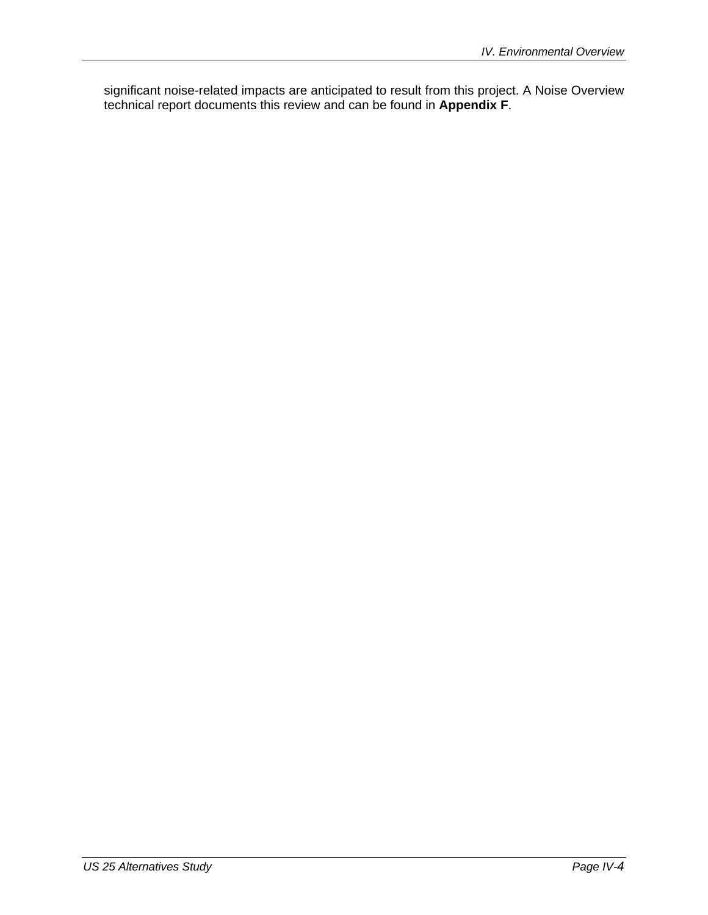significant noise-related impacts are anticipated to result from this project. A Noise Overview technical report documents this review and can be found in **Appendix F**.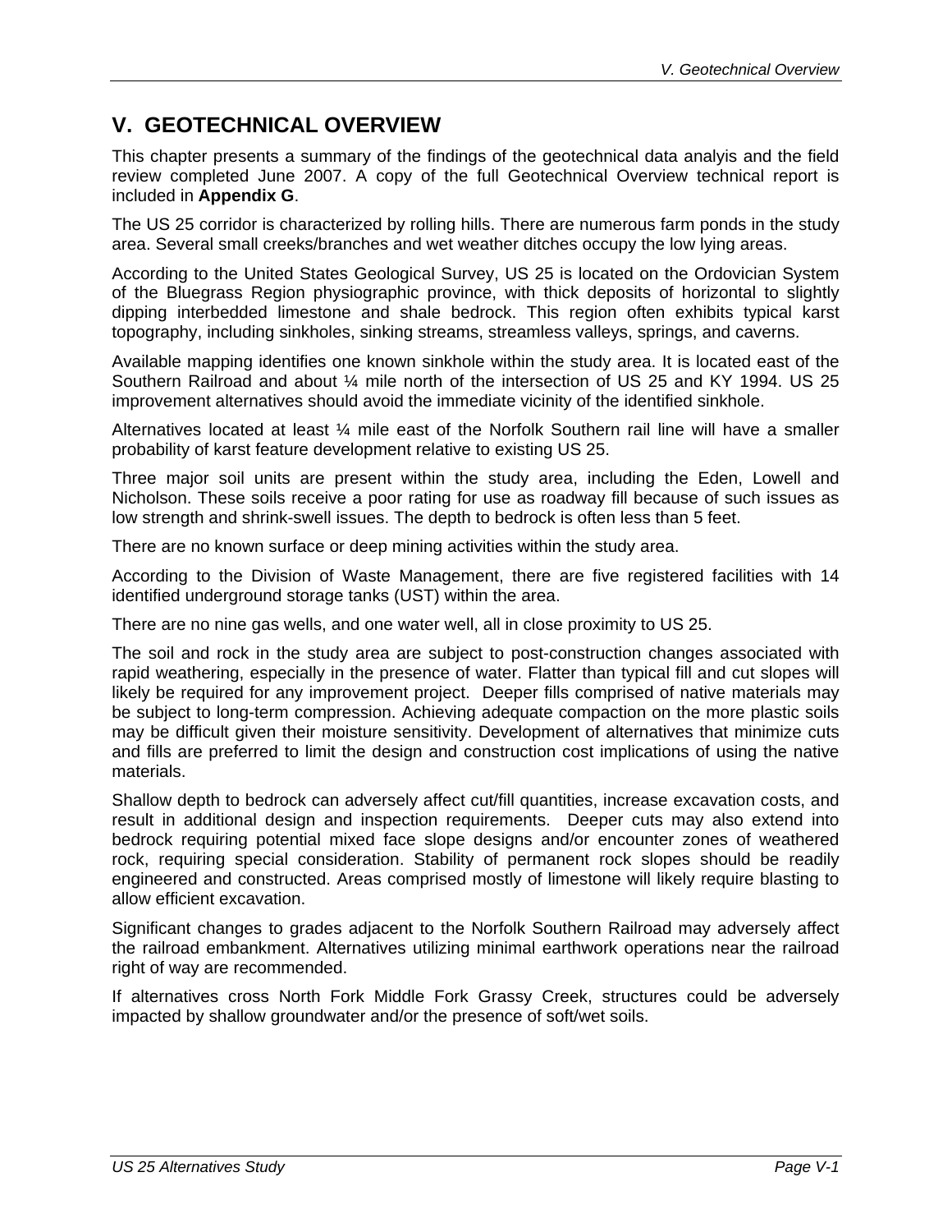# V. GEOTECHNICAL OVERVIEW

This chapter presents a summary of the findings of the geotechnical data analyis and the field review completed June 2007. A copy of the full Geotechnical Overview technical report is included in **Appendix G**.

The US 25 corridor is characterized by rolling hills. There are numerous farm ponds in the study area. Several small creeks/branches and wet weather ditches occupy the low lying areas.

According to the United States Geological Survey, US 25 is located on the Ordovician System of the Bluegrass Region physiographic province, with thick deposits of horizontal to slightly dipping interbedded limestone and shale bedrock. This region often exhibits typical karst topography, including sinkholes, sinking streams, streamless valleys, springs, and caverns.

Available mapping identifies one known sinkhole within the study area. It is located east of the Southern Railroad and about ¼ mile north of the intersection of US 25 and KY 1994. US 25 improvement alternatives should avoid the immediate vicinity of the identified sinkhole.

Alternatives located at least ¼ mile east of the Norfolk Southern rail line will have a smaller probability of karst feature development relative to existing US 25.

Three major soil units are present within the study area, including the Eden, Lowell and Nicholson. These soils receive a poor rating for use as roadway fill because of such issues as low strength and shrink-swell issues. The depth to bedrock is often less than 5 feet.

There are no known surface or deep mining activities within the study area.

According to the Division of Waste Management, there are five registered facilities with 14 identified underground storage tanks (UST) within the area.

There are no nine gas wells, and one water well, all in close proximity to US 25.

The soil and rock in the study area are subject to post-construction changes associated with rapid weathering, especially in the presence of water. Flatter than typical fill and cut slopes will likely be required for any improvement project. Deeper fills comprised of native materials may be subject to long-term compression. Achieving adequate compaction on the more plastic soils may be difficult given their moisture sensitivity. Development of alternatives that minimize cuts and fills are preferred to limit the design and construction cost implications of using the native materials.

Shallow depth to bedrock can adversely affect cut/fill quantities, increase excavation costs, and result in additional design and inspection requirements. Deeper cuts may also extend into bedrock requiring potential mixed face slope designs and/or encounter zones of weathered rock, requiring special consideration. Stability of permanent rock slopes should be readily engineered and constructed. Areas comprised mostly of limestone will likely require blasting to allow efficient excavation.

Significant changes to grades adjacent to the Norfolk Southern Railroad may adversely affect the railroad embankment. Alternatives utilizing minimal earthwork operations near the railroad right of way are recommended.

If alternatives cross North Fork Middle Fork Grassy Creek, structures could be adversely impacted by shallow groundwater and/or the presence of soft/wet soils.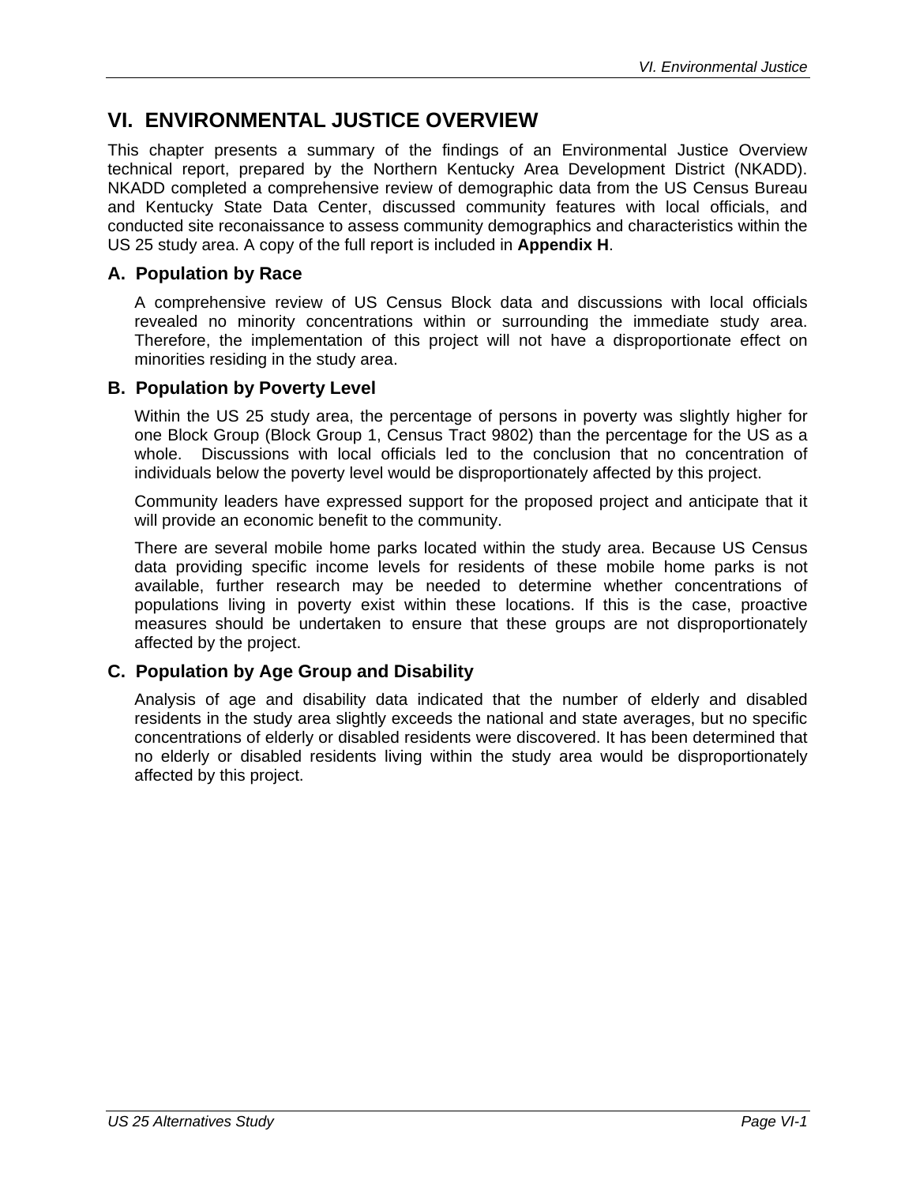# VI. ENVIRONMENTAL JUSTICE OVERVIEW

This chapter presents a summary of the findings of an Environmental Justice Overview technical report, prepared by the Northern Kentucky Area Development District (NKADD). NKADD completed a comprehensive review of demographic data from the US Census Bureau and Kentucky State Data Center, discussed community features with local officials, and conducted site reconaissance to assess community demographics and characteristics within the US 25 study area. A copy of the full report is included in **Appendix H**.

## A. Population by Race

A comprehensive review of US Census Block data and discussions with local officials revealed no minority concentrations within or surrounding the immediate study area. Therefore, the implementation of this project will not have a disproportionate effect on minorities residing in the study area.

## B. Population by Poverty Level

Within the US 25 study area, the percentage of persons in poverty was slightly higher for one Block Group (Block Group 1, Census Tract 9802) than the percentage for the US as a whole. Discussions with local officials led to the conclusion that no concentration of individuals below the poverty level would be disproportionately affected by this project.

Community leaders have expressed support for the proposed project and anticipate that it will provide an economic benefit to the community.

There are several mobile home parks located within the study area. Because US Census data providing specific income levels for residents of these mobile home parks is not available, further research may be needed to determine whether concentrations of populations living in poverty exist within these locations. If this is the case, proactive measures should be undertaken to ensure that these groups are not disproportionately affected by the project.

## C. Population by Age Group and Disability

Analysis of age and disability data indicated that the number of elderly and disabled residents in the study area slightly exceeds the national and state averages, but no specific concentrations of elderly or disabled residents were discovered. It has been determined that no elderly or disabled residents living within the study area would be disproportionately affected by this project.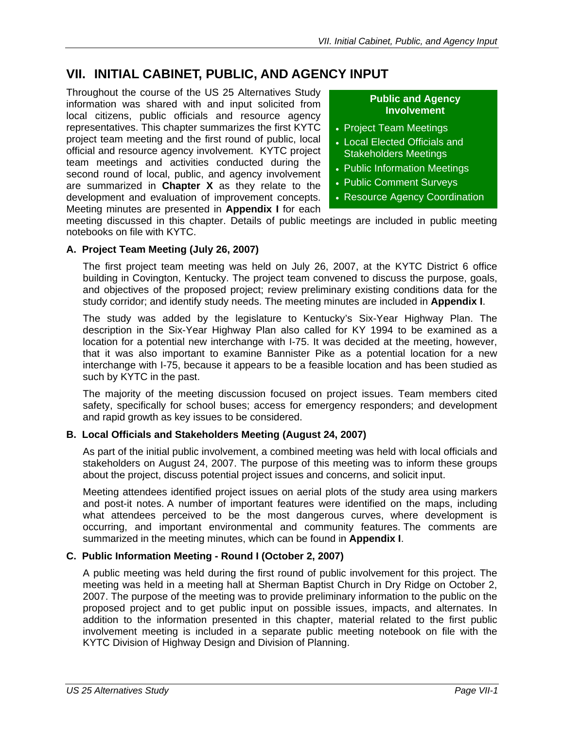# VII. INITIAL CABINET, PUBLIC, AND AGENCY INPUT

Throughout the course of the US 25 Alternatives Study information was shared with and input solicited from local citizens, public officials and resource agency representatives. This chapter summarizes the first KYTC project team meeting and the first round of public, local official and resource agency involvement. KYTC project team meetings and activities conducted during the second round of local, public, and agency involvement are summarized in **Chapter X** as they relate to the development and evaluation of improvement concepts. Meeting minutes are presented in **Appendix I** for each meeting discussed in this chapter. Details of public meetings are included in public meeting notebooks on file with KYTC.

**Public and Agency Involvement**

- Project Team Meetings
- Local Elected Officials and Stakeholders Meetings
- Public Information Meetings
- Public Comment Surveys
- Resource Agency Coordination

### A. Project Team Meeting (July 26, 2007)

The first project team meeting was held on July 26, 2007, at the KYTC District 6 office building in Covington, Kentucky. The project team convened to discuss the purpose, goals, and objectives of the proposed project; review preliminary existing conditions data for the study corridor; and identify study needs. The meeting minutes are included in **Appendix I**.

The study was added by the legislature to Kentucky's Six-Year Highway Plan. The description in the Six-Year Highway Plan also called for KY 1994 to be examined as a location for a potential new interchange with I-75. It was decided at the meeting, however, that it was also important to examine Bannister Pike as a potential location for a new interchange with I-75, because it appears to be a feasible location and has been studied as such by KYTC in the past.

The majority of the meeting discussion focused on project issues. Team members cited safety, specifically for school buses; access for emergency responders; and development and rapid growth as key issues to be considered.

### B. Local Officials and Stakeholders Meeting (August 24, 2007)

As part of the initial public involvement, a combined meeting was held with local officials and stakeholders on August 24, 2007. The purpose of this meeting was to inform these groups about the project, discuss potential project issues and concerns, and solicit input.

Meeting attendees identified project issues on aerial plots of the study area using markers and post-it notes. A number of important features were identified on the maps, including what attendees perceived to be the most dangerous curves, where development is occurring, and important environmental and community features. The comments are summarized in the meeting minutes, which can be found in **Appendix I**.

### C. Public Information Meeting - Round I (October 2, 2007)

A public meeting was held during the first round of public involvement for this project. The meeting was held in a meeting hall at Sherman Baptist Church in Dry Ridge on October 2, 2007. The purpose of the meeting was to provide preliminary information to the public on the proposed project and to get public input on possible issues, impacts, and alternates. In addition to the information presented in this chapter, material related to the first public involvement meeting is included in a separate public meeting notebook on file with the KYTC Division of Highway Design and Division of Planning.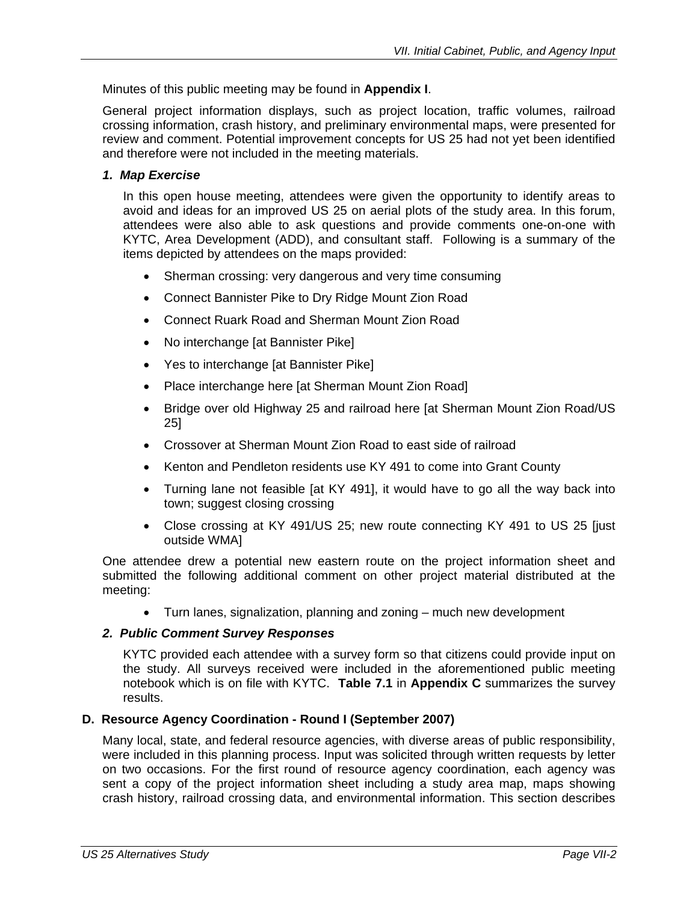Minutes of this public meeting may be found in **Appendix I**.

General project information displays, such as project location, traffic volumes, railroad crossing information, crash history, and preliminary environmental maps, were presented for review and comment. Potential improvement concepts for US 25 had not yet been identified and therefore were not included in the meeting materials.

### *1. Map Exercise*

In this open house meeting, attendees were given the opportunity to identify areas to avoid and ideas for an improved US 25 on aerial plots of the study area. In this forum, attendees were also able to ask questions and provide comments one-on-one with KYTC, Area Development (ADD), and consultant staff. Following is a summary of the items depicted by attendees on the maps provided:

- Sherman crossing: very dangerous and very time consuming
- Connect Bannister Pike to Dry Ridge Mount Zion Road
- Connect Ruark Road and Sherman Mount Zion Road
- No interchange [at Bannister Pike]
- Yes to interchange [at Bannister Pike]
- Place interchange here [at Sherman Mount Zion Road]
- Bridge over old Highway 25 and railroad here [at Sherman Mount Zion Road/US 25]
- Crossover at Sherman Mount Zion Road to east side of railroad
- Kenton and Pendleton residents use KY 491 to come into Grant County
- Turning lane not feasible [at KY 491], it would have to go all the way back into town; suggest closing crossing
- Close crossing at KY 491/US 25; new route connecting KY 491 to US 25 [just outside WMA]

One attendee drew a potential new eastern route on the project information sheet and submitted the following additional comment on other project material distributed at the meeting:

- Turn lanes, signalization, planning and zoning – much new development

### *2. Public Comment Survey Responses*

KYTC provided each attendee with a survey form so that citizens could provide input on the study. All surveys received were included in the aforementioned public meeting notebook which is on file with KYTC. **Table 7.1** in **Appendix C** summarizes the survey results.

## D. Resource Agency Coordination - Round I (September 2007)

Many local, state, and federal resource agencies, with diverse areas of public responsibility, were included in this planning process. Input was solicited through written requests by letter on two occasions. For the first round of resource agency coordination, each agency was sent a copy of the project information sheet including a study area map, maps showing crash history, railroad crossing data, and environmental information. This section describes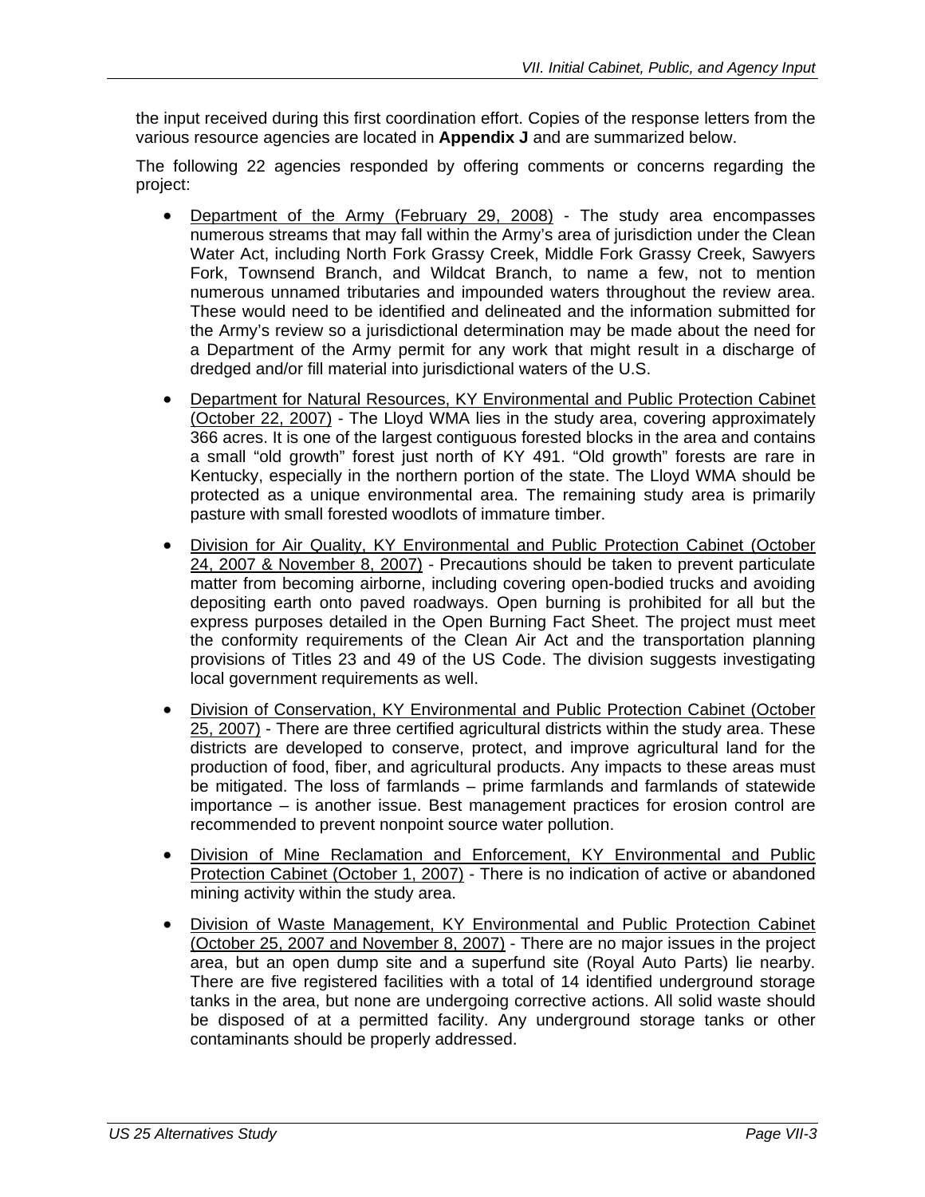the input received during this first coordination effort. Copies of the response letters from the various resource agencies are located in **Appendix J** and are summarized below.

The following 22 agencies responded by offering comments or concerns regarding the project:

- Department of the Army (February 29, 2008) - The study area encompasses numerous streams that may fall within the Army's area of jurisdiction under the Clean Water Act, including North Fork Grassy Creek, Middle Fork Grassy Creek, Sawyers Fork, Townsend Branch, and Wildcat Branch, to name a few, not to mention numerous unnamed tributaries and impounded waters throughout the review area. These would need to be identified and delineated and the information submitted for the Army's review so a jurisdictional determination may be made about the need for a Department of the Army permit for any work that might result in a discharge of dredged and/or fill material into jurisdictional waters of the U.S.

- Department for Natural Resources, KY Environmental and Public Protection Cabinet (October 22, 2007) - The Lloyd WMA lies in the study area, covering approximately 366 acres. It is one of the largest contiguous forested blocks in the area and contains a small "old growth" forest just north of KY 491. "Old growth" forests are rare in Kentucky, especially in the northern portion of the state. The Lloyd WMA should be protected as a unique environmental area. The remaining study area is primarily pasture with small forested woodlots of immature timber.

- Division for Air Quality, KY Environmental and Public Protection Cabinet (October 24, 2007 & November 8, 2007) - Precautions should be taken to prevent particulate matter from becoming airborne, including covering open-bodied trucks and avoiding depositing earth onto paved roadways. Open burning is prohibited for all but the express purposes detailed in the Open Burning Fact Sheet. The project must meet the conformity requirements of the Clean Air Act and the transportation planning provisions of Titles 23 and 49 of the US Code. The division suggests investigating local government requirements as well.

- Division of Conservation, KY Environmental and Public Protection Cabinet (October 25, 2007) - There are three certified agricultural districts within the study area. These districts are developed to conserve, protect, and improve agricultural land for the production of food, fiber, and agricultural products. Any impacts to these areas must be mitigated. The loss of farmlands – prime farmlands and farmlands of statewide importance – is another issue. Best management practices for erosion control are recommended to prevent nonpoint source water pollution.

- Division of Mine Reclamation and Enforcement, KY Environmental and Public Protection Cabinet (October 1, 2007) - There is no indication of active or abandoned mining activity within the study area.

- Division of Waste Management, KY Environmental and Public Protection Cabinet (October 25, 2007 and November 8, 2007) - There are no major issues in the project area, but an open dump site and a superfund site (Royal Auto Parts) lie nearby. There are five registered facilities with a total of 14 identified underground storage tanks in the area, but none are undergoing corrective actions. All solid waste should be disposed of at a permitted facility. Any underground storage tanks or other contaminants should be properly addressed.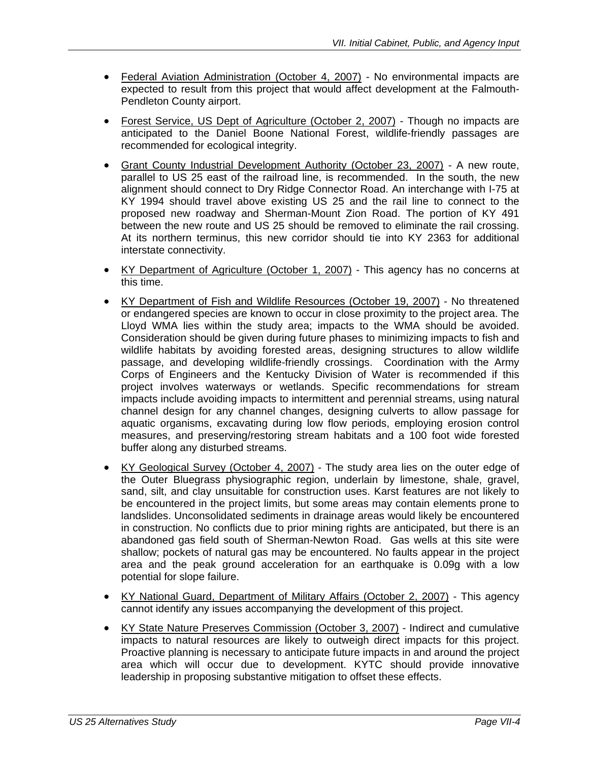- Federal Aviation Administration (October 4, 2007) - No environmental impacts are expected to result from this project that would affect development at the Falmouth-Pendleton County airport.

- Forest Service, US Dept of Agriculture (October 2, 2007) - Though no impacts are anticipated to the Daniel Boone National Forest, wildlife-friendly passages are recommended for ecological integrity.

- Grant County Industrial Development Authority (October 23, 2007) - A new route, parallel to US 25 east of the railroad line, is recommended. In the south, the new alignment should connect to Dry Ridge Connector Road. An interchange with I-75 at KY 1994 should travel above existing US 25 and the rail line to connect to the proposed new roadway and Sherman-Mount Zion Road. The portion of KY 491 between the new route and US 25 should be removed to eliminate the rail crossing. At its northern terminus, this new corridor should tie into KY 2363 for additional interstate connectivity.

- KY Department of Agriculture (October 1, 2007) - This agency has no concerns at this time.

- KY Department of Fish and Wildlife Resources (October 19, 2007) - No threatened or endangered species are known to occur in close proximity to the project area. The Lloyd WMA lies within the study area; impacts to the WMA should be avoided. Consideration should be given during future phases to minimizing impacts to fish and wildlife habitats by avoiding forested areas, designing structures to allow wildlife passage, and developing wildlife-friendly crossings. Coordination with the Army Corps of Engineers and the Kentucky Division of Water is recommended if this project involves waterways or wetlands. Specific recommendations for stream impacts include avoiding impacts to intermittent and perennial streams, using natural channel design for any channel changes, designing culverts to allow passage for aquatic organisms, excavating during low flow periods, employing erosion control measures, and preserving/restoring stream habitats and a 100 foot wide forested buffer along any disturbed streams.

- KY Geological Survey (October 4, 2007) - The study area lies on the outer edge of the Outer Bluegrass physiographic region, underlain by limestone, shale, gravel, sand, silt, and clay unsuitable for construction uses. Karst features are not likely to be encountered in the project limits, but some areas may contain elements prone to landslides. Unconsolidated sediments in drainage areas would likely be encountered in construction. No conflicts due to prior mining rights are anticipated, but there is an abandoned gas field south of Sherman-Newton Road. Gas wells at this site were shallow; pockets of natural gas may be encountered. No faults appear in the project area and the peak ground acceleration for an earthquake is 0.09g with a low potential for slope failure.

- KY National Guard, Department of Military Affairs (October 2, 2007) - This agency cannot identify any issues accompanying the development of this project.

- KY State Nature Preserves Commission (October 3, 2007) - Indirect and cumulative impacts to natural resources are likely to outweigh direct impacts for this project. Proactive planning is necessary to anticipate future impacts in and around the project area which will occur due to development. KYTC should provide innovative leadership in proposing substantive mitigation to offset these effects.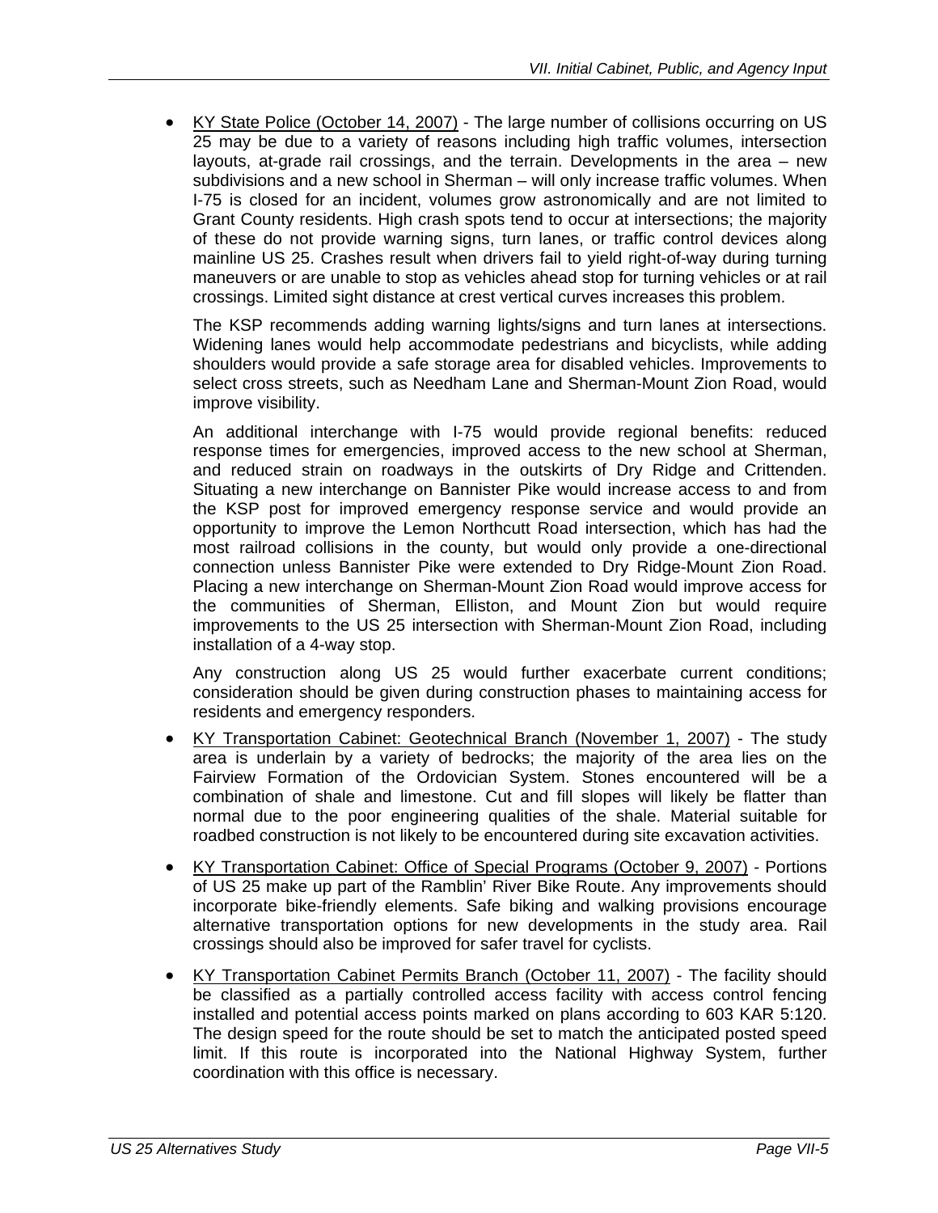- KY State Police (October 14, 2007) - The large number of collisions occurring on US 25 may be due to a variety of reasons including high traffic volumes, intersection layouts, at-grade rail crossings, and the terrain. Developments in the area – new subdivisions and a new school in Sherman – will only increase traffic volumes. When I-75 is closed for an incident, volumes grow astronomically and are not limited to Grant County residents. High crash spots tend to occur at intersections; the majority of these do not provide warning signs, turn lanes, or traffic control devices along mainline US 25. Crashes result when drivers fail to yield right-of-way during turning maneuvers or are unable to stop as vehicles ahead stop for turning vehicles or at rail crossings. Limited sight distance at crest vertical curves increases this problem.

  The KSP recommends adding warning lights/signs and turn lanes at intersections. Widening lanes would help accommodate pedestrians and bicyclists, while adding shoulders would provide a safe storage area for disabled vehicles. Improvements to select cross streets, such as Needham Lane and Sherman-Mount Zion Road, would improve visibility.

  An additional interchange with I-75 would provide regional benefits: reduced response times for emergencies, improved access to the new school at Sherman, and reduced strain on roadways in the outskirts of Dry Ridge and Crittenden. Situating a new interchange on Bannister Pike would increase access to and from the KSP post for improved emergency response service and would provide an opportunity to improve the Lemon Northcutt Road intersection, which has had the most railroad collisions in the county, but would only provide a one-directional connection unless Bannister Pike were extended to Dry Ridge-Mount Zion Road. Placing a new interchange on Sherman-Mount Zion Road would improve access for the communities of Sherman, Elliston, and Mount Zion but would require improvements to the US 25 intersection with Sherman-Mount Zion Road, including installation of a 4-way stop.

  Any construction along US 25 would further exacerbate current conditions; consideration should be given during construction phases to maintaining access for residents and emergency responders.

- KY Transportation Cabinet: Geotechnical Branch (November 1, 2007) - The study area is underlain by a variety of bedrocks; the majority of the area lies on the Fairview Formation of the Ordovician System. Stones encountered will be a combination of shale and limestone. Cut and fill slopes will likely be flatter than normal due to the poor engineering qualities of the shale. Material suitable for roadbed construction is not likely to be encountered during site excavation activities.

- KY Transportation Cabinet: Office of Special Programs (October 9, 2007) - Portions of US 25 make up part of the Ramblin' River Bike Route. Any improvements should incorporate bike-friendly elements. Safe biking and walking provisions encourage alternative transportation options for new developments in the study area. Rail crossings should also be improved for safer travel for cyclists.

- KY Transportation Cabinet Permits Branch (October 11, 2007) - The facility should be classified as a partially controlled access facility with access control fencing installed and potential access points marked on plans according to 603 KAR 5:120. The design speed for the route should be set to match the anticipated posted speed limit. If this route is incorporated into the National Highway System, further coordination with this office is necessary.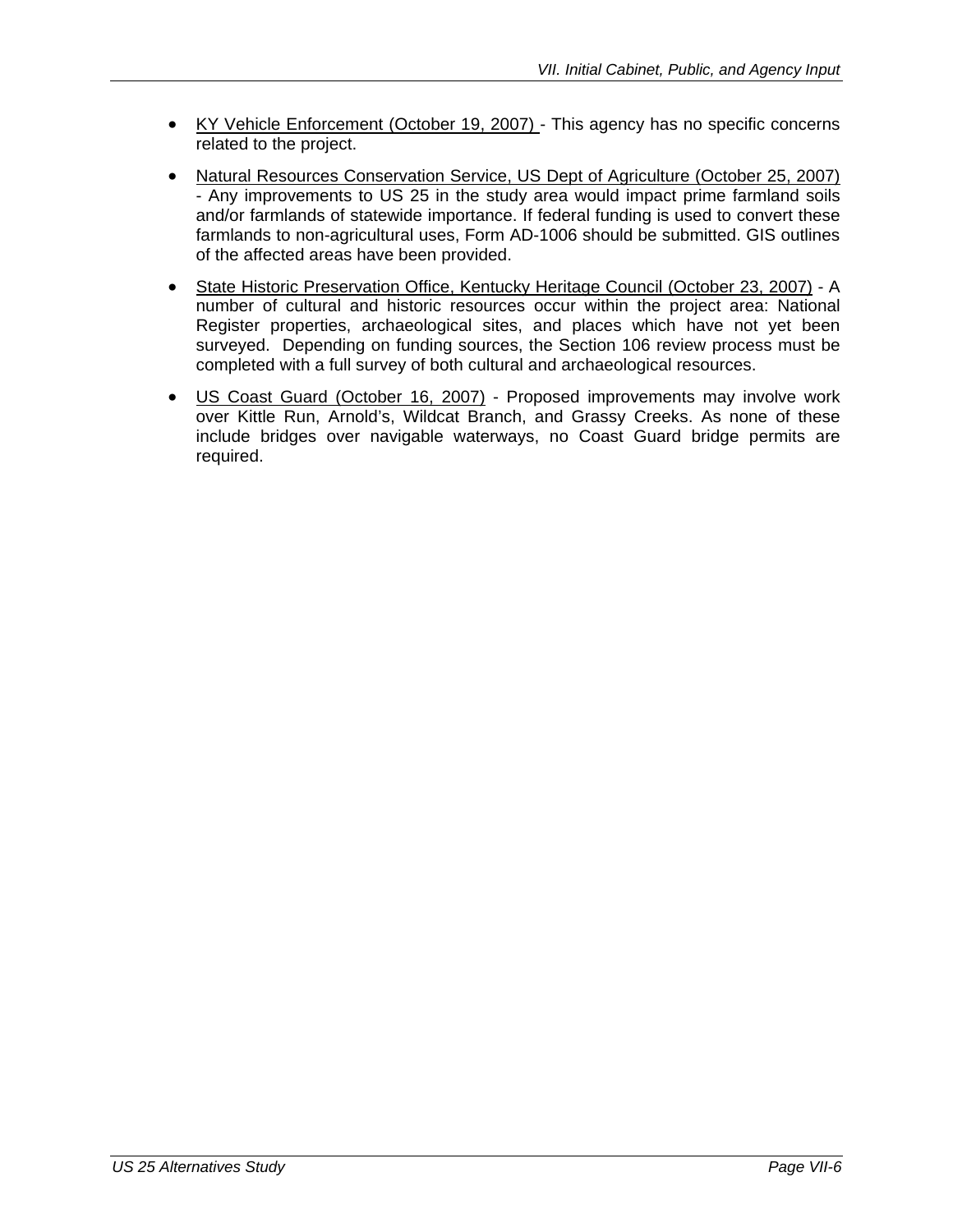- KY Vehicle Enforcement (October 19, 2007) - This agency has no specific concerns related to the project.

- Natural Resources Conservation Service, US Dept of Agriculture (October 25, 2007) - Any improvements to US 25 in the study area would impact prime farmland soils and/or farmlands of statewide importance. If federal funding is used to convert these farmlands to non-agricultural uses, Form AD-1006 should be submitted. GIS outlines of the affected areas have been provided.

- State Historic Preservation Office, Kentucky Heritage Council (October 23, 2007) - A number of cultural and historic resources occur within the project area: National Register properties, archaeological sites, and places which have not yet been surveyed. Depending on funding sources, the Section 106 review process must be completed with a full survey of both cultural and archaeological resources.

- US Coast Guard (October 16, 2007) - Proposed improvements may involve work over Kittle Run, Arnold's, Wildcat Branch, and Grassy Creeks. As none of these include bridges over navigable waterways, no Coast Guard bridge permits are required.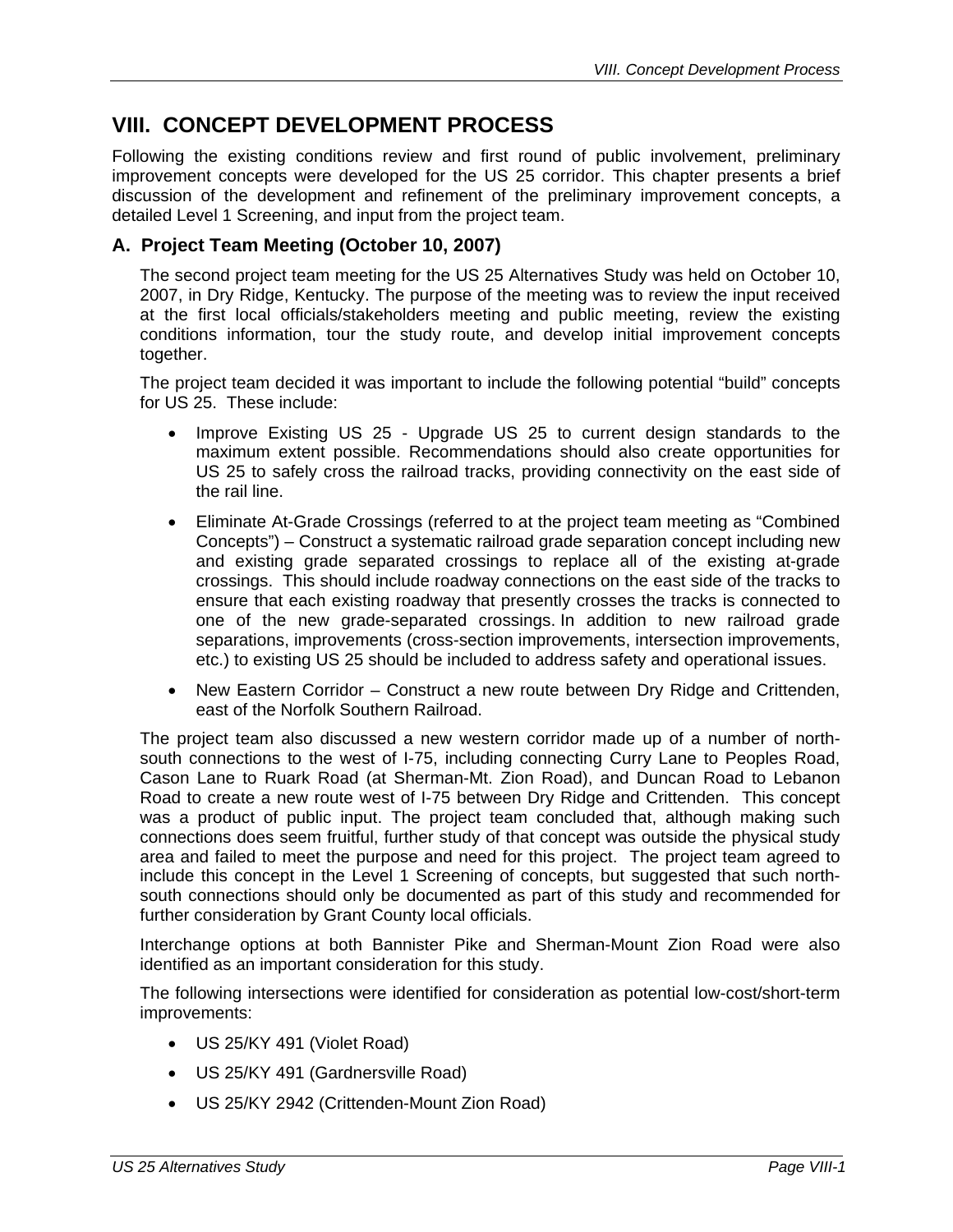# VIII. CONCEPT DEVELOPMENT PROCESS

Following the existing conditions review and first round of public involvement, preliminary improvement concepts were developed for the US 25 corridor. This chapter presents a brief discussion of the development and refinement of the preliminary improvement concepts, a detailed Level 1 Screening, and input from the project team.

## A. Project Team Meeting (October 10, 2007)

The second project team meeting for the US 25 Alternatives Study was held on October 10, 2007, in Dry Ridge, Kentucky. The purpose of the meeting was to review the input received at the first local officials/stakeholders meeting and public meeting, review the existing conditions information, tour the study route, and develop initial improvement concepts together.

The project team decided it was important to include the following potential "build" concepts for US 25. These include:

- Improve Existing US 25 - Upgrade US 25 to current design standards to the maximum extent possible. Recommendations should also create opportunities for US 25 to safely cross the railroad tracks, providing connectivity on the east side of the rail line.
- Eliminate At-Grade Crossings (referred to at the project team meeting as "Combined Concepts") – Construct a systematic railroad grade separation concept including new and existing grade separated crossings to replace all of the existing at-grade crossings. This should include roadway connections on the east side of the tracks to ensure that each existing roadway that presently crosses the tracks is connected to one of the new grade-separated crossings. In addition to new railroad grade separations, improvements (cross-section improvements, intersection improvements, etc.) to existing US 25 should be included to address safety and operational issues.
- New Eastern Corridor – Construct a new route between Dry Ridge and Crittenden, east of the Norfolk Southern Railroad.

The project team also discussed a new western corridor made up of a number of north-south connections to the west of I-75, including connecting Curry Lane to Peoples Road, Cason Lane to Ruark Road (at Sherman-Mt. Zion Road), and Duncan Road to Lebanon Road to create a new route west of I-75 between Dry Ridge and Crittenden. This concept was a product of public input. The project team concluded that, although making such connections does seem fruitful, further study of that concept was outside the physical study area and failed to meet the purpose and need for this project. The project team agreed to include this concept in the Level 1 Screening of concepts, but suggested that such north-south connections should only be documented as part of this study and recommended for further consideration by Grant County local officials.

Interchange options at both Bannister Pike and Sherman-Mount Zion Road were also identified as an important consideration for this study.

The following intersections were identified for consideration as potential low-cost/short-term improvements:

- US 25/KY 491 (Violet Road)
- US 25/KY 491 (Gardnersville Road)
- US 25/KY 2942 (Crittenden-Mount Zion Road)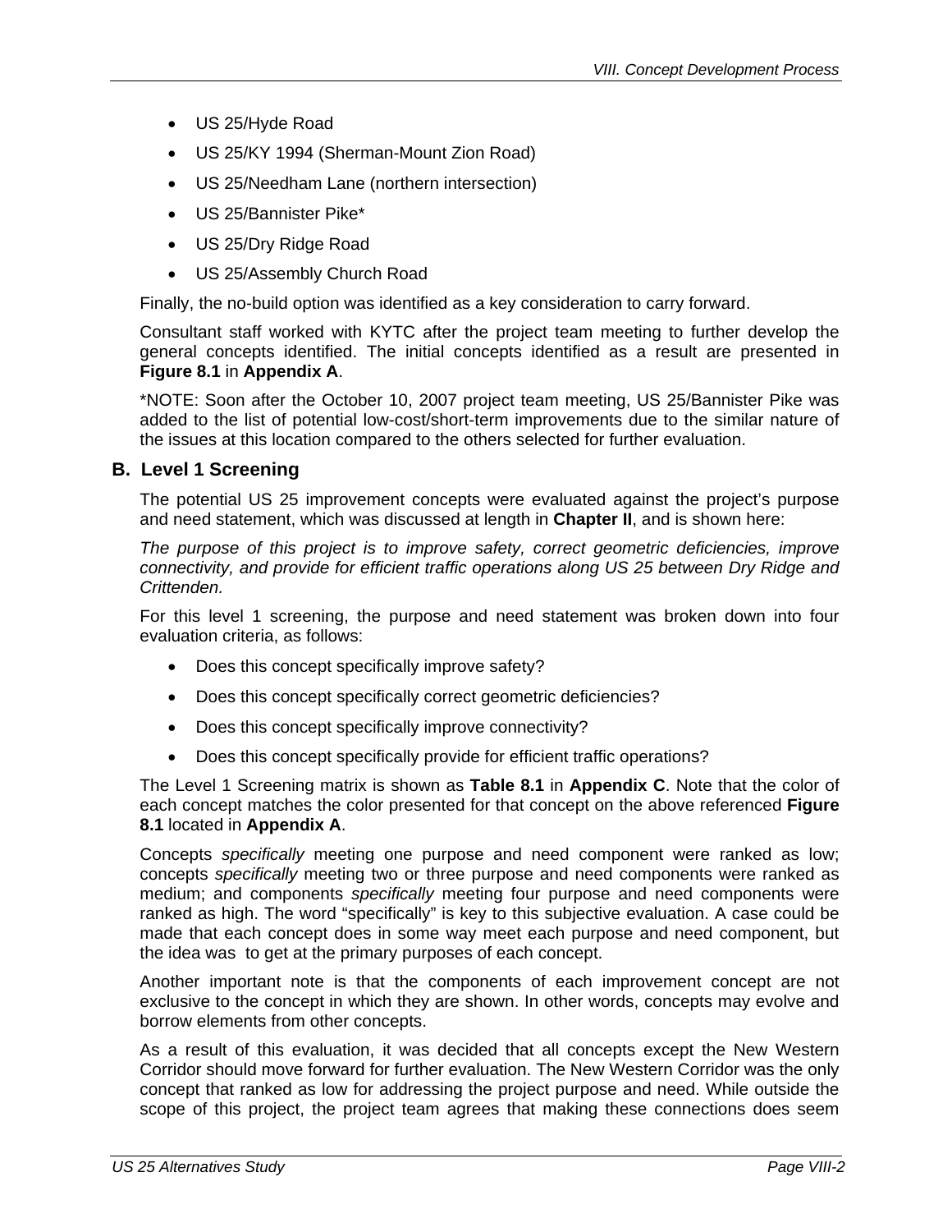- US 25/Hyde Road
- US 25/KY 1994 (Sherman-Mount Zion Road)
- US 25/Needham Lane (northern intersection)
- US 25/Bannister Pike*
- US 25/Dry Ridge Road
- US 25/Assembly Church Road

Finally, the no-build option was identified as a key consideration to carry forward.

Consultant staff worked with KYTC after the project team meeting to further develop the general concepts identified. The initial concepts identified as a result are presented in **Figure 8.1** in **Appendix A**.

*NOTE: Soon after the October 10, 2007 project team meeting, US 25/Bannister Pike was added to the list of potential low-cost/short-term improvements due to the similar nature of the issues at this location compared to the others selected for further evaluation.

## B. Level 1 Screening

The potential US 25 improvement concepts were evaluated against the project's purpose and need statement, which was discussed at length in **Chapter II**, and is shown here:

*The purpose of this project is to improve safety, correct geometric deficiencies, improve connectivity, and provide for efficient traffic operations along US 25 between Dry Ridge and Crittenden.*

For this level 1 screening, the purpose and need statement was broken down into four evaluation criteria, as follows:

- Does this concept specifically improve safety?
- Does this concept specifically correct geometric deficiencies?
- Does this concept specifically improve connectivity?
- Does this concept specifically provide for efficient traffic operations?

The Level 1 Screening matrix is shown as **Table 8.1** in **Appendix C**. Note that the color of each concept matches the color presented for that concept on the above referenced **Figure 8.1** located in **Appendix A**.

Concepts *specifically* meeting one purpose and need component were ranked as low; concepts *specifically* meeting two or three purpose and need components were ranked as medium; and components *specifically* meeting four purpose and need components were ranked as high. The word "specifically" is key to this subjective evaluation. A case could be made that each concept does in some way meet each purpose and need component, but the idea was to get at the primary purposes of each concept.

Another important note is that the components of each improvement concept are not exclusive to the concept in which they are shown. In other words, concepts may evolve and borrow elements from other concepts.

As a result of this evaluation, it was decided that all concepts except the New Western Corridor should move forward for further evaluation. The New Western Corridor was the only concept that ranked as low for addressing the project purpose and need. While outside the scope of this project, the project team agrees that making these connections does seem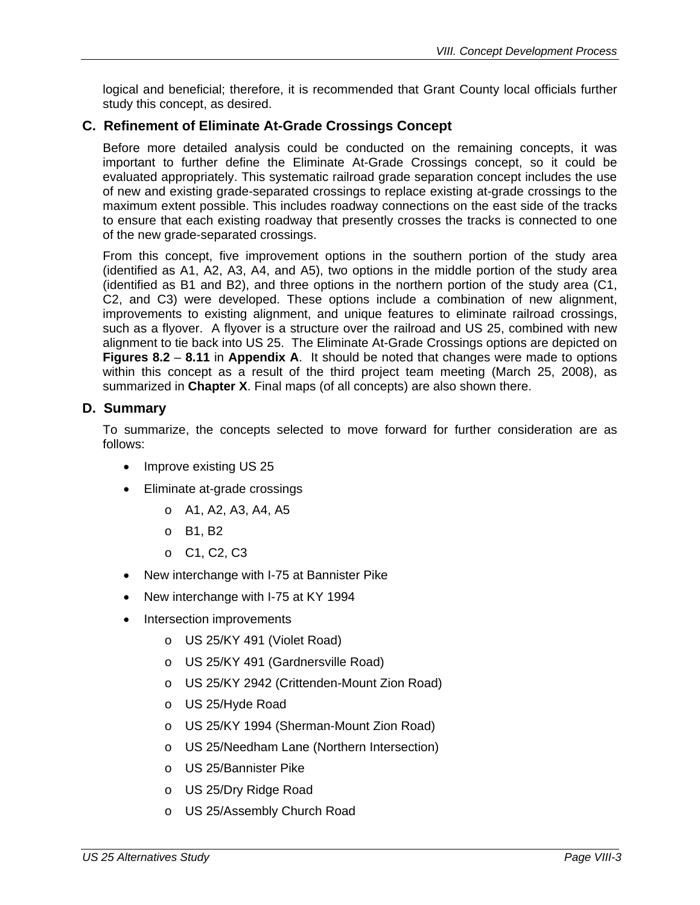logical and beneficial; therefore, it is recommended that Grant County local officials further study this concept, as desired.

## C. Refinement of Eliminate At-Grade Crossings Concept

Before more detailed analysis could be conducted on the remaining concepts, it was important to further define the Eliminate At-Grade Crossings concept, so it could be evaluated appropriately. This systematic railroad grade separation concept includes the use of new and existing grade-separated crossings to replace existing at-grade crossings to the maximum extent possible. This includes roadway connections on the east side of the tracks to ensure that each existing roadway that presently crosses the tracks is connected to one of the new grade-separated crossings.

From this concept, five improvement options in the southern portion of the study area (identified as A1, A2, A3, A4, and A5), two options in the middle portion of the study area (identified as B1 and B2), and three options in the northern portion of the study area (C1, C2, and C3) were developed. These options include a combination of new alignment, improvements to existing alignment, and unique features to eliminate railroad crossings, such as a flyover. A flyover is a structure over the railroad and US 25, combined with new alignment to tie back into US 25. The Eliminate At-Grade Crossings options are depicted on **Figures 8.2** – **8.11** in **Appendix A**. It should be noted that changes were made to options within this concept as a result of the third project team meeting (March 25, 2008), as summarized in **Chapter X**. Final maps (of all concepts) are also shown there.

## D. Summary

To summarize, the concepts selected to move forward for further consideration are as follows:

- Improve existing US 25
- Eliminate at-grade crossings
  - A1, A2, A3, A4, A5
  - B1, B2
  - C1, C2, C3
- New interchange with I-75 at Bannister Pike
- New interchange with I-75 at KY 1994
- Intersection improvements
  - US 25/KY 491 (Violet Road)
  - US 25/KY 491 (Gardnersville Road)
  - US 25/KY 2942 (Crittenden-Mount Zion Road)
  - US 25/Hyde Road
  - US 25/KY 1994 (Sherman-Mount Zion Road)
  - US 25/Needham Lane (Northern Intersection)
  - US 25/Bannister Pike
  - US 25/Dry Ridge Road
  - US 25/Assembly Church Road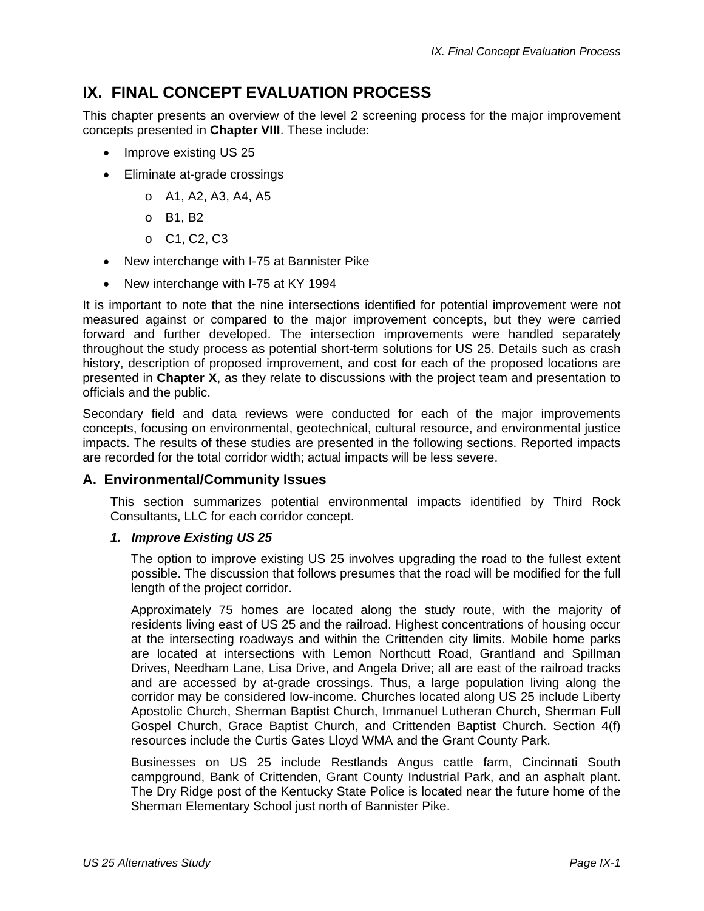# IX. FINAL CONCEPT EVALUATION PROCESS

This chapter presents an overview of the level 2 screening process for the major improvement concepts presented in **Chapter VIII**. These include:

- Improve existing US 25
- Eliminate at-grade crossings
  - A1, A2, A3, A4, A5
  - B1, B2
  - C1, C2, C3
- New interchange with I-75 at Bannister Pike
- New interchange with I-75 at KY 1994

It is important to note that the nine intersections identified for potential improvement were not measured against or compared to the major improvement concepts, but they were carried forward and further developed. The intersection improvements were handled separately throughout the study process as potential short-term solutions for US 25. Details such as crash history, description of proposed improvement, and cost for each of the proposed locations are presented in **Chapter X**, as they relate to discussions with the project team and presentation to officials and the public.

Secondary field and data reviews were conducted for each of the major improvements concepts, focusing on environmental, geotechnical, cultural resource, and environmental justice impacts. The results of these studies are presented in the following sections. Reported impacts are recorded for the total corridor width; actual impacts will be less severe.

## A. Environmental/Community Issues

This section summarizes potential environmental impacts identified by Third Rock Consultants, LLC for each corridor concept.

### *1. Improve Existing US 25*

The option to improve existing US 25 involves upgrading the road to the fullest extent possible. The discussion that follows presumes that the road will be modified for the full length of the project corridor.

Approximately 75 homes are located along the study route, with the majority of residents living east of US 25 and the railroad. Highest concentrations of housing occur at the intersecting roadways and within the Crittenden city limits. Mobile home parks are located at intersections with Lemon Northcutt Road, Grantland and Spillman Drives, Needham Lane, Lisa Drive, and Angela Drive; all are east of the railroad tracks and are accessed by at-grade crossings. Thus, a large population living along the corridor may be considered low-income. Churches located along US 25 include Liberty Apostolic Church, Sherman Baptist Church, Immanuel Lutheran Church, Sherman Full Gospel Church, Grace Baptist Church, and Crittenden Baptist Church. Section 4(f) resources include the Curtis Gates Lloyd WMA and the Grant County Park.

Businesses on US 25 include Restlands Angus cattle farm, Cincinnati South campground, Bank of Crittenden, Grant County Industrial Park, and an asphalt plant. The Dry Ridge post of the Kentucky State Police is located near the future home of the Sherman Elementary School just north of Bannister Pike.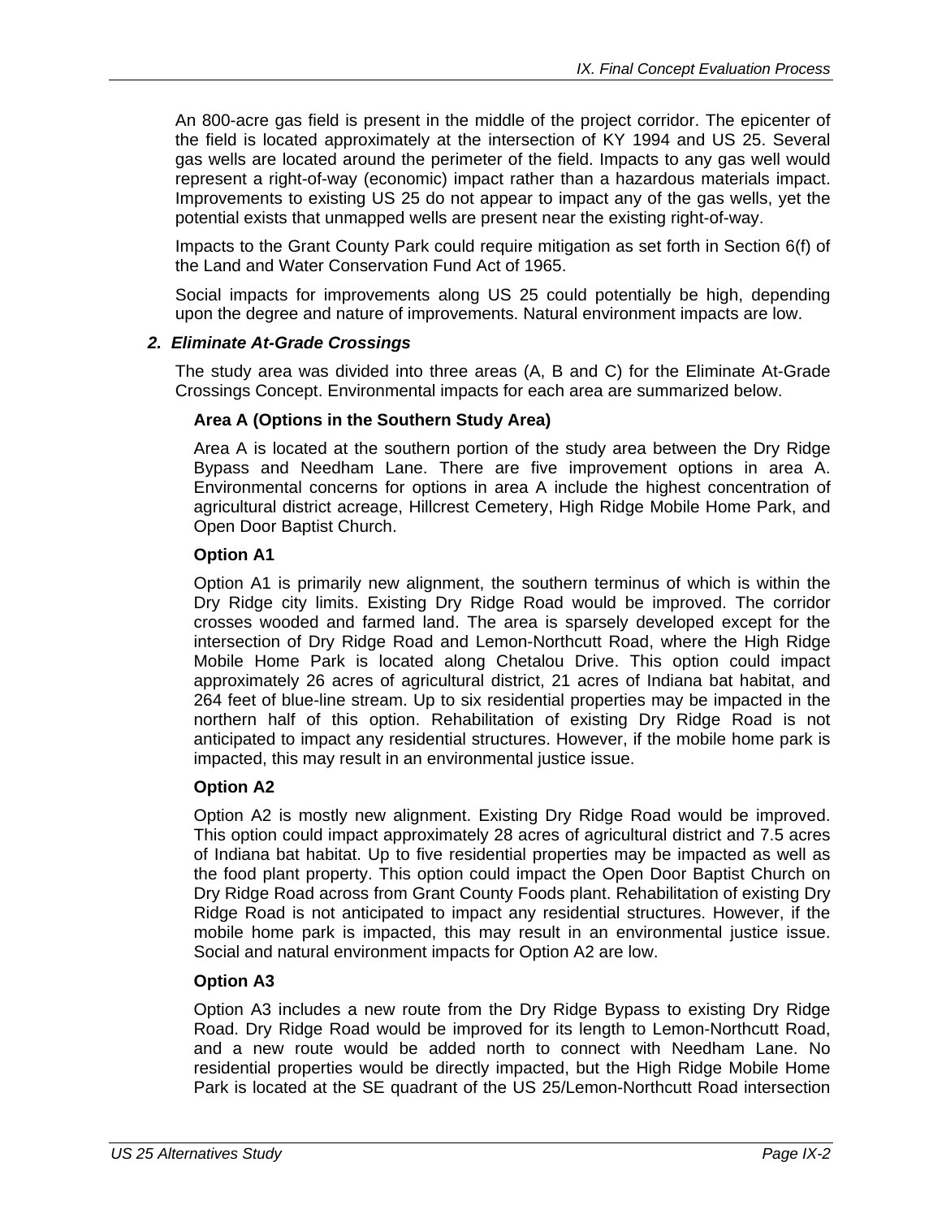An 800-acre gas field is present in the middle of the project corridor. The epicenter of the field is located approximately at the intersection of KY 1994 and US 25. Several gas wells are located around the perimeter of the field. Impacts to any gas well would represent a right-of-way (economic) impact rather than a hazardous materials impact. Improvements to existing US 25 do not appear to impact any of the gas wells, yet the potential exists that unmapped wells are present near the existing right-of-way.

Impacts to the Grant County Park could require mitigation as set forth in Section 6(f) of the Land and Water Conservation Fund Act of 1965.

Social impacts for improvements along US 25 could potentially be high, depending upon the degree and nature of improvements. Natural environment impacts are low.

### *2. Eliminate At-Grade Crossings*

The study area was divided into three areas (A, B and C) for the Eliminate At-Grade Crossings Concept. Environmental impacts for each area are summarized below.

#### Area A (Options in the Southern Study Area)

Area A is located at the southern portion of the study area between the Dry Ridge Bypass and Needham Lane. There are five improvement options in area A. Environmental concerns for options in area A include the highest concentration of agricultural district acreage, Hillcrest Cemetery, High Ridge Mobile Home Park, and Open Door Baptist Church.

#### Option A1

Option A1 is primarily new alignment, the southern terminus of which is within the Dry Ridge city limits. Existing Dry Ridge Road would be improved. The corridor crosses wooded and farmed land. The area is sparsely developed except for the intersection of Dry Ridge Road and Lemon-Northcutt Road, where the High Ridge Mobile Home Park is located along Chetalou Drive. This option could impact approximately 26 acres of agricultural district, 21 acres of Indiana bat habitat, and 264 feet of blue-line stream. Up to six residential properties may be impacted in the northern half of this option. Rehabilitation of existing Dry Ridge Road is not anticipated to impact any residential structures. However, if the mobile home park is impacted, this may result in an environmental justice issue.

#### Option A2

Option A2 is mostly new alignment. Existing Dry Ridge Road would be improved. This option could impact approximately 28 acres of agricultural district and 7.5 acres of Indiana bat habitat. Up to five residential properties may be impacted as well as the food plant property. This option could impact the Open Door Baptist Church on Dry Ridge Road across from Grant County Foods plant. Rehabilitation of existing Dry Ridge Road is not anticipated to impact any residential structures. However, if the mobile home park is impacted, this may result in an environmental justice issue. Social and natural environment impacts for Option A2 are low.

#### Option A3

Option A3 includes a new route from the Dry Ridge Bypass to existing Dry Ridge Road. Dry Ridge Road would be improved for its length to Lemon-Northcutt Road, and a new route would be added north to connect with Needham Lane. No residential properties would be directly impacted, but the High Ridge Mobile Home Park is located at the SE quadrant of the US 25/Lemon-Northcutt Road intersection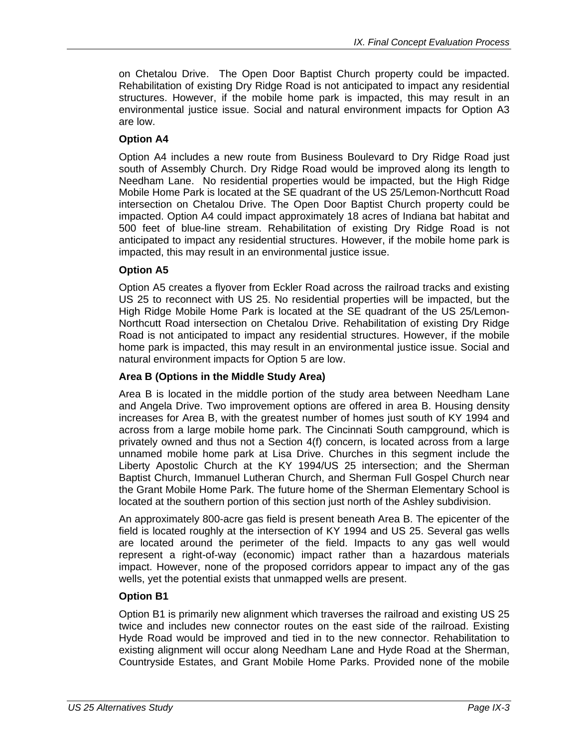on Chetalou Drive. The Open Door Baptist Church property could be impacted. Rehabilitation of existing Dry Ridge Road is not anticipated to impact any residential structures. However, if the mobile home park is impacted, this may result in an environmental justice issue. Social and natural environment impacts for Option A3 are low.

**Option A4**

Option A4 includes a new route from Business Boulevard to Dry Ridge Road just south of Assembly Church. Dry Ridge Road would be improved along its length to Needham Lane. No residential properties would be impacted, but the High Ridge Mobile Home Park is located at the SE quadrant of the US 25/Lemon-Northcutt Road intersection on Chetalou Drive. The Open Door Baptist Church property could be impacted. Option A4 could impact approximately 18 acres of Indiana bat habitat and 500 feet of blue-line stream. Rehabilitation of existing Dry Ridge Road is not anticipated to impact any residential structures. However, if the mobile home park is impacted, this may result in an environmental justice issue.

**Option A5**

Option A5 creates a flyover from Eckler Road across the railroad tracks and existing US 25 to reconnect with US 25. No residential properties will be impacted, but the High Ridge Mobile Home Park is located at the SE quadrant of the US 25/Lemon-Northcutt Road intersection on Chetalou Drive. Rehabilitation of existing Dry Ridge Road is not anticipated to impact any residential structures. However, if the mobile home park is impacted, this may result in an environmental justice issue. Social and natural environment impacts for Option 5 are low.

**Area B (Options in the Middle Study Area)**

Area B is located in the middle portion of the study area between Needham Lane and Angela Drive. Two improvement options are offered in area B. Housing density increases for Area B, with the greatest number of homes just south of KY 1994 and across from a large mobile home park. The Cincinnati South campground, which is privately owned and thus not a Section 4(f) concern, is located across from a large unnamed mobile home park at Lisa Drive. Churches in this segment include the Liberty Apostolic Church at the KY 1994/US 25 intersection; and the Sherman Baptist Church, Immanuel Lutheran Church, and Sherman Full Gospel Church near the Grant Mobile Home Park. The future home of the Sherman Elementary School is located at the southern portion of this section just north of the Ashley subdivision.

An approximately 800-acre gas field is present beneath Area B. The epicenter of the field is located roughly at the intersection of KY 1994 and US 25. Several gas wells are located around the perimeter of the field. Impacts to any gas well would represent a right-of-way (economic) impact rather than a hazardous materials impact. However, none of the proposed corridors appear to impact any of the gas wells, yet the potential exists that unmapped wells are present.

**Option B1**

Option B1 is primarily new alignment which traverses the railroad and existing US 25 twice and includes new connector routes on the east side of the railroad. Existing Hyde Road would be improved and tied in to the new connector. Rehabilitation to existing alignment will occur along Needham Lane and Hyde Road at the Sherman, Countryside Estates, and Grant Mobile Home Parks. Provided none of the mobile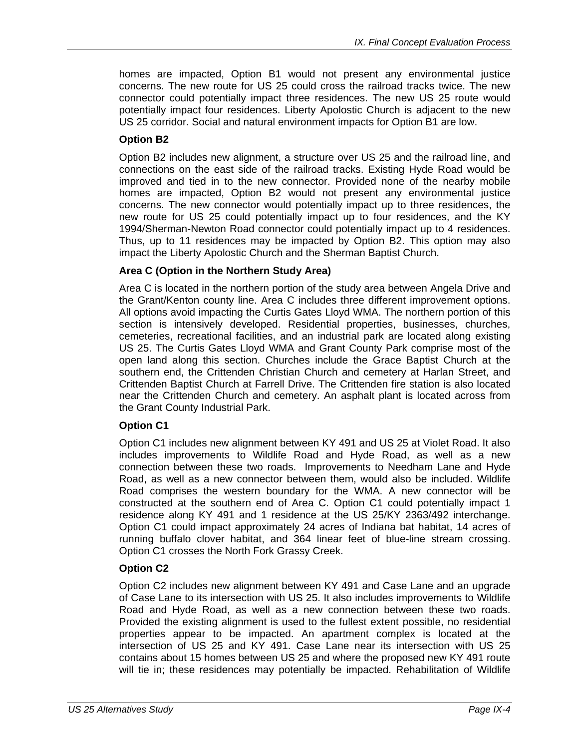homes are impacted, Option B1 would not present any environmental justice concerns. The new route for US 25 could cross the railroad tracks twice. The new connector could potentially impact three residences. The new US 25 route would potentially impact four residences. Liberty Apolostic Church is adjacent to the new US 25 corridor. Social and natural environment impacts for Option B1 are low.

**Option B2**

Option B2 includes new alignment, a structure over US 25 and the railroad line, and connections on the east side of the railroad tracks. Existing Hyde Road would be improved and tied in to the new connector. Provided none of the nearby mobile homes are impacted, Option B2 would not present any environmental justice concerns. The new connector would potentially impact up to three residences, the new route for US 25 could potentially impact up to four residences, and the KY 1994/Sherman-Newton Road connector could potentially impact up to 4 residences. Thus, up to 11 residences may be impacted by Option B2. This option may also impact the Liberty Apolostic Church and the Sherman Baptist Church.

**Area C (Option in the Northern Study Area)**

Area C is located in the northern portion of the study area between Angela Drive and the Grant/Kenton county line. Area C includes three different improvement options. All options avoid impacting the Curtis Gates Lloyd WMA. The northern portion of this section is intensively developed. Residential properties, businesses, churches, cemeteries, recreational facilities, and an industrial park are located along existing US 25. The Curtis Gates Lloyd WMA and Grant County Park comprise most of the open land along this section. Churches include the Grace Baptist Church at the southern end, the Crittenden Christian Church and cemetery at Harlan Street, and Crittenden Baptist Church at Farrell Drive. The Crittenden fire station is also located near the Crittenden Church and cemetery. An asphalt plant is located across from the Grant County Industrial Park.

**Option C1**

Option C1 includes new alignment between KY 491 and US 25 at Violet Road. It also includes improvements to Wildlife Road and Hyde Road, as well as a new connection between these two roads. Improvements to Needham Lane and Hyde Road, as well as a new connector between them, would also be included. Wildlife Road comprises the western boundary for the WMA. A new connector will be constructed at the southern end of Area C. Option C1 could potentially impact 1 residence along KY 491 and 1 residence at the US 25/KY 2363/492 interchange. Option C1 could impact approximately 24 acres of Indiana bat habitat, 14 acres of running buffalo clover habitat, and 364 linear feet of blue-line stream crossing. Option C1 crosses the North Fork Grassy Creek.

**Option C2**

Option C2 includes new alignment between KY 491 and Case Lane and an upgrade of Case Lane to its intersection with US 25. It also includes improvements to Wildlife Road and Hyde Road, as well as a new connection between these two roads. Provided the existing alignment is used to the fullest extent possible, no residential properties appear to be impacted. An apartment complex is located at the intersection of US 25 and KY 491. Case Lane near its intersection with US 25 contains about 15 homes between US 25 and where the proposed new KY 491 route will tie in; these residences may potentially be impacted. Rehabilitation of Wildlife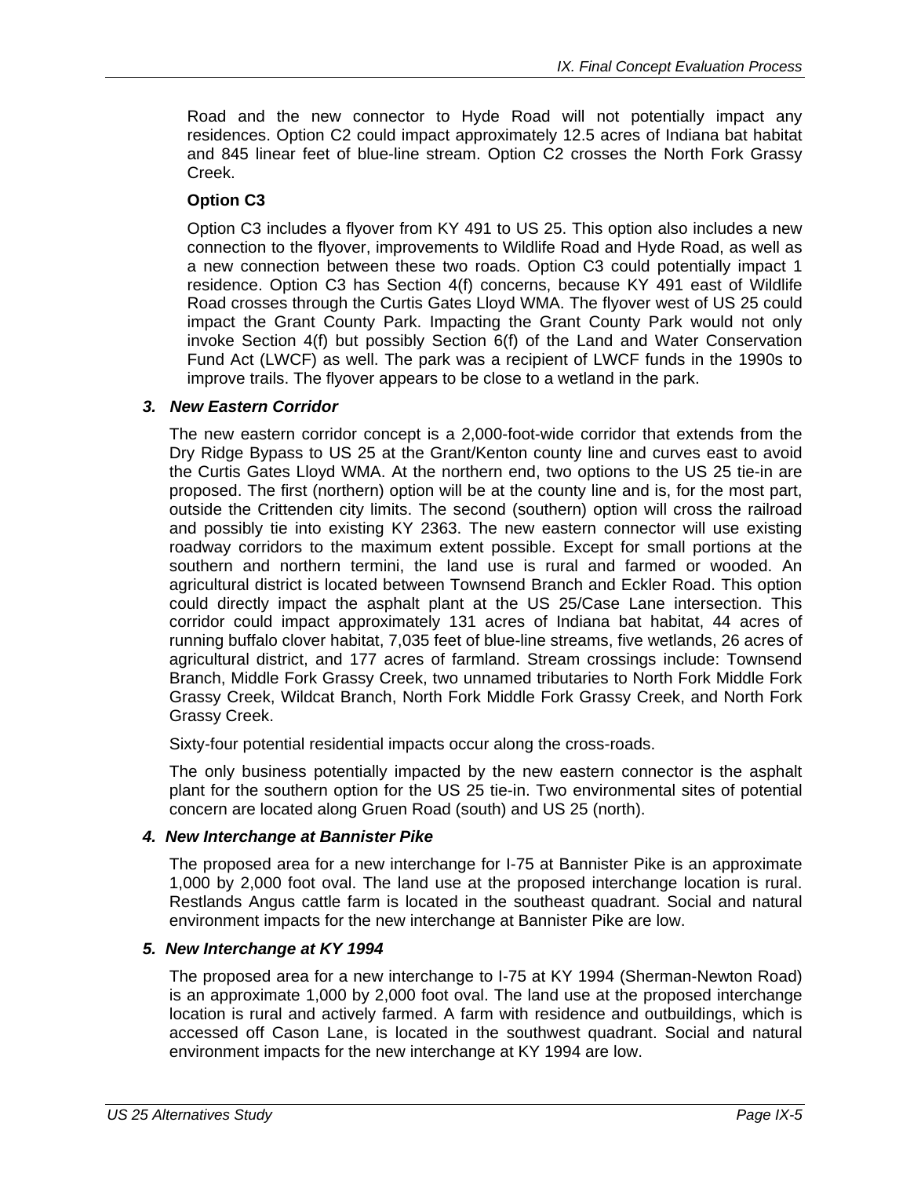Road and the new connector to Hyde Road will not potentially impact any residences. Option C2 could impact approximately 12.5 acres of Indiana bat habitat and 845 linear feet of blue-line stream. Option C2 crosses the North Fork Grassy Creek.

**Option C3**

Option C3 includes a flyover from KY 491 to US 25. This option also includes a new connection to the flyover, improvements to Wildlife Road and Hyde Road, as well as a new connection between these two roads. Option C3 could potentially impact 1 residence. Option C3 has Section 4(f) concerns, because KY 491 east of Wildlife Road crosses through the Curtis Gates Lloyd WMA. The flyover west of US 25 could impact the Grant County Park. Impacting the Grant County Park would not only invoke Section 4(f) but possibly Section 6(f) of the Land and Water Conservation Fund Act (LWCF) as well. The park was a recipient of LWCF funds in the 1990s to improve trails. The flyover appears to be close to a wetland in the park.

### *3. New Eastern Corridor*

The new eastern corridor concept is a 2,000-foot-wide corridor that extends from the Dry Ridge Bypass to US 25 at the Grant/Kenton county line and curves east to avoid the Curtis Gates Lloyd WMA. At the northern end, two options to the US 25 tie-in are proposed. The first (northern) option will be at the county line and is, for the most part, outside the Crittenden city limits. The second (southern) option will cross the railroad and possibly tie into existing KY 2363. The new eastern connector will use existing roadway corridors to the maximum extent possible. Except for small portions at the southern and northern termini, the land use is rural and farmed or wooded. An agricultural district is located between Townsend Branch and Eckler Road. This option could directly impact the asphalt plant at the US 25/Case Lane intersection. This corridor could impact approximately 131 acres of Indiana bat habitat, 44 acres of running buffalo clover habitat, 7,035 feet of blue-line streams, five wetlands, 26 acres of agricultural district, and 177 acres of farmland. Stream crossings include: Townsend Branch, Middle Fork Grassy Creek, two unnamed tributaries to North Fork Middle Fork Grassy Creek, Wildcat Branch, North Fork Middle Fork Grassy Creek, and North Fork Grassy Creek.

Sixty-four potential residential impacts occur along the cross-roads.

The only business potentially impacted by the new eastern connector is the asphalt plant for the southern option for the US 25 tie-in. Two environmental sites of potential concern are located along Gruen Road (south) and US 25 (north).

### *4. New Interchange at Bannister Pike*

The proposed area for a new interchange for I-75 at Bannister Pike is an approximate 1,000 by 2,000 foot oval. The land use at the proposed interchange location is rural. Restlands Angus cattle farm is located in the southeast quadrant. Social and natural environment impacts for the new interchange at Bannister Pike are low.

### *5. New Interchange at KY 1994*

The proposed area for a new interchange to I-75 at KY 1994 (Sherman-Newton Road) is an approximate 1,000 by 2,000 foot oval. The land use at the proposed interchange location is rural and actively farmed. A farm with residence and outbuildings, which is accessed off Cason Lane, is located in the southwest quadrant. Social and natural environment impacts for the new interchange at KY 1994 are low.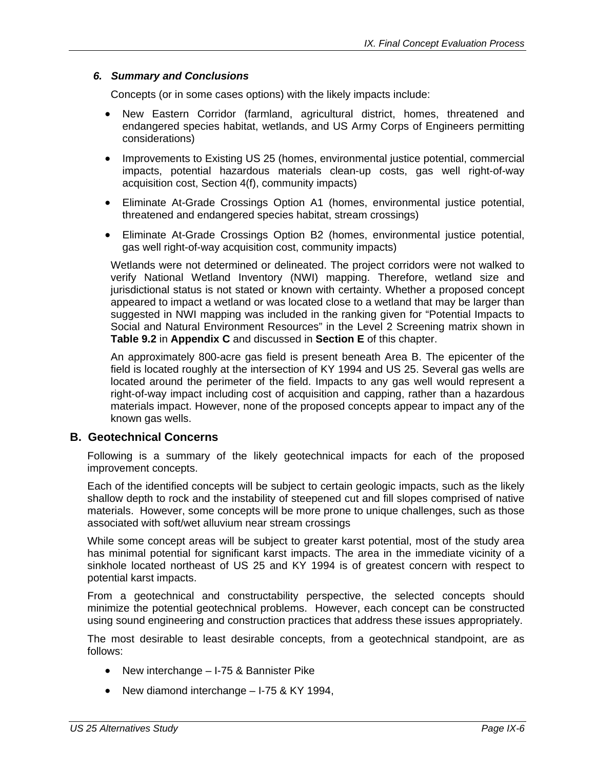### *6. Summary and Conclusions*

Concepts (or in some cases options) with the likely impacts include:

- New Eastern Corridor (farmland, agricultural district, homes, threatened and endangered species habitat, wetlands, and US Army Corps of Engineers permitting considerations)
- Improvements to Existing US 25 (homes, environmental justice potential, commercial impacts, potential hazardous materials clean-up costs, gas well right-of-way acquisition cost, Section 4(f), community impacts)
- Eliminate At-Grade Crossings Option A1 (homes, environmental justice potential, threatened and endangered species habitat, stream crossings)
- Eliminate At-Grade Crossings Option B2 (homes, environmental justice potential, gas well right-of-way acquisition cost, community impacts)

Wetlands were not determined or delineated. The project corridors were not walked to verify National Wetland Inventory (NWI) mapping. Therefore, wetland size and jurisdictional status is not stated or known with certainty. Whether a proposed concept appeared to impact a wetland or was located close to a wetland that may be larger than suggested in NWI mapping was included in the ranking given for "Potential Impacts to Social and Natural Environment Resources" in the Level 2 Screening matrix shown in **Table 9.2** in **Appendix C** and discussed in **Section E** of this chapter.

An approximately 800-acre gas field is present beneath Area B. The epicenter of the field is located roughly at the intersection of KY 1994 and US 25. Several gas wells are located around the perimeter of the field. Impacts to any gas well would represent a right-of-way impact including cost of acquisition and capping, rather than a hazardous materials impact. However, none of the proposed concepts appear to impact any of the known gas wells.

## B. Geotechnical Concerns

Following is a summary of the likely geotechnical impacts for each of the proposed improvement concepts.

Each of the identified concepts will be subject to certain geologic impacts, such as the likely shallow depth to rock and the instability of steepened cut and fill slopes comprised of native materials. However, some concepts will be more prone to unique challenges, such as those associated with soft/wet alluvium near stream crossings

While some concept areas will be subject to greater karst potential, most of the study area has minimal potential for significant karst impacts. The area in the immediate vicinity of a sinkhole located northeast of US 25 and KY 1994 is of greatest concern with respect to potential karst impacts.

From a geotechnical and constructability perspective, the selected concepts should minimize the potential geotechnical problems. However, each concept can be constructed using sound engineering and construction practices that address these issues appropriately.

The most desirable to least desirable concepts, from a geotechnical standpoint, are as follows:

- New interchange – I-75 & Bannister Pike
- New diamond interchange – I-75 & KY 1994,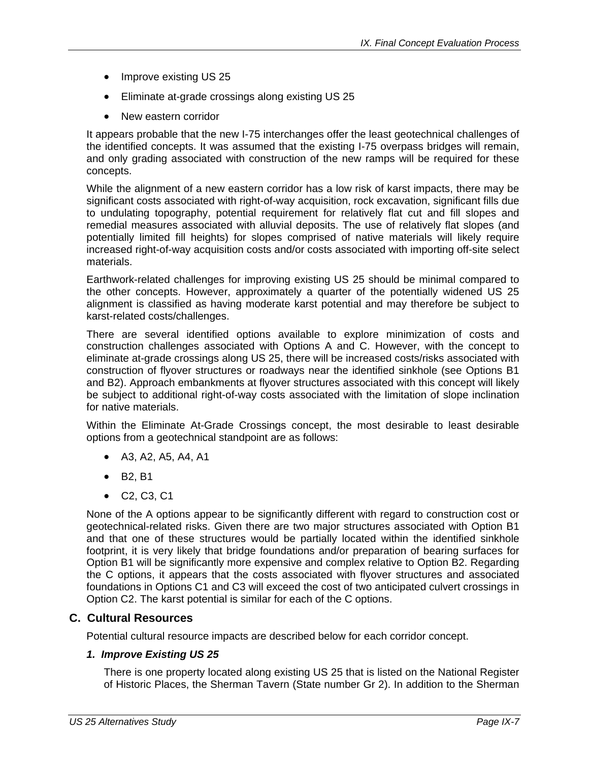- Improve existing US 25
- Eliminate at-grade crossings along existing US 25
- New eastern corridor

It appears probable that the new I-75 interchanges offer the least geotechnical challenges of the identified concepts. It was assumed that the existing I-75 overpass bridges will remain, and only grading associated with construction of the new ramps will be required for these concepts.

While the alignment of a new eastern corridor has a low risk of karst impacts, there may be significant costs associated with right-of-way acquisition, rock excavation, significant fills due to undulating topography, potential requirement for relatively flat cut and fill slopes and remedial measures associated with alluvial deposits. The use of relatively flat slopes (and potentially limited fill heights) for slopes comprised of native materials will likely require increased right-of-way acquisition costs and/or costs associated with importing off-site select materials.

Earthwork-related challenges for improving existing US 25 should be minimal compared to the other concepts. However, approximately a quarter of the potentially widened US 25 alignment is classified as having moderate karst potential and may therefore be subject to karst-related costs/challenges.

There are several identified options available to explore minimization of costs and construction challenges associated with Options A and C. However, with the concept to eliminate at-grade crossings along US 25, there will be increased costs/risks associated with construction of flyover structures or roadways near the identified sinkhole (see Options B1 and B2). Approach embankments at flyover structures associated with this concept will likely be subject to additional right-of-way costs associated with the limitation of slope inclination for native materials.

Within the Eliminate At-Grade Crossings concept, the most desirable to least desirable options from a geotechnical standpoint are as follows:

- A3, A2, A5, A4, A1
- B2, B1
- C2, C3, C1

None of the A options appear to be significantly different with regard to construction cost or geotechnical-related risks. Given there are two major structures associated with Option B1 and that one of these structures would be partially located within the identified sinkhole footprint, it is very likely that bridge foundations and/or preparation of bearing surfaces for Option B1 will be significantly more expensive and complex relative to Option B2. Regarding the C options, it appears that the costs associated with flyover structures and associated foundations in Options C1 and C3 will exceed the cost of two anticipated culvert crossings in Option C2. The karst potential is similar for each of the C options.

## C. Cultural Resources

Potential cultural resource impacts are described below for each corridor concept.

### *1. Improve Existing US 25*

There is one property located along existing US 25 that is listed on the National Register of Historic Places, the Sherman Tavern (State number Gr 2). In addition to the Sherman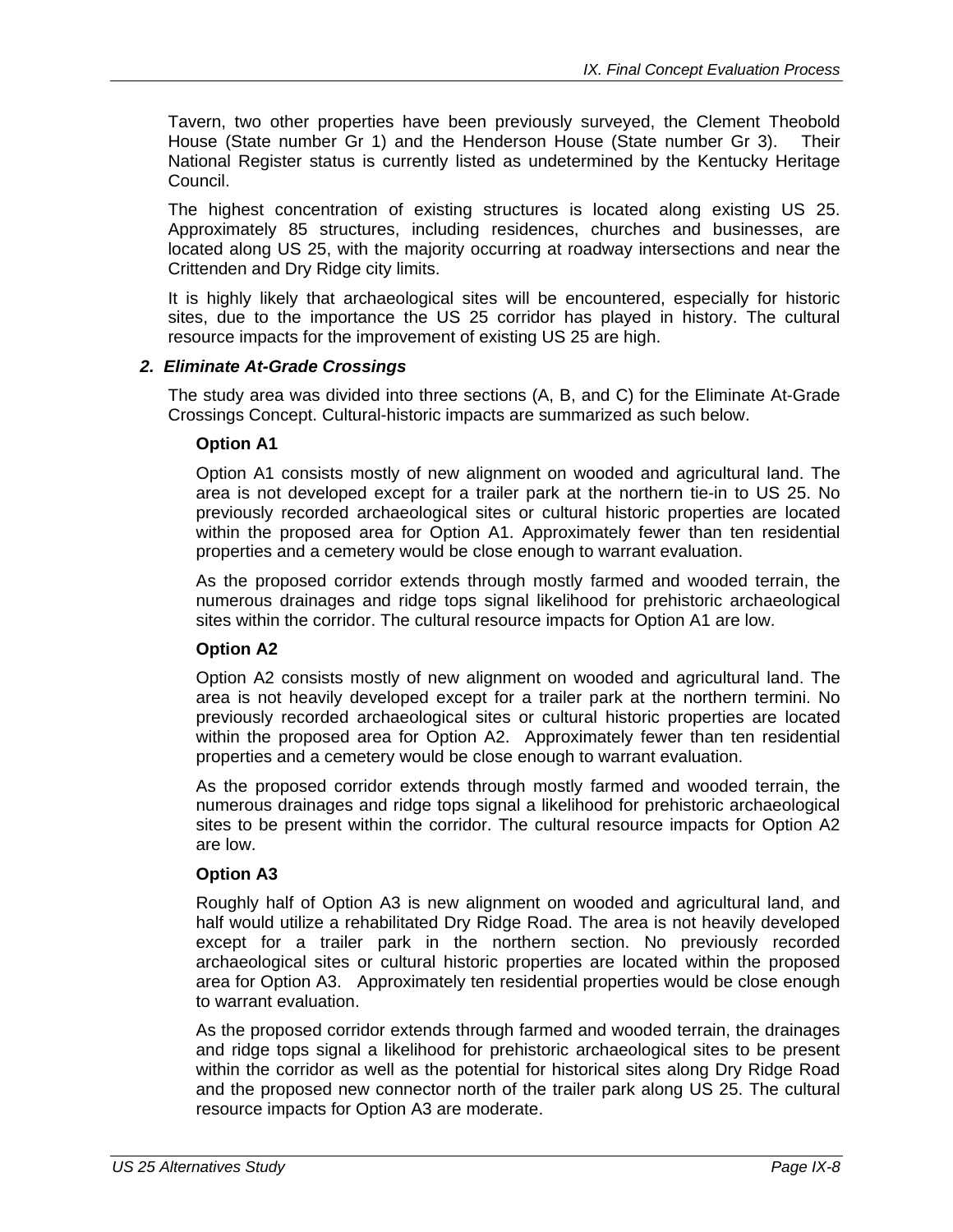Tavern, two other properties have been previously surveyed, the Clement Theobold House (State number Gr 1) and the Henderson House (State number Gr 3). Their National Register status is currently listed as undetermined by the Kentucky Heritage Council.

The highest concentration of existing structures is located along existing US 25. Approximately 85 structures, including residences, churches and businesses, are located along US 25, with the majority occurring at roadway intersections and near the Crittenden and Dry Ridge city limits.

It is highly likely that archaeological sites will be encountered, especially for historic sites, due to the importance the US 25 corridor has played in history. The cultural resource impacts for the improvement of existing US 25 are high.

### *2. Eliminate At-Grade Crossings*

The study area was divided into three sections (A, B, and C) for the Eliminate At-Grade Crossings Concept. Cultural-historic impacts are summarized as such below.

**Option A1**

Option A1 consists mostly of new alignment on wooded and agricultural land. The area is not developed except for a trailer park at the northern tie-in to US 25. No previously recorded archaeological sites or cultural historic properties are located within the proposed area for Option A1. Approximately fewer than ten residential properties and a cemetery would be close enough to warrant evaluation.

As the proposed corridor extends through mostly farmed and wooded terrain, the numerous drainages and ridge tops signal likelihood for prehistoric archaeological sites within the corridor. The cultural resource impacts for Option A1 are low.

**Option A2**

Option A2 consists mostly of new alignment on wooded and agricultural land. The area is not heavily developed except for a trailer park at the northern termini. No previously recorded archaeological sites or cultural historic properties are located within the proposed area for Option A2. Approximately fewer than ten residential properties and a cemetery would be close enough to warrant evaluation.

As the proposed corridor extends through mostly farmed and wooded terrain, the numerous drainages and ridge tops signal a likelihood for prehistoric archaeological sites to be present within the corridor. The cultural resource impacts for Option A2 are low.

**Option A3**

Roughly half of Option A3 is new alignment on wooded and agricultural land, and half would utilize a rehabilitated Dry Ridge Road. The area is not heavily developed except for a trailer park in the northern section. No previously recorded archaeological sites or cultural historic properties are located within the proposed area for Option A3. Approximately ten residential properties would be close enough to warrant evaluation.

As the proposed corridor extends through farmed and wooded terrain, the drainages and ridge tops signal a likelihood for prehistoric archaeological sites to be present within the corridor as well as the potential for historical sites along Dry Ridge Road and the proposed new connector north of the trailer park along US 25. The cultural resource impacts for Option A3 are moderate.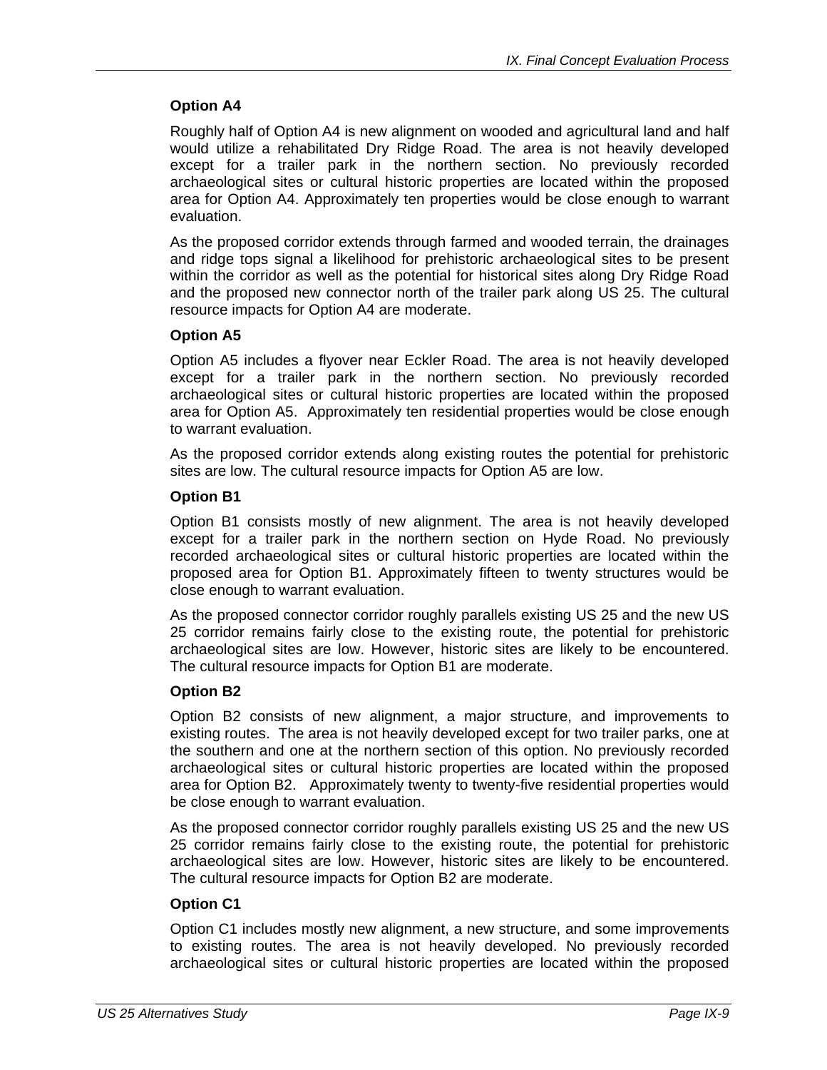### Option A4

Roughly half of Option A4 is new alignment on wooded and agricultural land and half would utilize a rehabilitated Dry Ridge Road. The area is not heavily developed except for a trailer park in the northern section. No previously recorded archaeological sites or cultural historic properties are located within the proposed area for Option A4. Approximately ten properties would be close enough to warrant evaluation.

As the proposed corridor extends through farmed and wooded terrain, the drainages and ridge tops signal a likelihood for prehistoric archaeological sites to be present within the corridor as well as the potential for historical sites along Dry Ridge Road and the proposed new connector north of the trailer park along US 25. The cultural resource impacts for Option A4 are moderate.

### Option A5

Option A5 includes a flyover near Eckler Road. The area is not heavily developed except for a trailer park in the northern section. No previously recorded archaeological sites or cultural historic properties are located within the proposed area for Option A5. Approximately ten residential properties would be close enough to warrant evaluation.

As the proposed corridor extends along existing routes the potential for prehistoric sites are low. The cultural resource impacts for Option A5 are low.

### Option B1

Option B1 consists mostly of new alignment. The area is not heavily developed except for a trailer park in the northern section on Hyde Road. No previously recorded archaeological sites or cultural historic properties are located within the proposed area for Option B1. Approximately fifteen to twenty structures would be close enough to warrant evaluation.

As the proposed connector corridor roughly parallels existing US 25 and the new US 25 corridor remains fairly close to the existing route, the potential for prehistoric archaeological sites are low. However, historic sites are likely to be encountered. The cultural resource impacts for Option B1 are moderate.

### Option B2

Option B2 consists of new alignment, a major structure, and improvements to existing routes. The area is not heavily developed except for two trailer parks, one at the southern and one at the northern section of this option. No previously recorded archaeological sites or cultural historic properties are located within the proposed area for Option B2. Approximately twenty to twenty-five residential properties would be close enough to warrant evaluation.

As the proposed connector corridor roughly parallels existing US 25 and the new US 25 corridor remains fairly close to the existing route, the potential for prehistoric archaeological sites are low. However, historic sites are likely to be encountered. The cultural resource impacts for Option B2 are moderate.

### Option C1

Option C1 includes mostly new alignment, a new structure, and some improvements to existing routes. The area is not heavily developed. No previously recorded archaeological sites or cultural historic properties are located within the proposed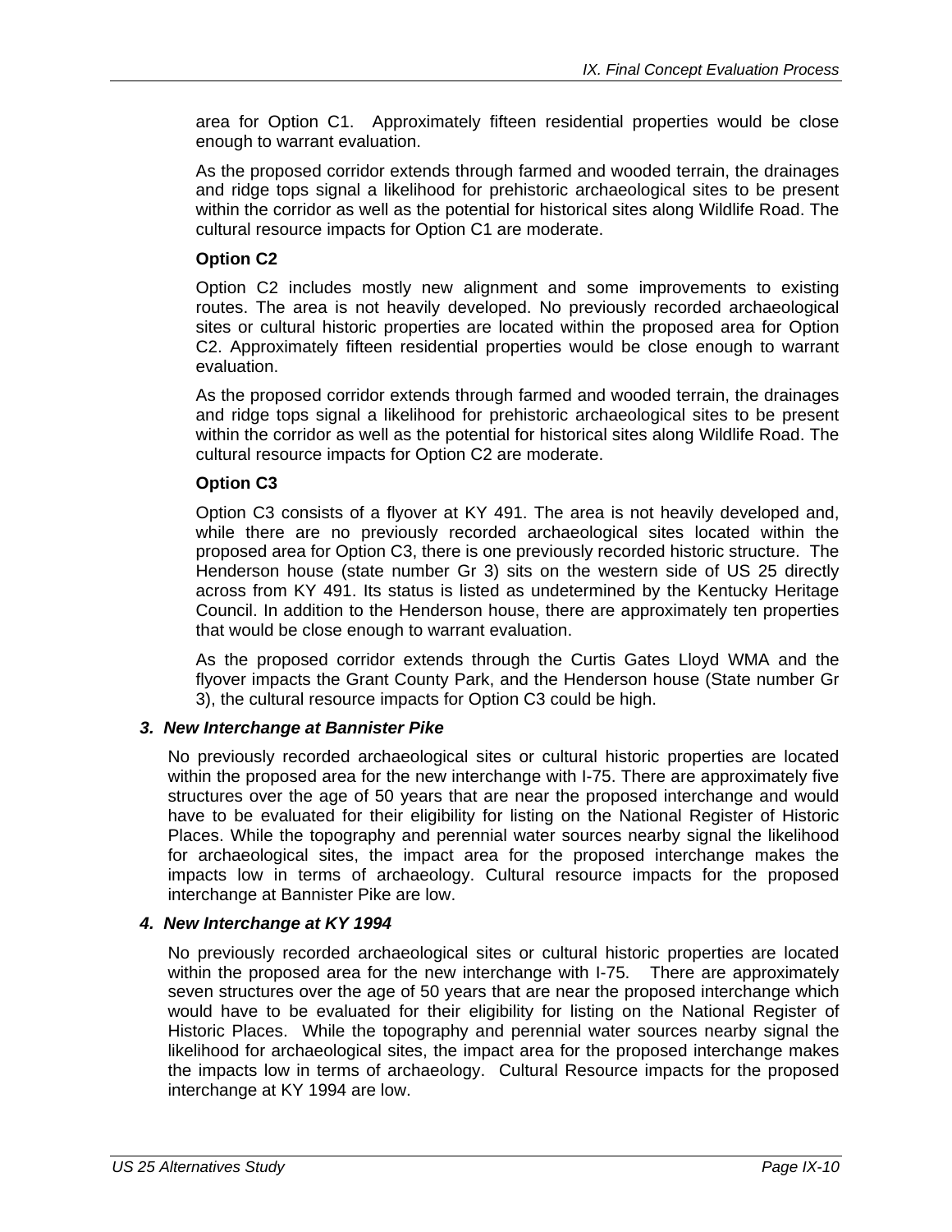area for Option C1. Approximately fifteen residential properties would be close enough to warrant evaluation.

As the proposed corridor extends through farmed and wooded terrain, the drainages and ridge tops signal a likelihood for prehistoric archaeological sites to be present within the corridor as well as the potential for historical sites along Wildlife Road. The cultural resource impacts for Option C1 are moderate.

**Option C2**

Option C2 includes mostly new alignment and some improvements to existing routes. The area is not heavily developed. No previously recorded archaeological sites or cultural historic properties are located within the proposed area for Option C2. Approximately fifteen residential properties would be close enough to warrant evaluation.

As the proposed corridor extends through farmed and wooded terrain, the drainages and ridge tops signal a likelihood for prehistoric archaeological sites to be present within the corridor as well as the potential for historical sites along Wildlife Road. The cultural resource impacts for Option C2 are moderate.

**Option C3**

Option C3 consists of a flyover at KY 491. The area is not heavily developed and, while there are no previously recorded archaeological sites located within the proposed area for Option C3, there is one previously recorded historic structure. The Henderson house (state number Gr 3) sits on the western side of US 25 directly across from KY 491. Its status is listed as undetermined by the Kentucky Heritage Council. In addition to the Henderson house, there are approximately ten properties that would be close enough to warrant evaluation.

As the proposed corridor extends through the Curtis Gates Lloyd WMA and the flyover impacts the Grant County Park, and the Henderson house (State number Gr 3), the cultural resource impacts for Option C3 could be high.

### *3. New Interchange at Bannister Pike*

No previously recorded archaeological sites or cultural historic properties are located within the proposed area for the new interchange with I-75. There are approximately five structures over the age of 50 years that are near the proposed interchange and would have to be evaluated for their eligibility for listing on the National Register of Historic Places. While the topography and perennial water sources nearby signal the likelihood for archaeological sites, the impact area for the proposed interchange makes the impacts low in terms of archaeology. Cultural resource impacts for the proposed interchange at Bannister Pike are low.

### *4. New Interchange at KY 1994*

No previously recorded archaeological sites or cultural historic properties are located within the proposed area for the new interchange with I-75. There are approximately seven structures over the age of 50 years that are near the proposed interchange which would have to be evaluated for their eligibility for listing on the National Register of Historic Places. While the topography and perennial water sources nearby signal the likelihood for archaeological sites, the impact area for the proposed interchange makes the impacts low in terms of archaeology. Cultural Resource impacts for the proposed interchange at KY 1994 are low.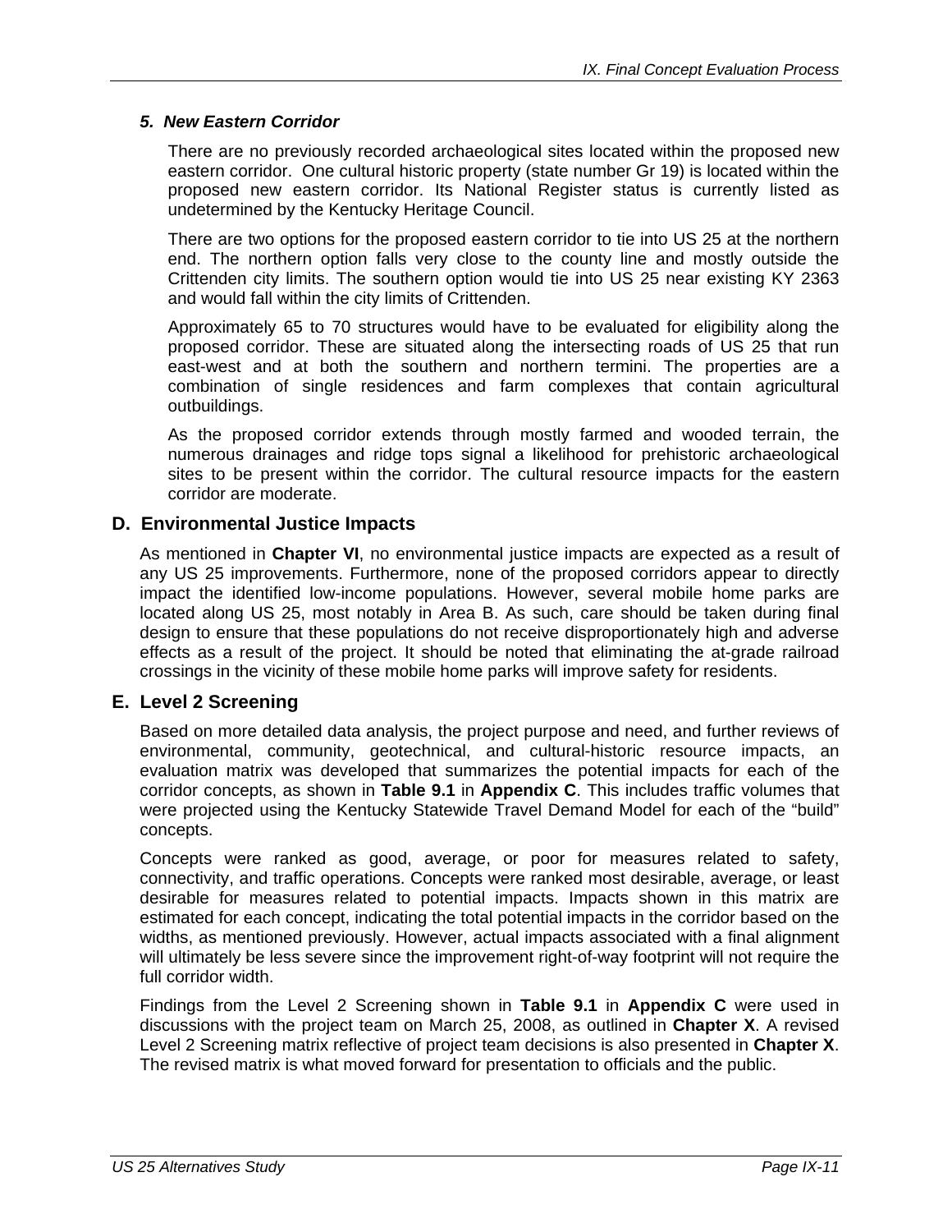***5. New Eastern Corridor***

There are no previously recorded archaeological sites located within the proposed new eastern corridor. One cultural historic property (state number Gr 19) is located within the proposed new eastern corridor. Its National Register status is currently listed as undetermined by the Kentucky Heritage Council.

There are two options for the proposed eastern corridor to tie into US 25 at the northern end. The northern option falls very close to the county line and mostly outside the Crittenden city limits. The southern option would tie into US 25 near existing KY 2363 and would fall within the city limits of Crittenden.

Approximately 65 to 70 structures would have to be evaluated for eligibility along the proposed corridor. These are situated along the intersecting roads of US 25 that run east-west and at both the southern and northern termini. The properties are a combination of single residences and farm complexes that contain agricultural outbuildings.

As the proposed corridor extends through mostly farmed and wooded terrain, the numerous drainages and ridge tops signal a likelihood for prehistoric archaeological sites to be present within the corridor. The cultural resource impacts for the eastern corridor are moderate.

## D. Environmental Justice Impacts

As mentioned in **Chapter VI**, no environmental justice impacts are expected as a result of any US 25 improvements. Furthermore, none of the proposed corridors appear to directly impact the identified low-income populations. However, several mobile home parks are located along US 25, most notably in Area B. As such, care should be taken during final design to ensure that these populations do not receive disproportionately high and adverse effects as a result of the project. It should be noted that eliminating the at-grade railroad crossings in the vicinity of these mobile home parks will improve safety for residents.

## E. Level 2 Screening

Based on more detailed data analysis, the project purpose and need, and further reviews of environmental, community, geotechnical, and cultural-historic resource impacts, an evaluation matrix was developed that summarizes the potential impacts for each of the corridor concepts, as shown in **Table 9.1** in **Appendix C**. This includes traffic volumes that were projected using the Kentucky Statewide Travel Demand Model for each of the "build" concepts.

Concepts were ranked as good, average, or poor for measures related to safety, connectivity, and traffic operations. Concepts were ranked most desirable, average, or least desirable for measures related to potential impacts. Impacts shown in this matrix are estimated for each concept, indicating the total potential impacts in the corridor based on the widths, as mentioned previously. However, actual impacts associated with a final alignment will ultimately be less severe since the improvement right-of-way footprint will not require the full corridor width.

Findings from the Level 2 Screening shown in **Table 9.1** in **Appendix C** were used in discussions with the project team on March 25, 2008, as outlined in **Chapter X**. A revised Level 2 Screening matrix reflective of project team decisions is also presented in **Chapter X**. The revised matrix is what moved forward for presentation to officials and the public.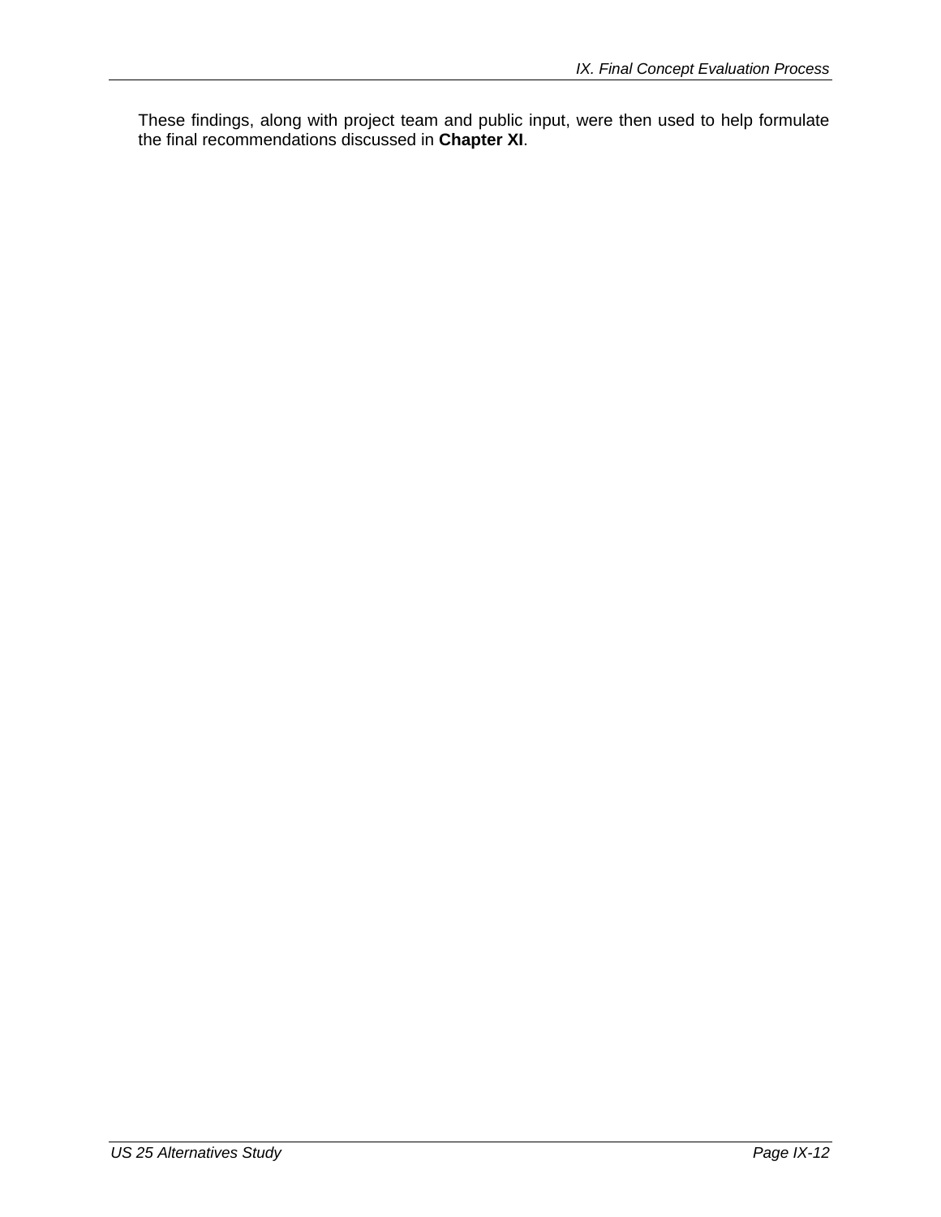These findings, along with project team and public input, were then used to help formulate the final recommendations discussed in **Chapter XI**.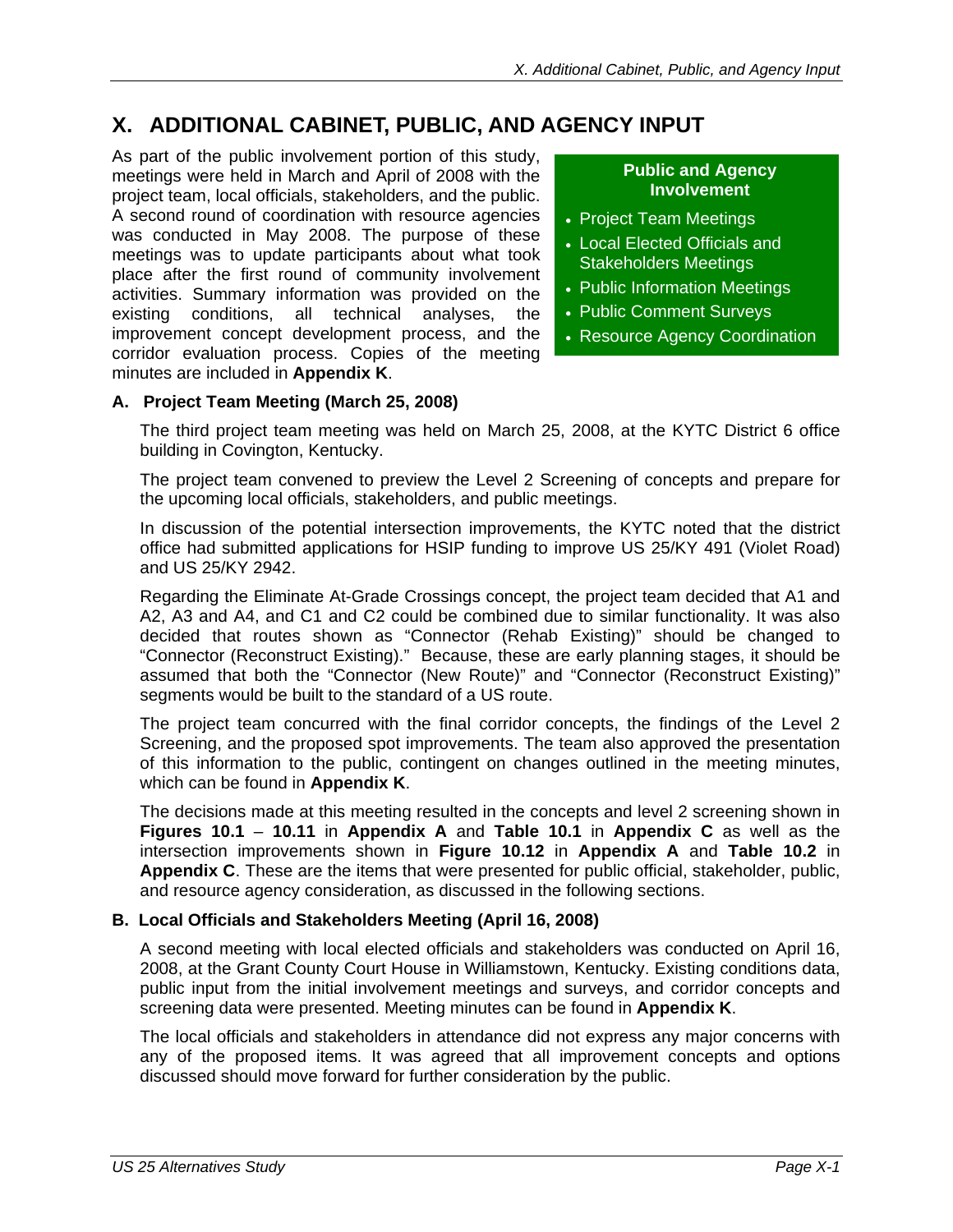# X. ADDITIONAL CABINET, PUBLIC, AND AGENCY INPUT

As part of the public involvement portion of this study, meetings were held in March and April of 2008 with the project team, local officials, stakeholders, and the public. A second round of coordination with resource agencies was conducted in May 2008. The purpose of these meetings was to update participants about what took place after the first round of community involvement activities. Summary information was provided on the existing conditions, all technical analyses, the improvement concept development process, and the corridor evaluation process. Copies of the meeting minutes are included in **Appendix K**.

**Public and Agency Involvement**

- Project Team Meetings
- Local Elected Officials and Stakeholders Meetings
- Public Information Meetings
- Public Comment Surveys
- Resource Agency Coordination

### A. Project Team Meeting (March 25, 2008)

The third project team meeting was held on March 25, 2008, at the KYTC District 6 office building in Covington, Kentucky.

The project team convened to preview the Level 2 Screening of concepts and prepare for the upcoming local officials, stakeholders, and public meetings.

In discussion of the potential intersection improvements, the KYTC noted that the district office had submitted applications for HSIP funding to improve US 25/KY 491 (Violet Road) and US 25/KY 2942.

Regarding the Eliminate At-Grade Crossings concept, the project team decided that A1 and A2, A3 and A4, and C1 and C2 could be combined due to similar functionality. It was also decided that routes shown as "Connector (Rehab Existing)" should be changed to "Connector (Reconstruct Existing)." Because, these are early planning stages, it should be assumed that both the "Connector (New Route)" and "Connector (Reconstruct Existing)" segments would be built to the standard of a US route.

The project team concurred with the final corridor concepts, the findings of the Level 2 Screening, and the proposed spot improvements. The team also approved the presentation of this information to the public, contingent on changes outlined in the meeting minutes, which can be found in **Appendix K**.

The decisions made at this meeting resulted in the concepts and level 2 screening shown in **Figures 10.1** – **10.11** in **Appendix A** and **Table 10.1** in **Appendix C** as well as the intersection improvements shown in **Figure 10.12** in **Appendix A** and **Table 10.2** in **Appendix C**. These are the items that were presented for public official, stakeholder, public, and resource agency consideration, as discussed in the following sections.

### B. Local Officials and Stakeholders Meeting (April 16, 2008)

A second meeting with local elected officials and stakeholders was conducted on April 16, 2008, at the Grant County Court House in Williamstown, Kentucky. Existing conditions data, public input from the initial involvement meetings and surveys, and corridor concepts and screening data were presented. Meeting minutes can be found in **Appendix K**.

The local officials and stakeholders in attendance did not express any major concerns with any of the proposed items. It was agreed that all improvement concepts and options discussed should move forward for further consideration by the public.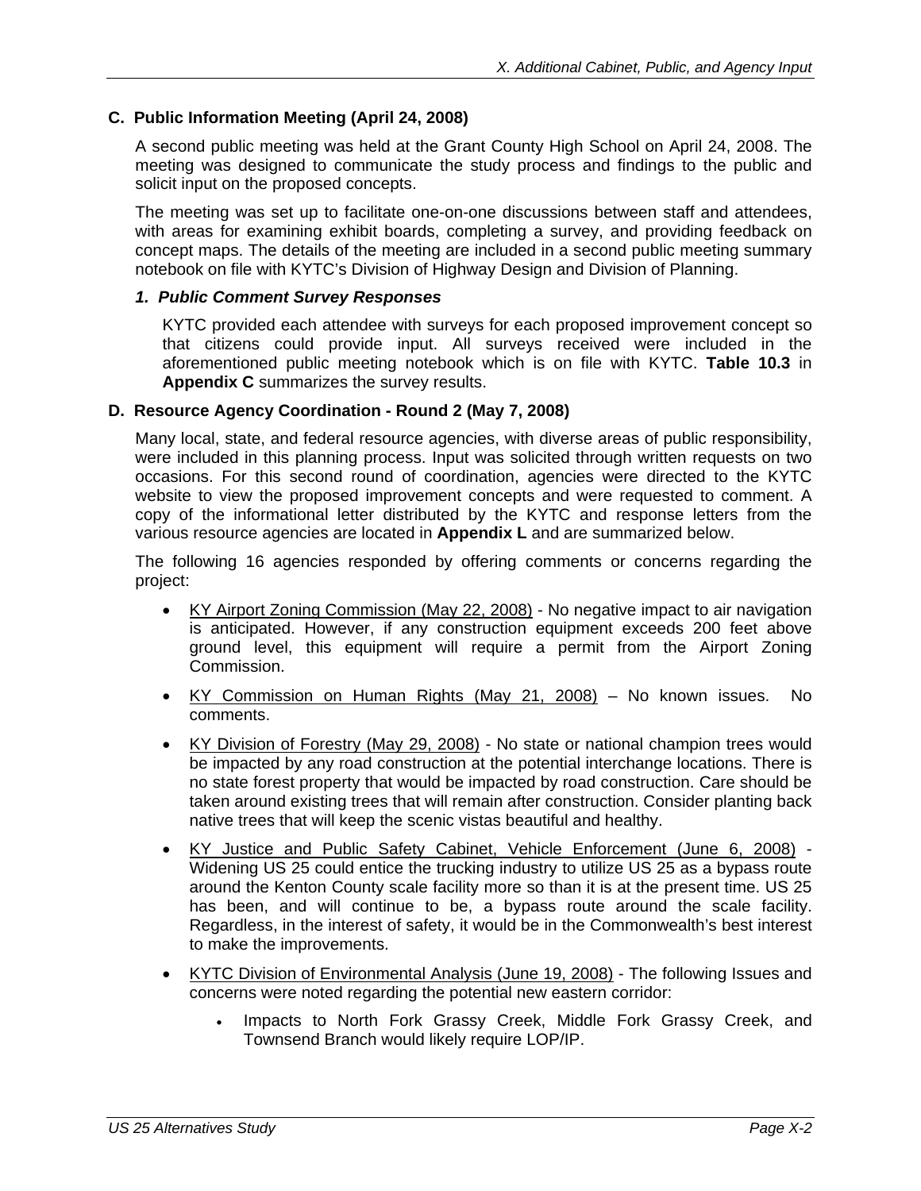### C. Public Information Meeting (April 24, 2008)

A second public meeting was held at the Grant County High School on April 24, 2008. The meeting was designed to communicate the study process and findings to the public and solicit input on the proposed concepts.

The meeting was set up to facilitate one-on-one discussions between staff and attendees, with areas for examining exhibit boards, completing a survey, and providing feedback on concept maps. The details of the meeting are included in a second public meeting summary notebook on file with KYTC's Division of Highway Design and Division of Planning.

#### *1. Public Comment Survey Responses*

KYTC provided each attendee with surveys for each proposed improvement concept so that citizens could provide input. All surveys received were included in the aforementioned public meeting notebook which is on file with KYTC. **Table 10.3** in **Appendix C** summarizes the survey results.

### D. Resource Agency Coordination - Round 2 (May 7, 2008)

Many local, state, and federal resource agencies, with diverse areas of public responsibility, were included in this planning process. Input was solicited through written requests on two occasions. For this second round of coordination, agencies were directed to the KYTC website to view the proposed improvement concepts and were requested to comment. A copy of the informational letter distributed by the KYTC and response letters from the various resource agencies are located in **Appendix L** and are summarized below.

The following 16 agencies responded by offering comments or concerns regarding the project:

- KY Airport Zoning Commission (May 22, 2008) - No negative impact to air navigation is anticipated. However, if any construction equipment exceeds 200 feet above ground level, this equipment will require a permit from the Airport Zoning Commission.
- KY Commission on Human Rights (May 21, 2008) – No known issues. No comments.
- KY Division of Forestry (May 29, 2008) - No state or national champion trees would be impacted by any road construction at the potential interchange locations. There is no state forest property that would be impacted by road construction. Care should be taken around existing trees that will remain after construction. Consider planting back native trees that will keep the scenic vistas beautiful and healthy.
- KY Justice and Public Safety Cabinet, Vehicle Enforcement (June 6, 2008) - Widening US 25 could entice the trucking industry to utilize US 25 as a bypass route around the Kenton County scale facility more so than it is at the present time. US 25 has been, and will continue to be, a bypass route around the scale facility. Regardless, in the interest of safety, it would be in the Commonwealth's best interest to make the improvements.
- KYTC Division of Environmental Analysis (June 19, 2008) - The following Issues and concerns were noted regarding the potential new eastern corridor:
  - Impacts to North Fork Grassy Creek, Middle Fork Grassy Creek, and Townsend Branch would likely require LOP/IP.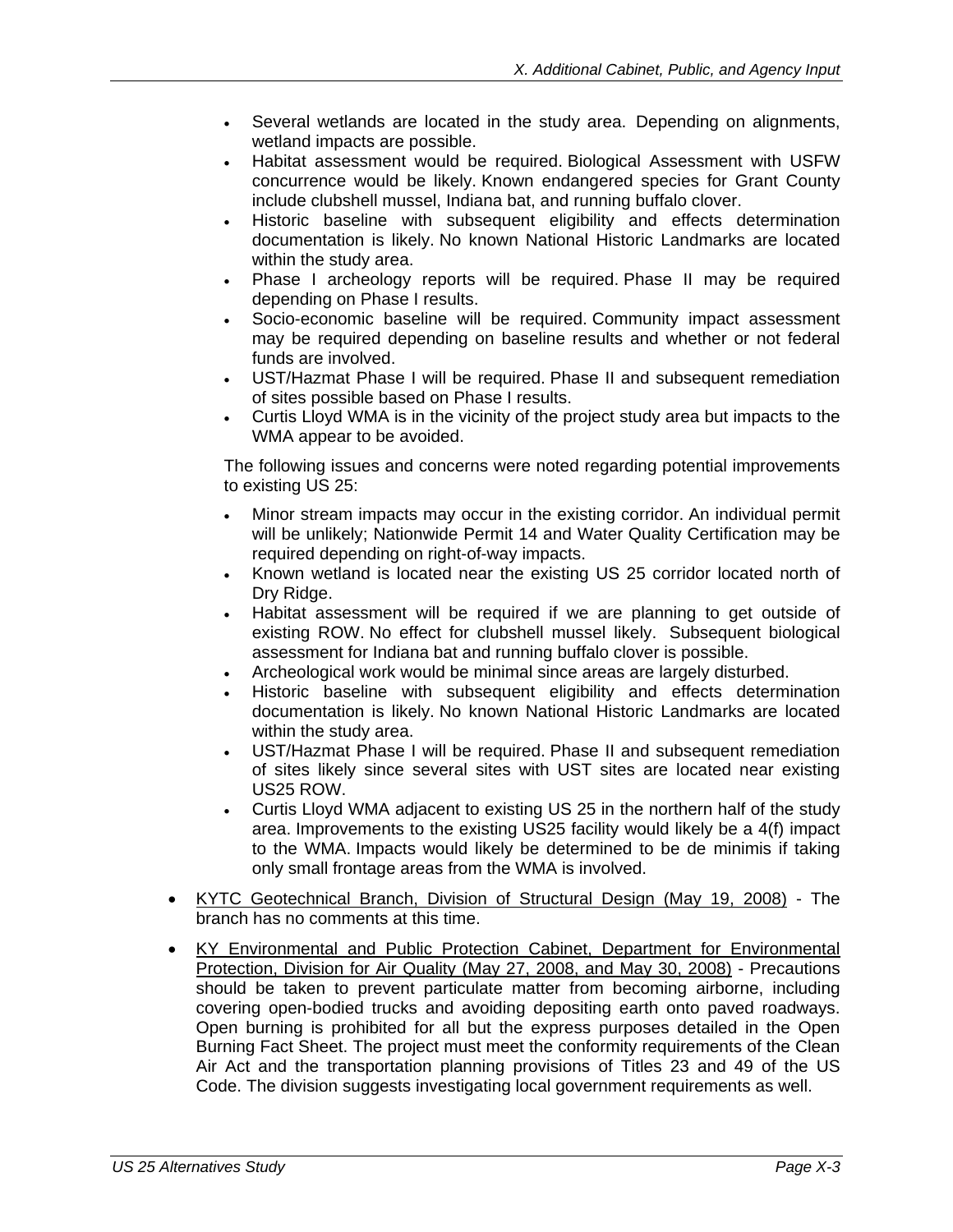- Several wetlands are located in the study area. Depending on alignments, wetland impacts are possible.
- Habitat assessment would be required. Biological Assessment with USFW concurrence would be likely. Known endangered species for Grant County include clubshell mussel, Indiana bat, and running buffalo clover.
- Historic baseline with subsequent eligibility and effects determination documentation is likely. No known National Historic Landmarks are located within the study area.
- Phase I archeology reports will be required. Phase II may be required depending on Phase I results.
- Socio-economic baseline will be required. Community impact assessment may be required depending on baseline results and whether or not federal funds are involved.
- UST/Hazmat Phase I will be required. Phase II and subsequent remediation of sites possible based on Phase I results.
- Curtis Lloyd WMA is in the vicinity of the project study area but impacts to the WMA appear to be avoided.

The following issues and concerns were noted regarding potential improvements to existing US 25:

- Minor stream impacts may occur in the existing corridor. An individual permit will be unlikely; Nationwide Permit 14 and Water Quality Certification may be required depending on right-of-way impacts.
- Known wetland is located near the existing US 25 corridor located north of Dry Ridge.
- Habitat assessment will be required if we are planning to get outside of existing ROW. No effect for clubshell mussel likely. Subsequent biological assessment for Indiana bat and running buffalo clover is possible.
- Archeological work would be minimal since areas are largely disturbed.
- Historic baseline with subsequent eligibility and effects determination documentation is likely. No known National Historic Landmarks are located within the study area.
- UST/Hazmat Phase I will be required. Phase II and subsequent remediation of sites likely since several sites with UST sites are located near existing US25 ROW.
- Curtis Lloyd WMA adjacent to existing US 25 in the northern half of the study area. Improvements to the existing US25 facility would likely be a 4(f) impact to the WMA. Impacts would likely be determined to be de minimis if taking only small frontage areas from the WMA is involved.

- <u>KYTC Geotechnical Branch, Division of Structural Design (May 19, 2008)</u> - The branch has no comments at this time.
- <u>KY Environmental and Public Protection Cabinet, Department for Environmental Protection, Division for Air Quality (May 27, 2008, and May 30, 2008)</u> - Precautions should be taken to prevent particulate matter from becoming airborne, including covering open-bodied trucks and avoiding depositing earth onto paved roadways. Open burning is prohibited for all but the express purposes detailed in the Open Burning Fact Sheet. The project must meet the conformity requirements of the Clean Air Act and the transportation planning provisions of Titles 23 and 49 of the US Code. The division suggests investigating local government requirements as well.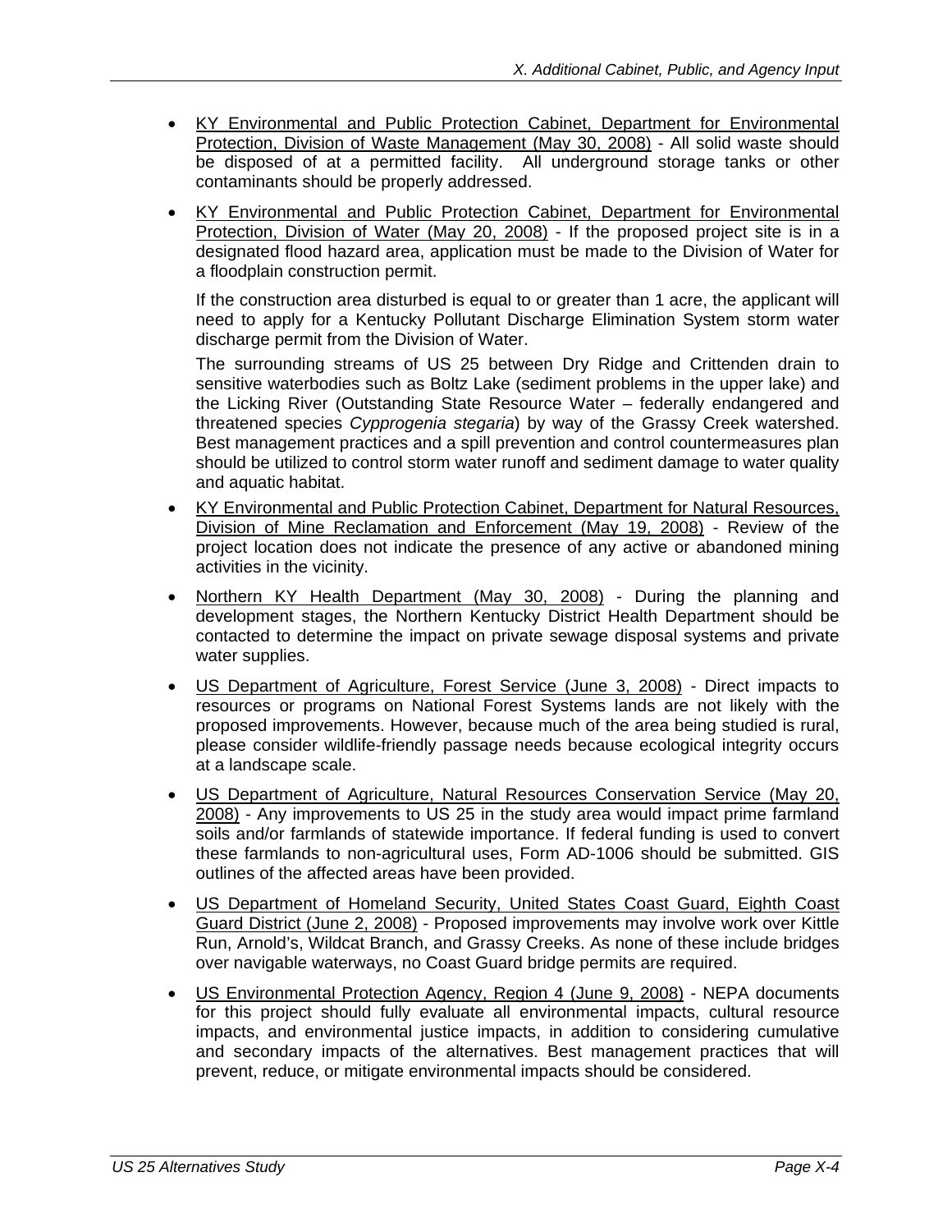- KY Environmental and Public Protection Cabinet, Department for Environmental Protection, Division of Waste Management (May 30, 2008) - All solid waste should be disposed of at a permitted facility. All underground storage tanks or other contaminants should be properly addressed.
- KY Environmental and Public Protection Cabinet, Department for Environmental Protection, Division of Water (May 20, 2008) - If the proposed project site is in a designated flood hazard area, application must be made to the Division of Water for a floodplain construction permit.

  If the construction area disturbed is equal to or greater than 1 acre, the applicant will need to apply for a Kentucky Pollutant Discharge Elimination System storm water discharge permit from the Division of Water.

  The surrounding streams of US 25 between Dry Ridge and Crittenden drain to sensitive waterbodies such as Boltz Lake (sediment problems in the upper lake) and the Licking River (Outstanding State Resource Water – federally endangered and threatened species *Cypprogenia stegaria*) by way of the Grassy Creek watershed. Best management practices and a spill prevention and control countermeasures plan should be utilized to control storm water runoff and sediment damage to water quality and aquatic habitat.
- KY Environmental and Public Protection Cabinet, Department for Natural Resources, Division of Mine Reclamation and Enforcement (May 19, 2008) - Review of the project location does not indicate the presence of any active or abandoned mining activities in the vicinity.
- Northern KY Health Department (May 30, 2008) - During the planning and development stages, the Northern Kentucky District Health Department should be contacted to determine the impact on private sewage disposal systems and private water supplies.
- US Department of Agriculture, Forest Service (June 3, 2008) - Direct impacts to resources or programs on National Forest Systems lands are not likely with the proposed improvements. However, because much of the area being studied is rural, please consider wildlife-friendly passage needs because ecological integrity occurs at a landscape scale.
- US Department of Agriculture, Natural Resources Conservation Service (May 20, 2008) - Any improvements to US 25 in the study area would impact prime farmland soils and/or farmlands of statewide importance. If federal funding is used to convert these farmlands to non-agricultural uses, Form AD-1006 should be submitted. GIS outlines of the affected areas have been provided.
- US Department of Homeland Security, United States Coast Guard, Eighth Coast Guard District (June 2, 2008) - Proposed improvements may involve work over Kittle Run, Arnold's, Wildcat Branch, and Grassy Creeks. As none of these include bridges over navigable waterways, no Coast Guard bridge permits are required.
- US Environmental Protection Agency, Region 4 (June 9, 2008) - NEPA documents for this project should fully evaluate all environmental impacts, cultural resource impacts, and environmental justice impacts, in addition to considering cumulative and secondary impacts of the alternatives. Best management practices that will prevent, reduce, or mitigate environmental impacts should be considered.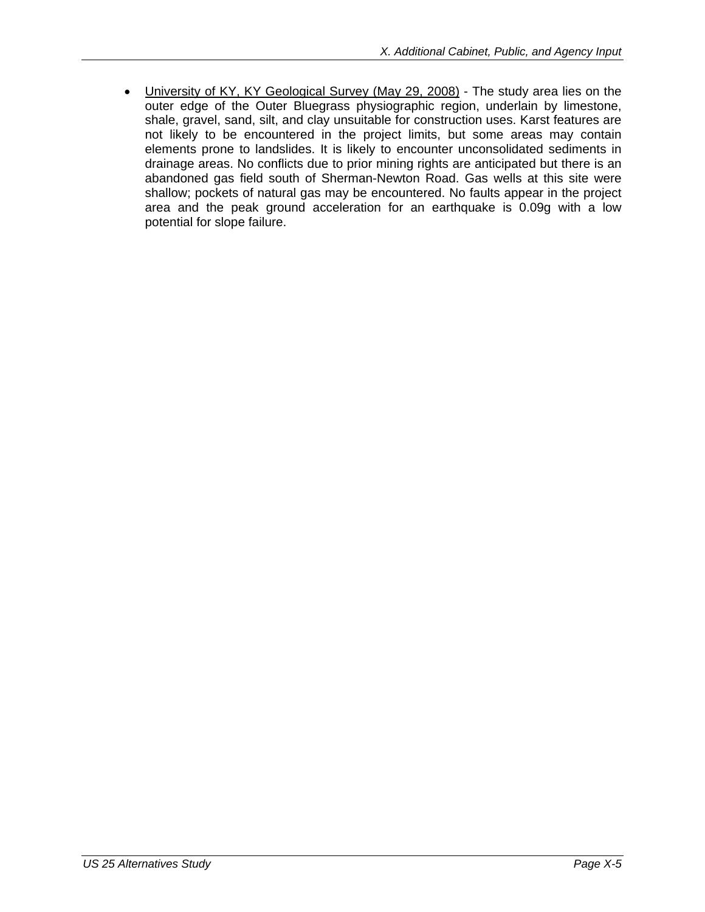- University of KY, KY Geological Survey (May 29, 2008) - The study area lies on the outer edge of the Outer Bluegrass physiographic region, underlain by limestone, shale, gravel, sand, silt, and clay unsuitable for construction uses. Karst features are not likely to be encountered in the project limits, but some areas may contain elements prone to landslides. It is likely to encounter unconsolidated sediments in drainage areas. No conflicts due to prior mining rights are anticipated but there is an abandoned gas field south of Sherman-Newton Road. Gas wells at this site were shallow; pockets of natural gas may be encountered. No faults appear in the project area and the peak ground acceleration for an earthquake is 0.09g with a low potential for slope failure.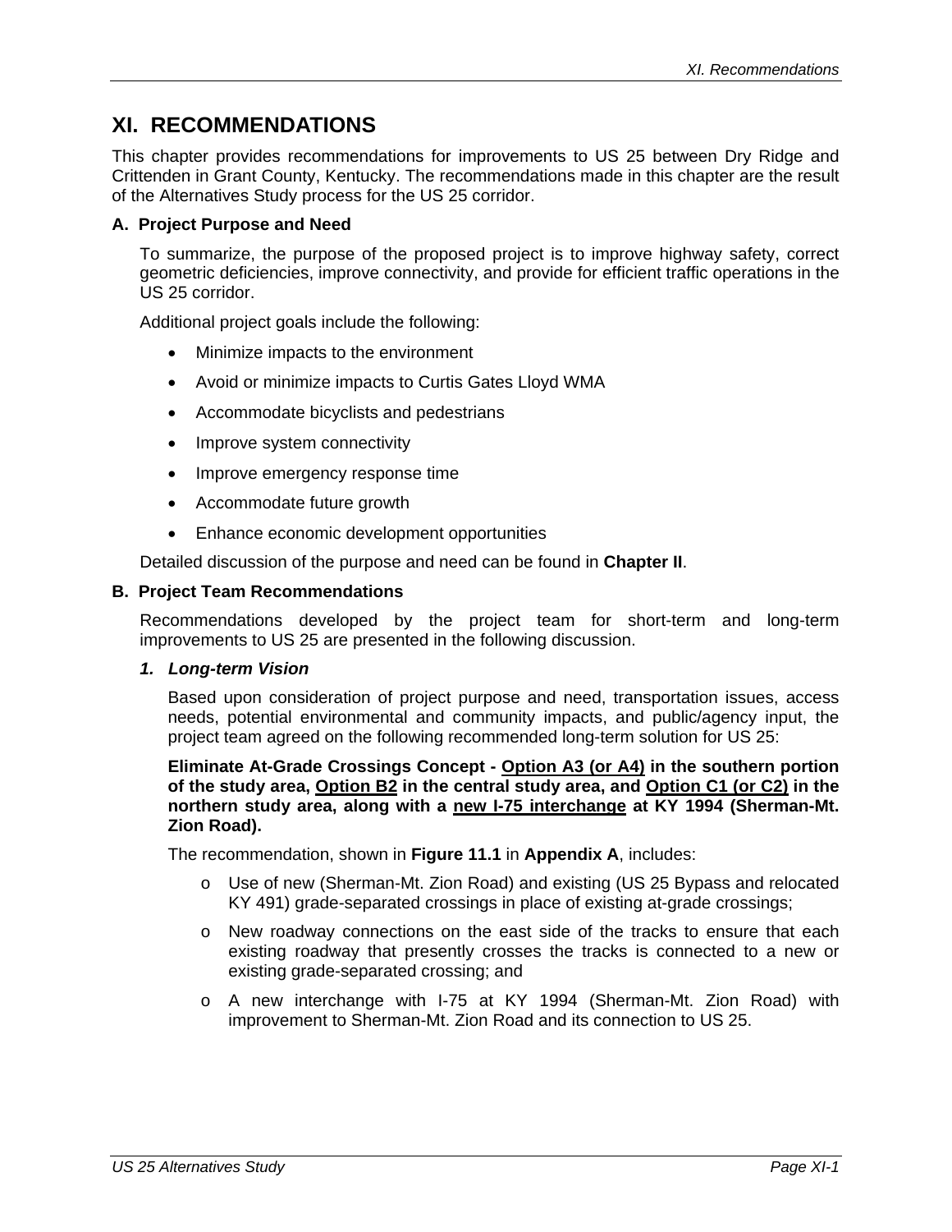# XI. RECOMMENDATIONS

This chapter provides recommendations for improvements to US 25 between Dry Ridge and Crittenden in Grant County, Kentucky. The recommendations made in this chapter are the result of the Alternatives Study process for the US 25 corridor.

### A. Project Purpose and Need

To summarize, the purpose of the proposed project is to improve highway safety, correct geometric deficiencies, improve connectivity, and provide for efficient traffic operations in the US 25 corridor.

Additional project goals include the following:

- Minimize impacts to the environment
- Avoid or minimize impacts to Curtis Gates Lloyd WMA
- Accommodate bicyclists and pedestrians
- Improve system connectivity
- Improve emergency response time
- Accommodate future growth
- Enhance economic development opportunities

Detailed discussion of the purpose and need can be found in **Chapter II**.

### B. Project Team Recommendations

Recommendations developed by the project team for short-term and long-term improvements to US 25 are presented in the following discussion.

#### *1. Long-term Vision*

Based upon consideration of project purpose and need, transportation issues, access needs, potential environmental and community impacts, and public/agency input, the project team agreed on the following recommended long-term solution for US 25:

**Eliminate At-Grade Crossings Concept - <u>Option A3 (or A4)</u> in the southern portion of the study area, <u>Option B2</u> in the central study area, and <u>Option C1 (or C2)</u> in the northern study area, along with a <u>new I-75 interchange</u> at KY 1994 (Sherman-Mt. Zion Road).**

The recommendation, shown in **Figure 11.1** in **Appendix A**, includes:

- Use of new (Sherman-Mt. Zion Road) and existing (US 25 Bypass and relocated KY 491) grade-separated crossings in place of existing at-grade crossings;
- New roadway connections on the east side of the tracks to ensure that each existing roadway that presently crosses the tracks is connected to a new or existing grade-separated crossing; and
- A new interchange with I-75 at KY 1994 (Sherman-Mt. Zion Road) with improvement to Sherman-Mt. Zion Road and its connection to US 25.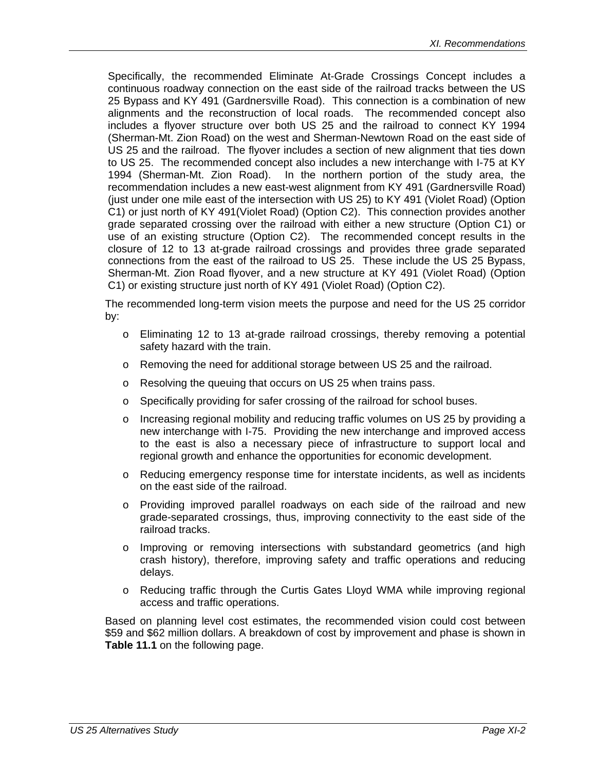Specifically, the recommended Eliminate At-Grade Crossings Concept includes a continuous roadway connection on the east side of the railroad tracks between the US 25 Bypass and KY 491 (Gardnersville Road). This connection is a combination of new alignments and the reconstruction of local roads. The recommended concept also includes a flyover structure over both US 25 and the railroad to connect KY 1994 (Sherman-Mt. Zion Road) on the west and Sherman-Newtown Road on the east side of US 25 and the railroad. The flyover includes a section of new alignment that ties down to US 25. The recommended concept also includes a new interchange with I-75 at KY 1994 (Sherman-Mt. Zion Road). In the northern portion of the study area, the recommendation includes a new east-west alignment from KY 491 (Gardnersville Road) (just under one mile east of the intersection with US 25) to KY 491 (Violet Road) (Option C1) or just north of KY 491(Violet Road) (Option C2). This connection provides another grade separated crossing over the railroad with either a new structure (Option C1) or use of an existing structure (Option C2). The recommended concept results in the closure of 12 to 13 at-grade railroad crossings and provides three grade separated connections from the east of the railroad to US 25. These include the US 25 Bypass, Sherman-Mt. Zion Road flyover, and a new structure at KY 491 (Violet Road) (Option C1) or existing structure just north of KY 491 (Violet Road) (Option C2).

The recommended long-term vision meets the purpose and need for the US 25 corridor by:

- Eliminating 12 to 13 at-grade railroad crossings, thereby removing a potential safety hazard with the train.
- Removing the need for additional storage between US 25 and the railroad.
- Resolving the queuing that occurs on US 25 when trains pass.
- Specifically providing for safer crossing of the railroad for school buses.
- Increasing regional mobility and reducing traffic volumes on US 25 by providing a new interchange with I-75. Providing the new interchange and improved access to the east is also a necessary piece of infrastructure to support local and regional growth and enhance the opportunities for economic development.
- Reducing emergency response time for interstate incidents, as well as incidents on the east side of the railroad.
- Providing improved parallel roadways on each side of the railroad and new grade-separated crossings, thus, improving connectivity to the east side of the railroad tracks.
- Improving or removing intersections with substandard geometrics (and high crash history), therefore, improving safety and traffic operations and reducing delays.
- Reducing traffic through the Curtis Gates Lloyd WMA while improving regional access and traffic operations.

Based on planning level cost estimates, the recommended vision could cost between $59 and $62 million dollars. A breakdown of cost by improvement and phase is shown in **Table 11.1** on the following page.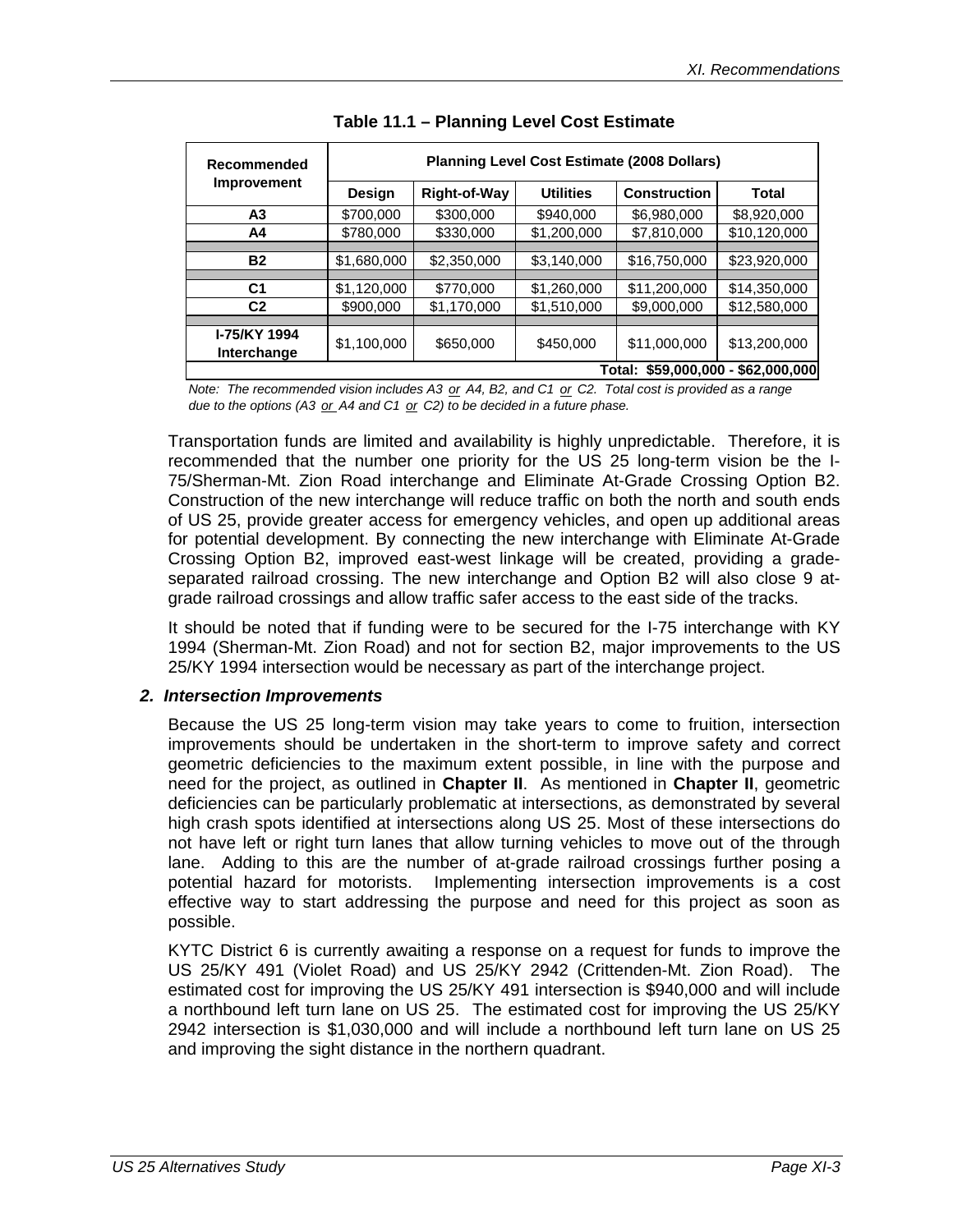**Table 11.1 – Planning Level Cost Estimate**

| Recommended Improvement | Planning Level Cost Estimate (2008 Dollars) | | | | |
|---|---|---|---|---|---|
| | Design | Right-of-Way | Utilities | Construction | Total |
| A3 | $700,000 | $300,000 | $940,000 | $6,980,000 | $8,920,000 |
| A4 | $780,000 | $330,000 | $1,200,000 | $7,810,000 | $10,120,000 |
| | | | | | |
| B2 | $1,680,000 | $2,350,000 | $3,140,000 | $16,750,000 | $23,920,000 |
| | | | | | |
| C1 | $1,120,000 | $770,000 | $1,260,000 | $11,200,000 | $14,350,000 |
| C2 | $900,000 | $1,170,000 | $1,510,000 | $9,000,000 | $12,580,000 |
| | | | | | |
| I-75/KY 1994 Interchange | $1,100,000 | $650,000 | $450,000 | $11,000,000 | $13,200,000 |
| Total: $59,000,000 - $62,000,000 | | | | | |

*Note: The recommended vision includes A3 or A4, B2, and C1 or C2. Total cost is provided as a range due to the options (A3 or A4 and C1 or C2) to be decided in a future phase.*

Transportation funds are limited and availability is highly unpredictable. Therefore, it is recommended that the number one priority for the US 25 long-term vision be the I-75/Sherman-Mt. Zion Road interchange and Eliminate At-Grade Crossing Option B2. Construction of the new interchange will reduce traffic on both the north and south ends of US 25, provide greater access for emergency vehicles, and open up additional areas for potential development. By connecting the new interchange with Eliminate At-Grade Crossing Option B2, improved east-west linkage will be created, providing a grade-separated railroad crossing. The new interchange and Option B2 will also close 9 at-grade railroad crossings and allow traffic safer access to the east side of the tracks.

It should be noted that if funding were to be secured for the I-75 interchange with KY 1994 (Sherman-Mt. Zion Road) and not for section B2, major improvements to the US 25/KY 1994 intersection would be necessary as part of the interchange project.

### *2. Intersection Improvements*

Because the US 25 long-term vision may take years to come to fruition, intersection improvements should be undertaken in the short-term to improve safety and correct geometric deficiencies to the maximum extent possible, in line with the purpose and need for the project, as outlined in **Chapter II**. As mentioned in **Chapter II**, geometric deficiencies can be particularly problematic at intersections, as demonstrated by several high crash spots identified at intersections along US 25. Most of these intersections do not have left or right turn lanes that allow turning vehicles to move out of the through lane. Adding to this are the number of at-grade railroad crossings further posing a potential hazard for motorists. Implementing intersection improvements is a cost effective way to start addressing the purpose and need for this project as soon as possible.

KYTC District 6 is currently awaiting a response on a request for funds to improve the US 25/KY 491 (Violet Road) and US 25/KY 2942 (Crittenden-Mt. Zion Road). The estimated cost for improving the US 25/KY 491 intersection is $940,000 and will include a northbound left turn lane on US 25. The estimated cost for improving the US 25/KY 2942 intersection is $1,030,000 and will include a northbound left turn lane on US 25 and improving the sight distance in the northern quadrant.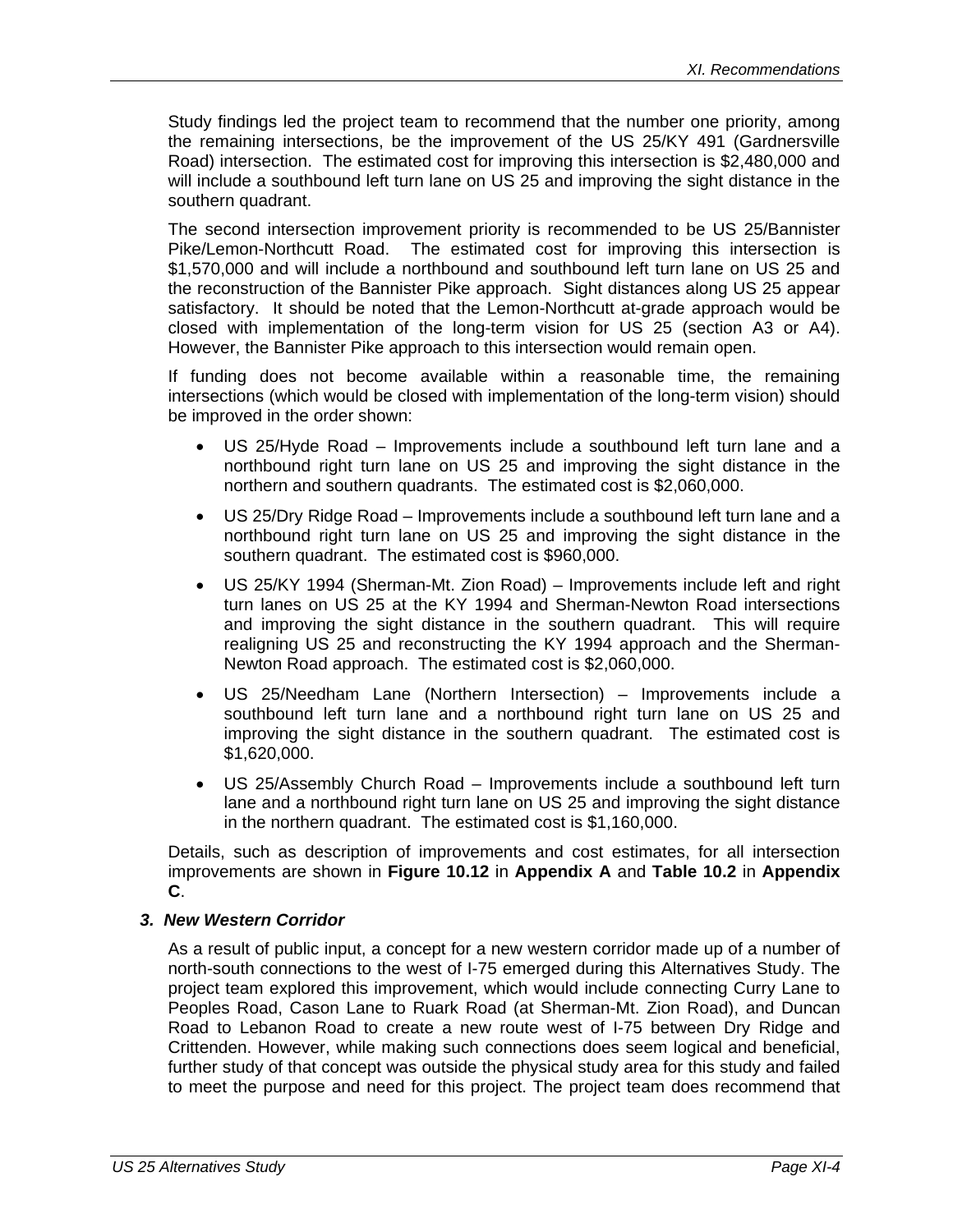Study findings led the project team to recommend that the number one priority, among the remaining intersections, be the improvement of the US 25/KY 491 (Gardnersville Road) intersection. The estimated cost for improving this intersection is $2,480,000 and will include a southbound left turn lane on US 25 and improving the sight distance in the southern quadrant.

The second intersection improvement priority is recommended to be US 25/Bannister Pike/Lemon-Northcutt Road. The estimated cost for improving this intersection is $1,570,000 and will include a northbound and southbound left turn lane on US 25 and the reconstruction of the Bannister Pike approach. Sight distances along US 25 appear satisfactory. It should be noted that the Lemon-Northcutt at-grade approach would be closed with implementation of the long-term vision for US 25 (section A3 or A4). However, the Bannister Pike approach to this intersection would remain open.

If funding does not become available within a reasonable time, the remaining intersections (which would be closed with implementation of the long-term vision) should be improved in the order shown:

- US 25/Hyde Road – Improvements include a southbound left turn lane and a northbound right turn lane on US 25 and improving the sight distance in the northern and southern quadrants. The estimated cost is $2,060,000.
- US 25/Dry Ridge Road – Improvements include a southbound left turn lane and a northbound right turn lane on US 25 and improving the sight distance in the southern quadrant. The estimated cost is $960,000.
- US 25/KY 1994 (Sherman-Mt. Zion Road) – Improvements include left and right turn lanes on US 25 at the KY 1994 and Sherman-Newton Road intersections and improving the sight distance in the southern quadrant. This will require realigning US 25 and reconstructing the KY 1994 approach and the Sherman-Newton Road approach. The estimated cost is $2,060,000.
- US 25/Needham Lane (Northern Intersection) – Improvements include a southbound left turn lane and a northbound right turn lane on US 25 and improving the sight distance in the southern quadrant. The estimated cost is $1,620,000.
- US 25/Assembly Church Road – Improvements include a southbound left turn lane and a northbound right turn lane on US 25 and improving the sight distance in the northern quadrant. The estimated cost is $1,160,000.

Details, such as description of improvements and cost estimates, for all intersection improvements are shown in **Figure 10.12** in **Appendix A** and **Table 10.2** in **Appendix C**.

### *3. New Western Corridor*

As a result of public input, a concept for a new western corridor made up of a number of north-south connections to the west of I-75 emerged during this Alternatives Study. The project team explored this improvement, which would include connecting Curry Lane to Peoples Road, Cason Lane to Ruark Road (at Sherman-Mt. Zion Road), and Duncan Road to Lebanon Road to create a new route west of I-75 between Dry Ridge and Crittenden. However, while making such connections does seem logical and beneficial, further study of that concept was outside the physical study area for this study and failed to meet the purpose and need for this project. The project team does recommend that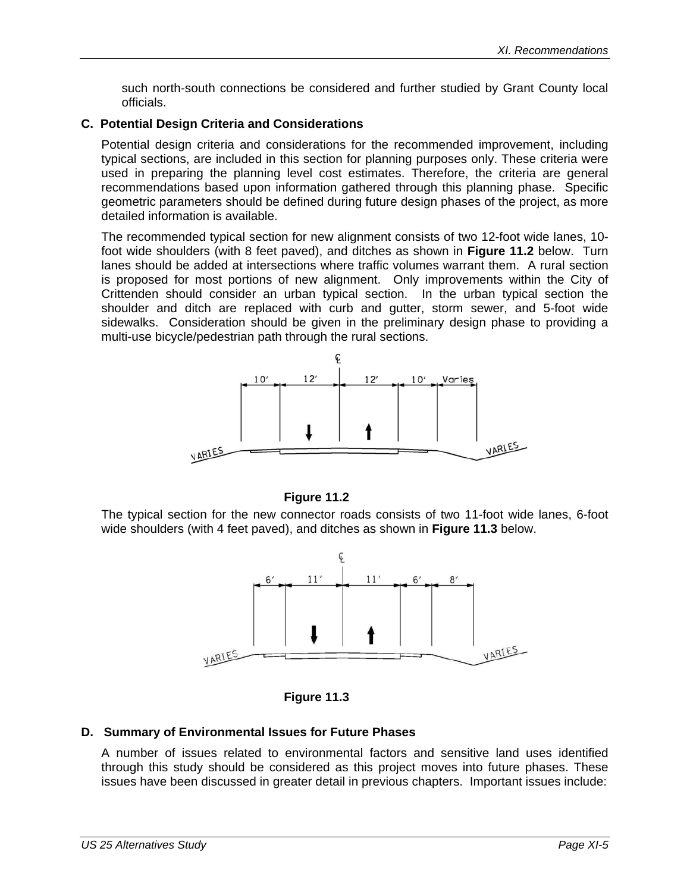such north-south connections be considered and further studied by Grant County local officials.

### C. Potential Design Criteria and Considerations

Potential design criteria and considerations for the recommended improvement, including typical sections, are included in this section for planning purposes only. These criteria were used in preparing the planning level cost estimates. Therefore, the criteria are general recommendations based upon information gathered through this planning phase. Specific geometric parameters should be defined during future design phases of the project, as more detailed information is available.

The recommended typical section for new alignment consists of two 12-foot wide lanes, 10-foot wide shoulders (with 8 feet paved), and ditches as shown in **Figure 11.2** below. Turn lanes should be added at intersections where traffic volumes warrant them. A rural section is proposed for most portions of new alignment. Only improvements within the City of Crittenden should consider an urban typical section. In the urban typical section the shoulder and ditch are replaced with curb and gutter, storm sewer, and 5-foot wide sidewalks. Consideration should be given in the preliminary design phase to providing a multi-use bicycle/pedestrian path through the rural sections.

**Figure 11.2**

The typical section for the new connector roads consists of two 11-foot wide lanes, 6-foot wide shoulders (with 4 feet paved), and ditches as shown in **Figure 11.3** below.

**Figure 11.3**

### D. Summary of Environmental Issues for Future Phases

A number of issues related to environmental factors and sensitive land uses identified through this study should be considered as this project moves into future phases. These issues have been discussed in greater detail in previous chapters. Important issues include: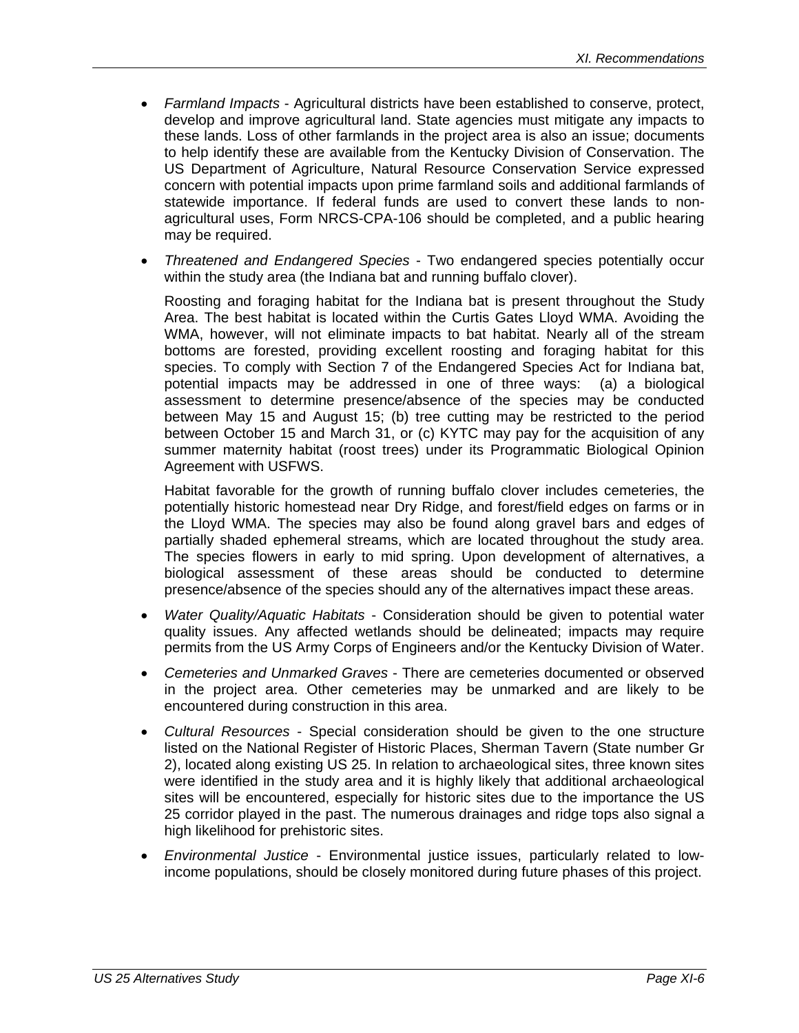- *Farmland Impacts* - Agricultural districts have been established to conserve, protect, develop and improve agricultural land. State agencies must mitigate any impacts to these lands. Loss of other farmlands in the project area is also an issue; documents to help identify these are available from the Kentucky Division of Conservation. The US Department of Agriculture, Natural Resource Conservation Service expressed concern with potential impacts upon prime farmland soils and additional farmlands of statewide importance. If federal funds are used to convert these lands to non-agricultural uses, Form NRCS-CPA-106 should be completed, and a public hearing may be required.

- *Threatened and Endangered Species* - Two endangered species potentially occur within the study area (the Indiana bat and running buffalo clover).

  Roosting and foraging habitat for the Indiana bat is present throughout the Study Area. The best habitat is located within the Curtis Gates Lloyd WMA. Avoiding the WMA, however, will not eliminate impacts to bat habitat. Nearly all of the stream bottoms are forested, providing excellent roosting and foraging habitat for this species. To comply with Section 7 of the Endangered Species Act for Indiana bat, potential impacts may be addressed in one of three ways: (a) a biological assessment to determine presence/absence of the species may be conducted between May 15 and August 15; (b) tree cutting may be restricted to the period between October 15 and March 31, or (c) KYTC may pay for the acquisition of any summer maternity habitat (roost trees) under its Programmatic Biological Opinion Agreement with USFWS.

  Habitat favorable for the growth of running buffalo clover includes cemeteries, the potentially historic homestead near Dry Ridge, and forest/field edges on farms or in the Lloyd WMA. The species may also be found along gravel bars and edges of partially shaded ephemeral streams, which are located throughout the study area. The species flowers in early to mid spring. Upon development of alternatives, a biological assessment of these areas should be conducted to determine presence/absence of the species should any of the alternatives impact these areas.

- *Water Quality/Aquatic Habitats* - Consideration should be given to potential water quality issues. Any affected wetlands should be delineated; impacts may require permits from the US Army Corps of Engineers and/or the Kentucky Division of Water.

- *Cemeteries and Unmarked Graves* - There are cemeteries documented or observed in the project area. Other cemeteries may be unmarked and are likely to be encountered during construction in this area.

- *Cultural Resources* - Special consideration should be given to the one structure listed on the National Register of Historic Places, Sherman Tavern (State number Gr 2), located along existing US 25. In relation to archaeological sites, three known sites were identified in the study area and it is highly likely that additional archaeological sites will be encountered, especially for historic sites due to the importance the US 25 corridor played in the past. The numerous drainages and ridge tops also signal a high likelihood for prehistoric sites.

- *Environmental Justice* - Environmental justice issues, particularly related to low-income populations, should be closely monitored during future phases of this project.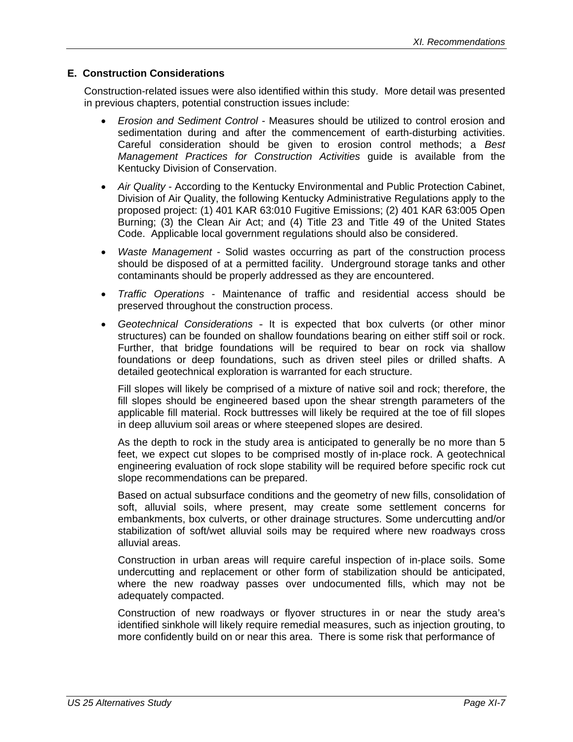## E. Construction Considerations

Construction-related issues were also identified within this study. More detail was presented in previous chapters, potential construction issues include:

- *Erosion and Sediment Control* - Measures should be utilized to control erosion and sedimentation during and after the commencement of earth-disturbing activities. Careful consideration should be given to erosion control methods; a *Best Management Practices for Construction Activities* guide is available from the Kentucky Division of Conservation.

- *Air Quality* - According to the Kentucky Environmental and Public Protection Cabinet, Division of Air Quality, the following Kentucky Administrative Regulations apply to the proposed project: (1) 401 KAR 63:010 Fugitive Emissions; (2) 401 KAR 63:005 Open Burning; (3) the Clean Air Act; and (4) Title 23 and Title 49 of the United States Code. Applicable local government regulations should also be considered.

- *Waste Management* - Solid wastes occurring as part of the construction process should be disposed of at a permitted facility. Underground storage tanks and other contaminants should be properly addressed as they are encountered.

- *Traffic Operations* - Maintenance of traffic and residential access should be preserved throughout the construction process.

- *Geotechnical Considerations* - It is expected that box culverts (or other minor structures) can be founded on shallow foundations bearing on either stiff soil or rock. Further, that bridge foundations will be required to bear on rock via shallow foundations or deep foundations, such as driven steel piles or drilled shafts. A detailed geotechnical exploration is warranted for each structure.

  Fill slopes will likely be comprised of a mixture of native soil and rock; therefore, the fill slopes should be engineered based upon the shear strength parameters of the applicable fill material. Rock buttresses will likely be required at the toe of fill slopes in deep alluvium soil areas or where steepened slopes are desired.

  As the depth to rock in the study area is anticipated to generally be no more than 5 feet, we expect cut slopes to be comprised mostly of in-place rock. A geotechnical engineering evaluation of rock slope stability will be required before specific rock cut slope recommendations can be prepared.

  Based on actual subsurface conditions and the geometry of new fills, consolidation of soft, alluvial soils, where present, may create some settlement concerns for embankments, box culverts, or other drainage structures. Some undercutting and/or stabilization of soft/wet alluvial soils may be required where new roadways cross alluvial areas.

  Construction in urban areas will require careful inspection of in-place soils. Some undercutting and replacement or other form of stabilization should be anticipated, where the new roadway passes over undocumented fills, which may not be adequately compacted.

  Construction of new roadways or flyover structures in or near the study area's identified sinkhole will likely require remedial measures, such as injection grouting, to more confidently build on or near this area. There is some risk that performance of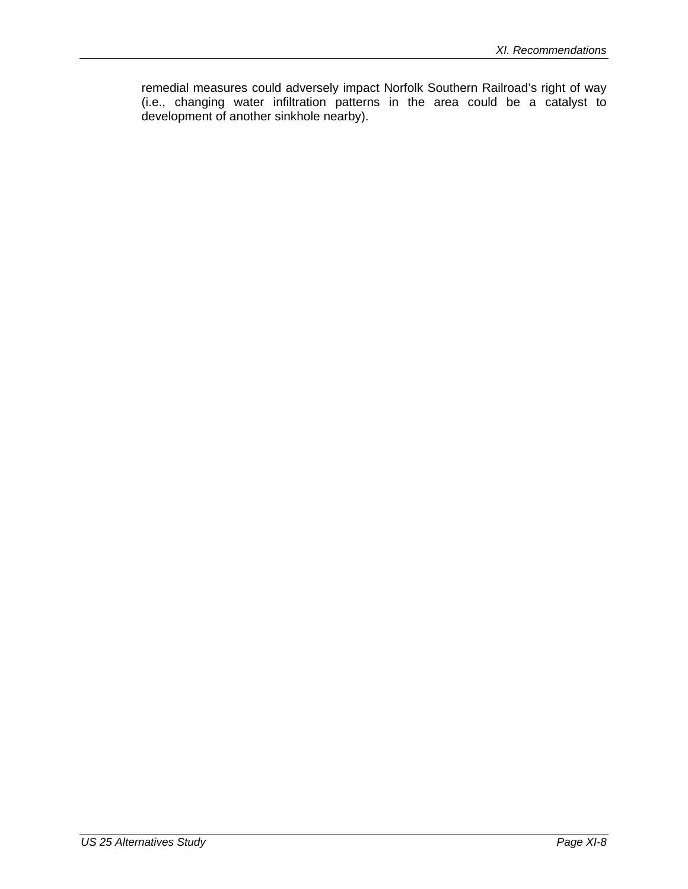remedial measures could adversely impact Norfolk Southern Railroad’s right of way (i.e., changing water infiltration patterns in the area could be a catalyst to development of another sinkhole nearby).